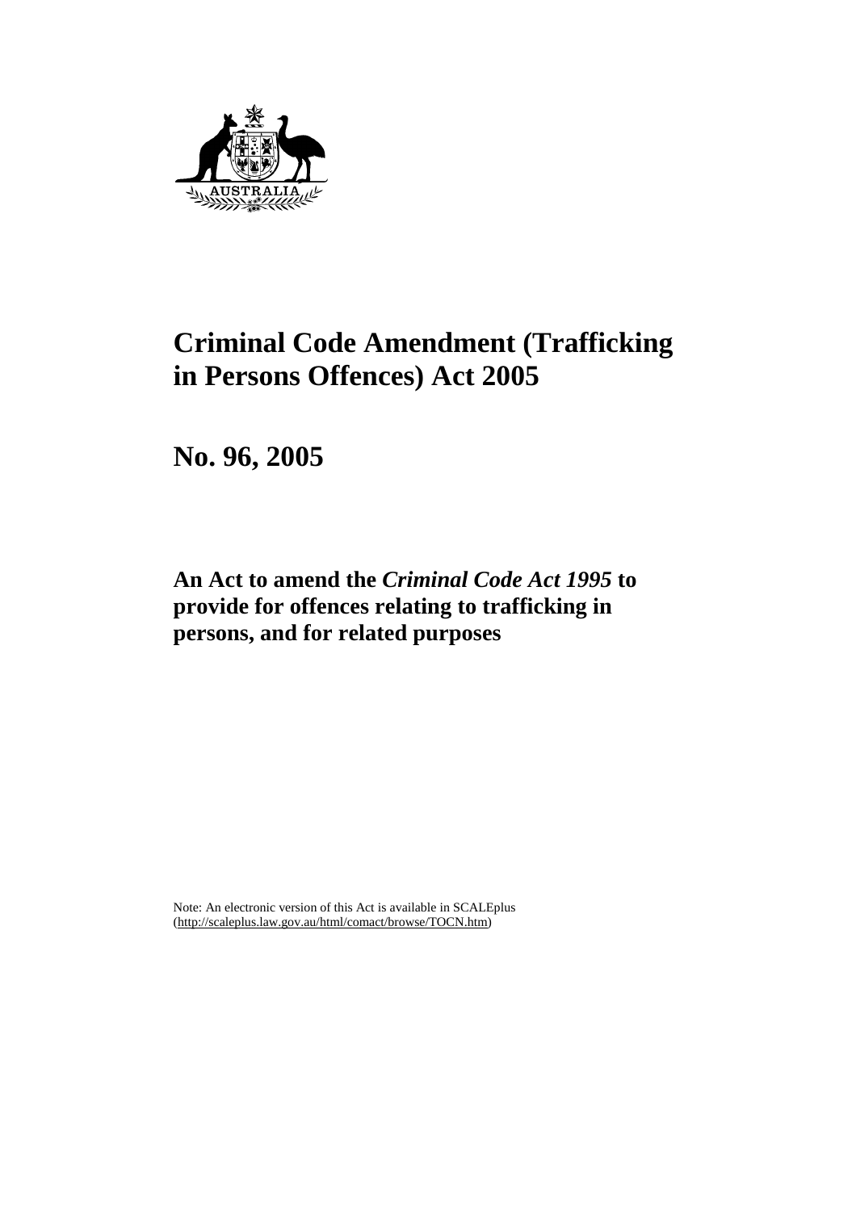# Criminal Code Amendment (Trafficking in Persons Offences) Act 2005

## No. 96, 2005

### An Act to amend the *Criminal Code Act 1995* to provide for offences relating to trafficking in persons, and for related purposes

Note: An electronic version of this Act is available in SCALEplus (http://scaleplus.law.gov.au/html/comact/browse/TOCN.htm)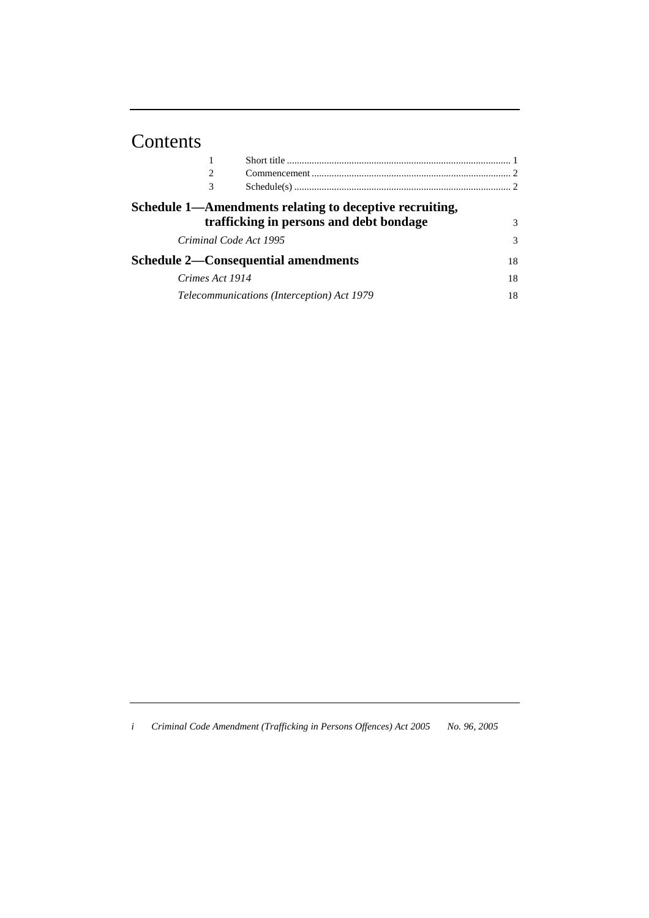# Contents

| | | |
|---|---|---|
| 1 | Short title | 1 |
| 2 | Commencement | 2 |
| 3 | Schedule(s) | 2 |

**Schedule 1—Amendments relating to deceptive recruiting, trafficking in persons and debt bondage** 3

*Criminal Code Act 1995* 3

**Schedule 2—Consequential amendments** 18

*Crimes Act 1914* 18

*Telecommunications (Interception) Act 1979* 18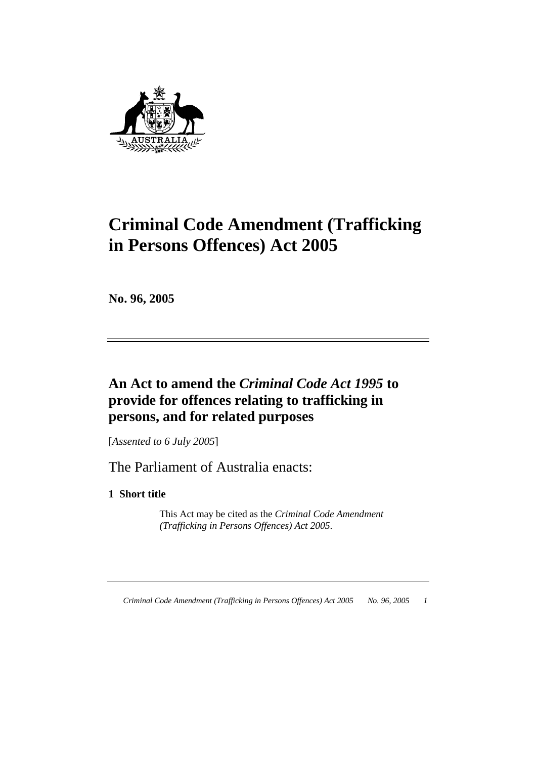# Criminal Code Amendment (Trafficking in Persons Offences) Act 2005

**No. 96, 2005**

## An Act to amend the *Criminal Code Act 1995* to provide for offences relating to trafficking in persons, and for related purposes

[*Assented to 6 July 2005*]

The Parliament of Australia enacts:

### 1 Short title

This Act may be cited as the *Criminal Code Amendment (Trafficking in Persons Offences) Act 2005*.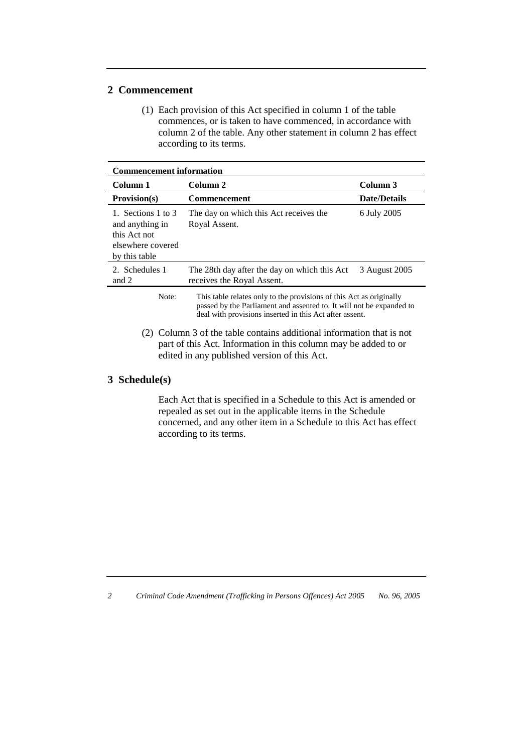## 2 Commencement

(1) Each provision of this Act specified in column 1 of the table commences, or is taken to have commenced, in accordance with column 2 of the table. Any other statement in column 2 has effect according to its terms.

| **Commencement information** | | |
|---|---|---|
| **Column 1** | **Column 2** | **Column 3** |
| **Provision(s)** | **Commencement** | **Date/Details** |
| 1. Sections 1 to 3 and anything in this Act not elsewhere covered by this table | The day on which this Act receives the Royal Assent. | 6 July 2005 |
| 2. Schedules 1 and 2 | The 28th day after the day on which this Act receives the Royal Assent. | 3 August 2005 |

Note: This table relates only to the provisions of this Act as originally passed by the Parliament and assented to. It will not be expanded to deal with provisions inserted in this Act after assent.

(2) Column 3 of the table contains additional information that is not part of this Act. Information in this column may be added to or edited in any published version of this Act.

## 3 Schedule(s)

Each Act that is specified in a Schedule to this Act is amended or repealed as set out in the applicable items in the Schedule concerned, and any other item in a Schedule to this Act has effect according to its terms.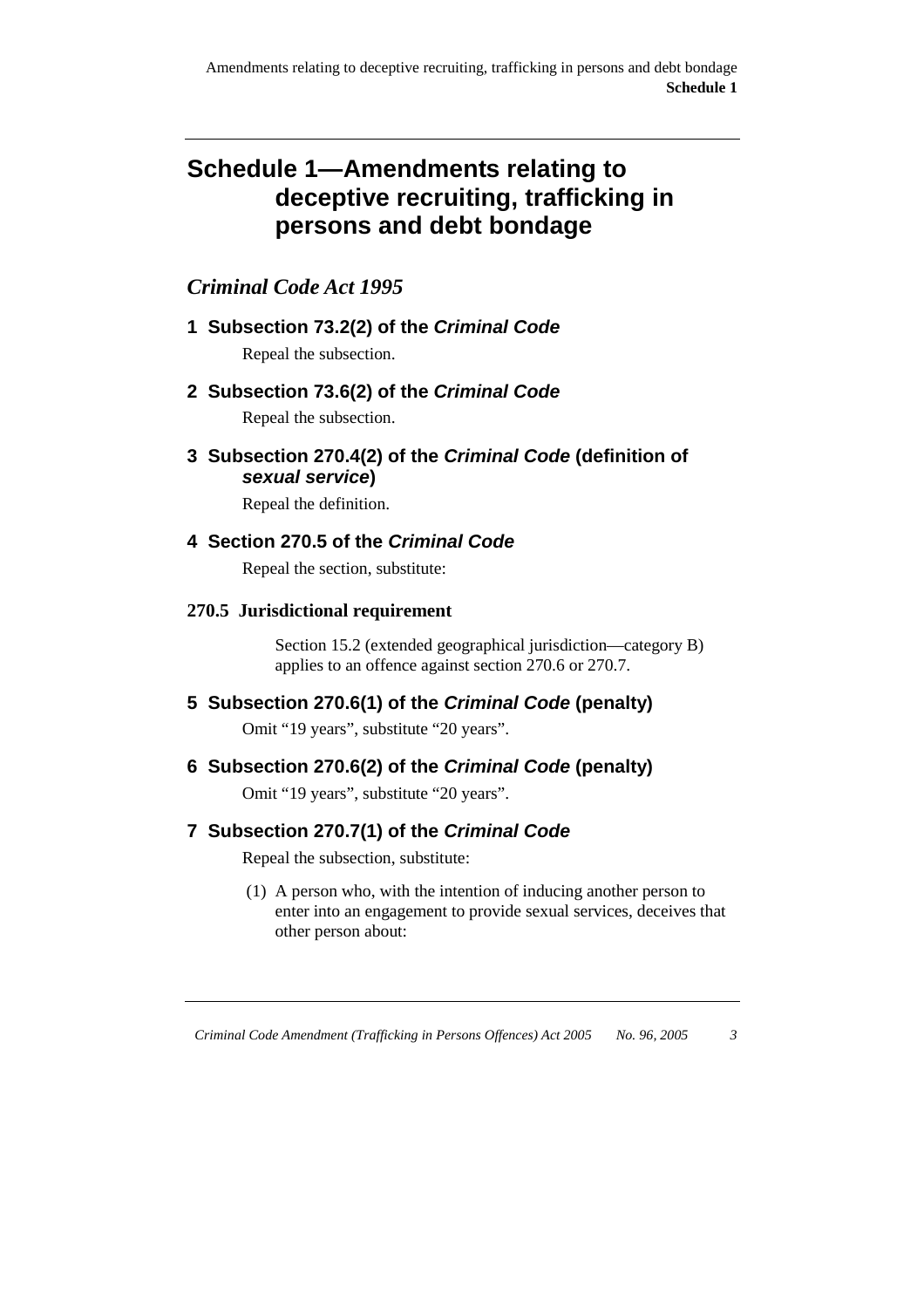# Schedule 1—Amendments relating to deceptive recruiting, trafficking in persons and debt bondage

## *Criminal Code Act 1995*

### 1 Subsection 73.2(2) of the *Criminal Code*

Repeal the subsection.

### 2 Subsection 73.6(2) of the *Criminal Code*

Repeal the subsection.

### 3 Subsection 270.4(2) of the *Criminal Code* (definition of *sexual service*)

Repeal the definition.

### 4 Section 270.5 of the *Criminal Code*

Repeal the section, substitute:

**270.5 Jurisdictional requirement**

Section 15.2 (extended geographical jurisdiction—category B) applies to an offence against section 270.6 or 270.7.

### 5 Subsection 270.6(1) of the *Criminal Code* (penalty)

Omit "19 years", substitute "20 years".

### 6 Subsection 270.6(2) of the *Criminal Code* (penalty)

Omit "19 years", substitute "20 years".

### 7 Subsection 270.7(1) of the *Criminal Code*

Repeal the subsection, substitute:

(1) A person who, with the intention of inducing another person to enter into an engagement to provide sexual services, deceives that other person about: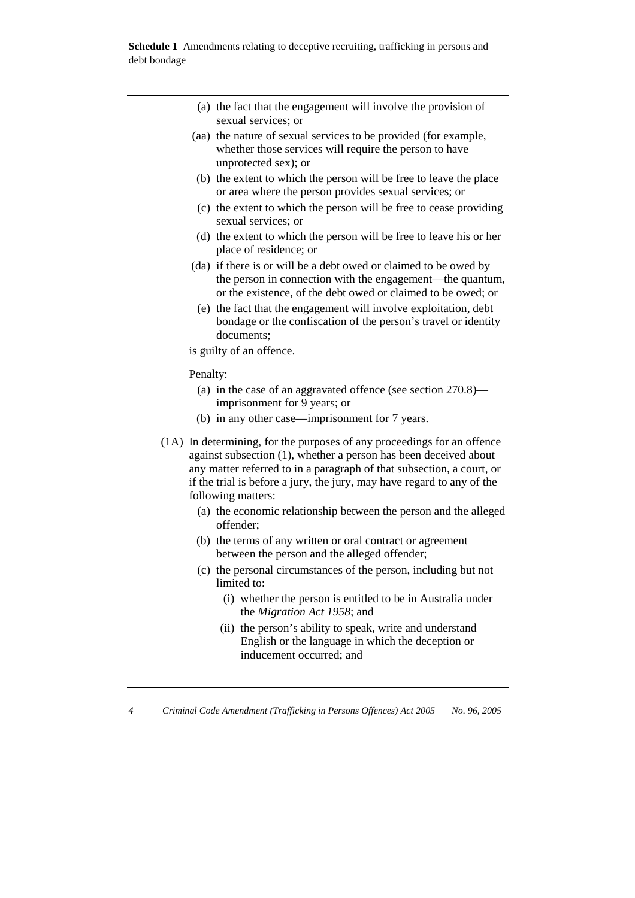(a) the fact that the engagement will involve the provision of sexual services; or

(aa) the nature of sexual services to be provided (for example, whether those services will require the person to have unprotected sex); or

(b) the extent to which the person will be free to leave the place or area where the person provides sexual services; or

(c) the extent to which the person will be free to cease providing sexual services; or

(d) the extent to which the person will be free to leave his or her place of residence; or

(da) if there is or will be a debt owed or claimed to be owed by the person in connection with the engagement—the quantum, or the existence, of the debt owed or claimed to be owed; or

(e) the fact that the engagement will involve exploitation, debt bondage or the confiscation of the person's travel or identity documents;

is guilty of an offence.

Penalty:

(a) in the case of an aggravated offence (see section 270.8)—imprisonment for 9 years; or

(b) in any other case—imprisonment for 7 years.

(1A) In determining, for the purposes of any proceedings for an offence against subsection (1), whether a person has been deceived about any matter referred to in a paragraph of that subsection, a court, or if the trial is before a jury, the jury, may have regard to any of the following matters:

(a) the economic relationship between the person and the alleged offender;

(b) the terms of any written or oral contract or agreement between the person and the alleged offender;

(c) the personal circumstances of the person, including but not limited to:

(i) whether the person is entitled to be in Australia under the *Migration Act 1958*; and

(ii) the person's ability to speak, write and understand English or the language in which the deception or inducement occurred; and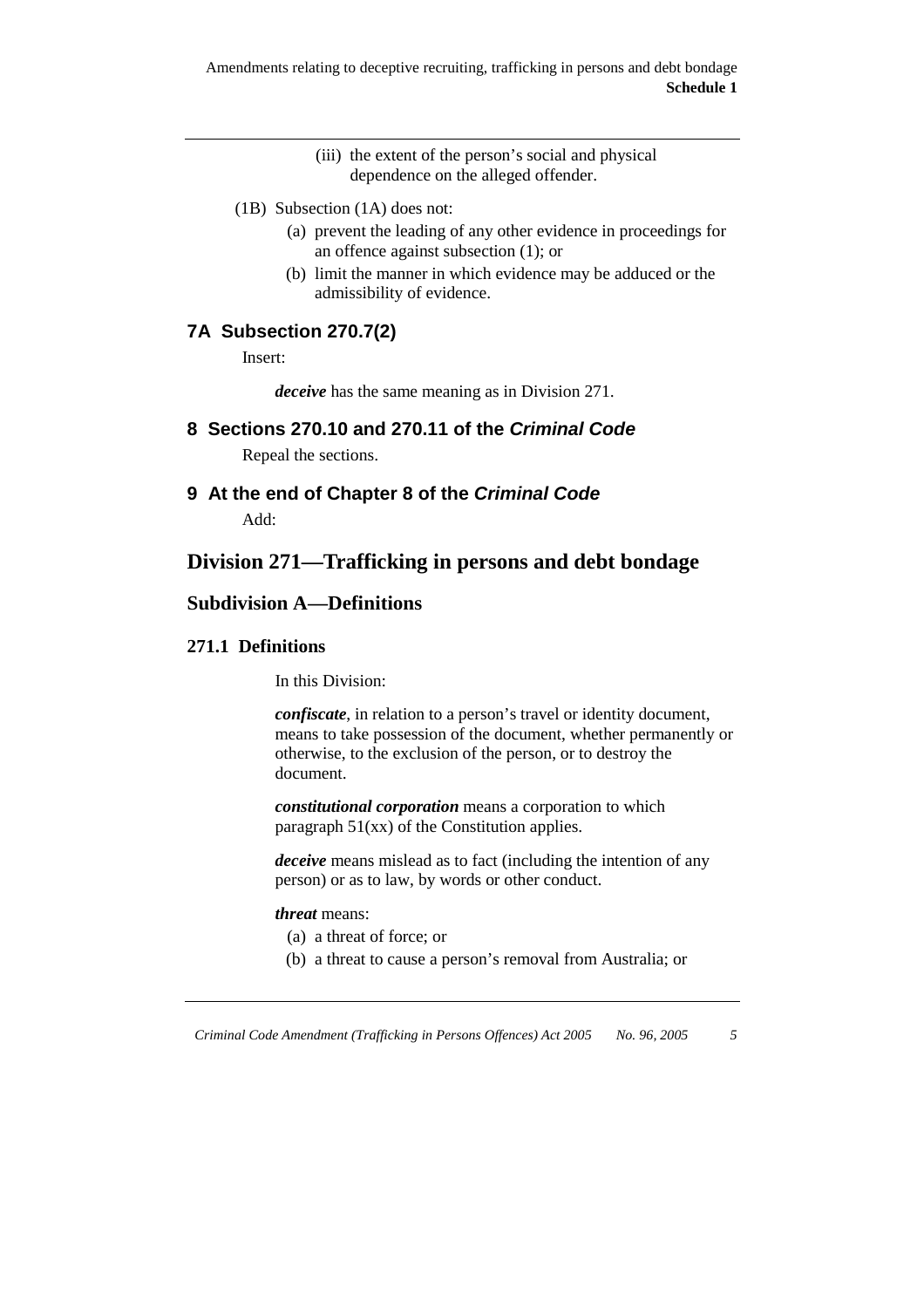(iii) the extent of the person's social and physical dependence on the alleged offender.

(1B) Subsection (1A) does not:

(a) prevent the leading of any other evidence in proceedings for an offence against subsection (1); or

(b) limit the manner in which evidence may be adduced or the admissibility of evidence.

## 7A Subsection 270.7(2)

Insert:

***deceive*** has the same meaning as in Division 271.

## 8 Sections 270.10 and 270.11 of the *Criminal Code*

Repeal the sections.

## 9 At the end of Chapter 8 of the *Criminal Code*

Add:

# Division 271—Trafficking in persons and debt bondage

## Subdivision A—Definitions

### 271.1 Definitions

In this Division:

***confiscate***, in relation to a person's travel or identity document, means to take possession of the document, whether permanently or otherwise, to the exclusion of the person, or to destroy the document.

***constitutional corporation*** means a corporation to which paragraph 51(xx) of the Constitution applies.

***deceive*** means mislead as to fact (including the intention of any person) or as to law, by words or other conduct.

***threat*** means:

(a) a threat of force; or

(b) a threat to cause a person's removal from Australia; or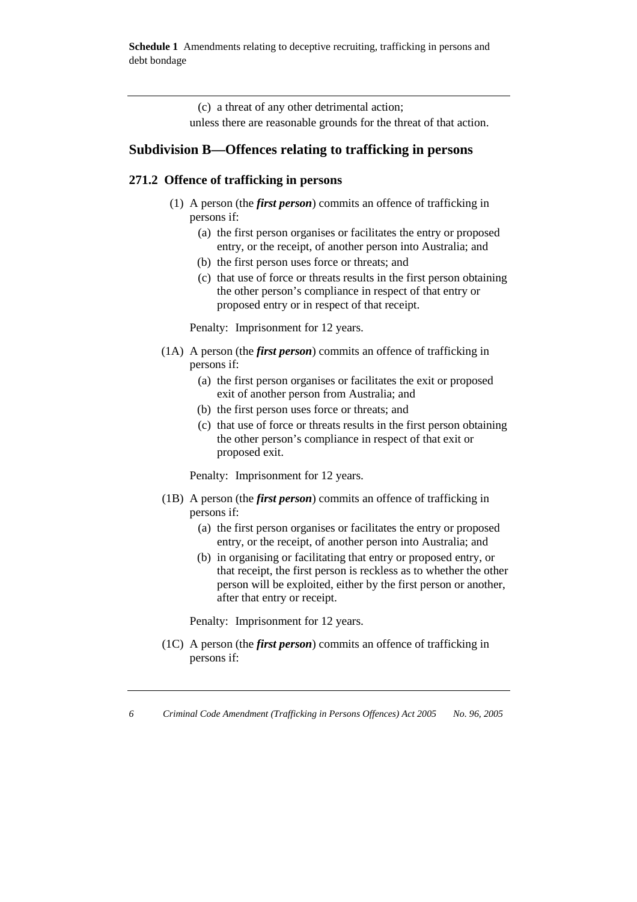(c) a threat of any other detrimental action;

unless there are reasonable grounds for the threat of that action.

## Subdivision B—Offences relating to trafficking in persons

### 271.2 Offence of trafficking in persons

(1) A person (the ***first person***) commits an offence of trafficking in persons if:

(a) the first person organises or facilitates the entry or proposed entry, or the receipt, of another person into Australia; and

(b) the first person uses force or threats; and

(c) that use of force or threats results in the first person obtaining the other person's compliance in respect of that entry or proposed entry or in respect of that receipt.

Penalty: Imprisonment for 12 years.

(1A) A person (the ***first person***) commits an offence of trafficking in persons if:

(a) the first person organises or facilitates the exit or proposed exit of another person from Australia; and

(b) the first person uses force or threats; and

(c) that use of force or threats results in the first person obtaining the other person's compliance in respect of that exit or proposed exit.

Penalty: Imprisonment for 12 years.

(1B) A person (the ***first person***) commits an offence of trafficking in persons if:

(a) the first person organises or facilitates the entry or proposed entry, or the receipt, of another person into Australia; and

(b) in organising or facilitating that entry or proposed entry, or that receipt, the first person is reckless as to whether the other person will be exploited, either by the first person or another, after that entry or receipt.

Penalty: Imprisonment for 12 years.

(1C) A person (the ***first person***) commits an offence of trafficking in persons if: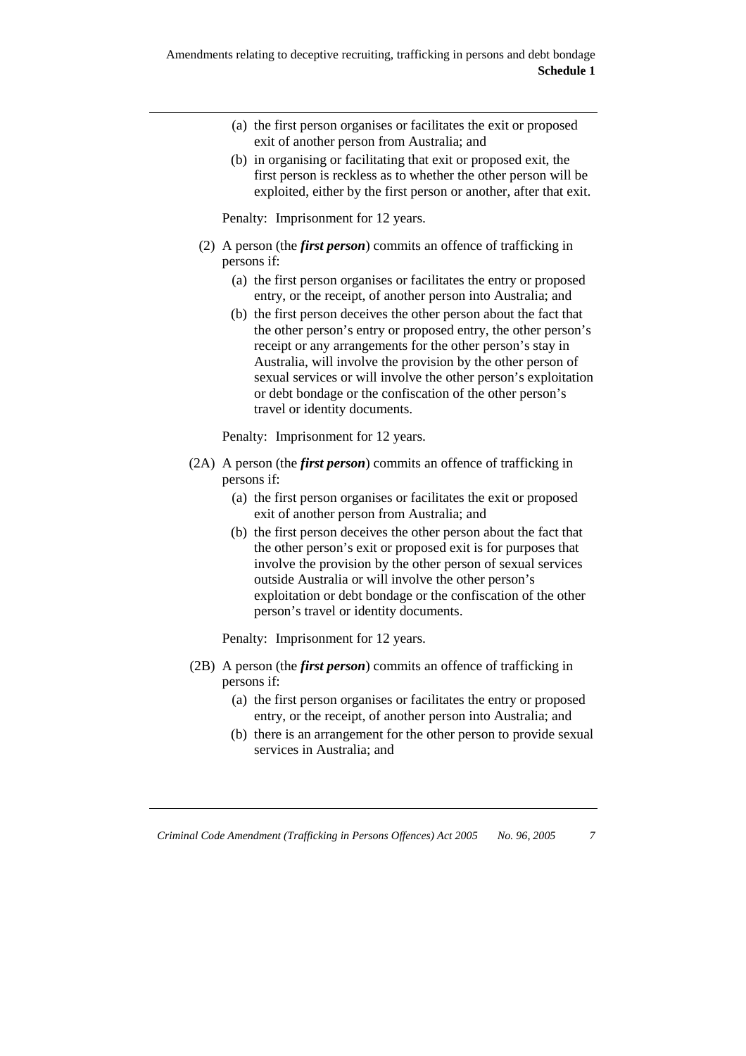(a) the first person organises or facilitates the exit or proposed exit of another person from Australia; and

(b) in organising or facilitating that exit or proposed exit, the first person is reckless as to whether the other person will be exploited, either by the first person or another, after that exit.

Penalty: Imprisonment for 12 years.

(2) A person (the ***first person***) commits an offence of trafficking in persons if:

(a) the first person organises or facilitates the entry or proposed entry, or the receipt, of another person into Australia; and

(b) the first person deceives the other person about the fact that the other person's entry or proposed entry, the other person's receipt or any arrangements for the other person's stay in Australia, will involve the provision by the other person of sexual services or will involve the other person's exploitation or debt bondage or the confiscation of the other person's travel or identity documents.

Penalty: Imprisonment for 12 years.

(2A) A person (the ***first person***) commits an offence of trafficking in persons if:

(a) the first person organises or facilitates the exit or proposed exit of another person from Australia; and

(b) the first person deceives the other person about the fact that the other person's exit or proposed exit is for purposes that involve the provision by the other person of sexual services outside Australia or will involve the other person's exploitation or debt bondage or the confiscation of the other person's travel or identity documents.

Penalty: Imprisonment for 12 years.

(2B) A person (the ***first person***) commits an offence of trafficking in persons if:

(a) the first person organises or facilitates the entry or proposed entry, or the receipt, of another person into Australia; and

(b) there is an arrangement for the other person to provide sexual services in Australia; and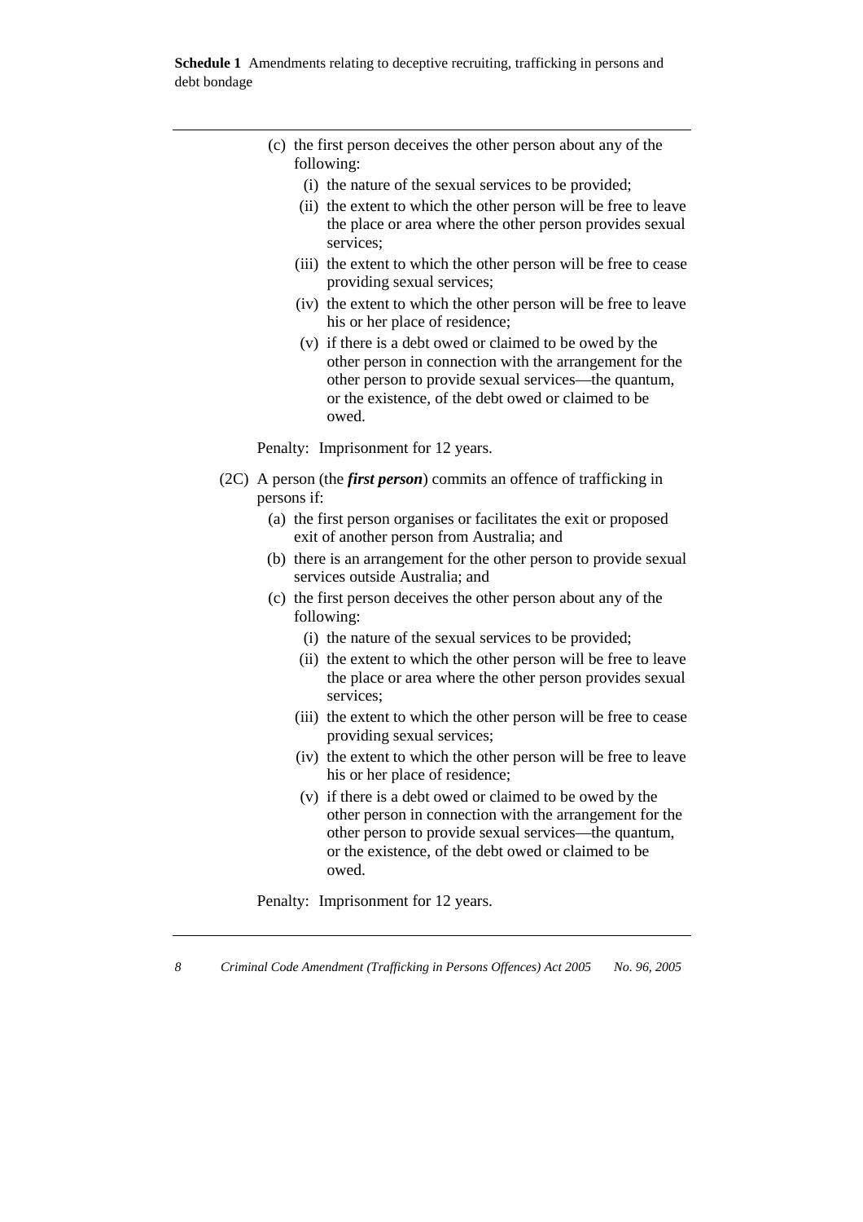(c) the first person deceives the other person about any of the following:

   (i) the nature of the sexual services to be provided;

   (ii) the extent to which the other person will be free to leave the place or area where the other person provides sexual services;

   (iii) the extent to which the other person will be free to cease providing sexual services;

   (iv) the extent to which the other person will be free to leave his or her place of residence;

   (v) if there is a debt owed or claimed to be owed by the other person in connection with the arrangement for the other person to provide sexual services—the quantum, or the existence, of the debt owed or claimed to be owed.

Penalty: Imprisonment for 12 years.

(2C) A person (the ***first person***) commits an offence of trafficking in persons if:

(a) the first person organises or facilitates the exit or proposed exit of another person from Australia; and

(b) there is an arrangement for the other person to provide sexual services outside Australia; and

(c) the first person deceives the other person about any of the following:

   (i) the nature of the sexual services to be provided;

   (ii) the extent to which the other person will be free to leave the place or area where the other person provides sexual services;

   (iii) the extent to which the other person will be free to cease providing sexual services;

   (iv) the extent to which the other person will be free to leave his or her place of residence;

   (v) if there is a debt owed or claimed to be owed by the other person in connection with the arrangement for the other person to provide sexual services—the quantum, or the existence, of the debt owed or claimed to be owed.

Penalty: Imprisonment for 12 years.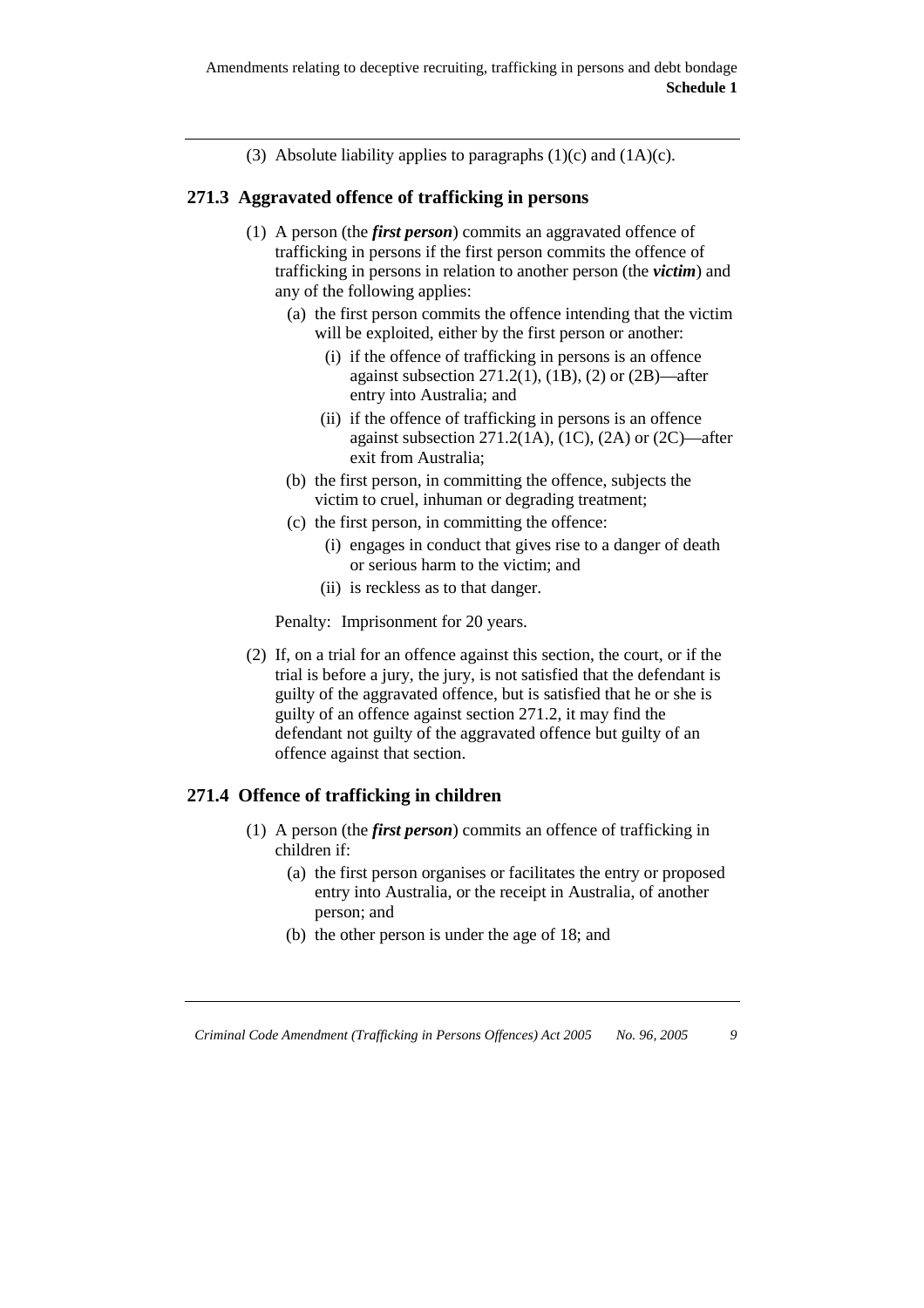(3) Absolute liability applies to paragraphs (1)(c) and (1A)(c).

### 271.3 Aggravated offence of trafficking in persons

(1) A person (the ***first person***) commits an aggravated offence of trafficking in persons if the first person commits the offence of trafficking in persons in relation to another person (the ***victim***) and any of the following applies:

- (a) the first person commits the offence intending that the victim will be exploited, either by the first person or another:
  - (i) if the offence of trafficking in persons is an offence against subsection 271.2(1), (1B), (2) or (2B)—after entry into Australia; and
  - (ii) if the offence of trafficking in persons is an offence against subsection 271.2(1A), (1C), (2A) or (2C)—after exit from Australia;
- (b) the first person, in committing the offence, subjects the victim to cruel, inhuman or degrading treatment;
- (c) the first person, in committing the offence:
  - (i) engages in conduct that gives rise to a danger of death or serious harm to the victim; and
  - (ii) is reckless as to that danger.

Penalty: Imprisonment for 20 years.

(2) If, on a trial for an offence against this section, the court, or if the trial is before a jury, the jury, is not satisfied that the defendant is guilty of the aggravated offence, but is satisfied that he or she is guilty of an offence against section 271.2, it may find the defendant not guilty of the aggravated offence but guilty of an offence against that section.

### 271.4 Offence of trafficking in children

(1) A person (the ***first person***) commits an offence of trafficking in children if:

- (a) the first person organises or facilitates the entry or proposed entry into Australia, or the receipt in Australia, of another person; and
- (b) the other person is under the age of 18; and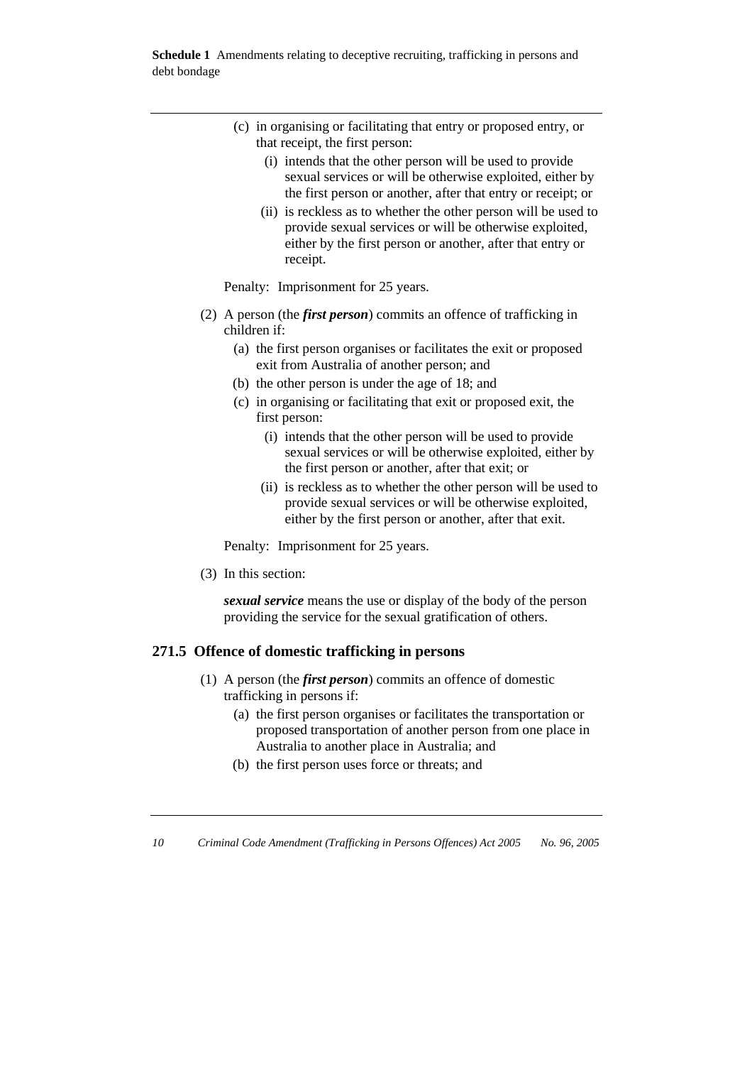(c) in organising or facilitating that entry or proposed entry, or that receipt, the first person:

   (i) intends that the other person will be used to provide sexual services or will be otherwise exploited, either by the first person or another, after that entry or receipt; or

   (ii) is reckless as to whether the other person will be used to provide sexual services or will be otherwise exploited, either by the first person or another, after that entry or receipt.

Penalty: Imprisonment for 25 years.

(2) A person (the ***first person***) commits an offence of trafficking in children if:

   (a) the first person organises or facilitates the exit or proposed exit from Australia of another person; and

   (b) the other person is under the age of 18; and

   (c) in organising or facilitating that exit or proposed exit, the first person:

      (i) intends that the other person will be used to provide sexual services or will be otherwise exploited, either by the first person or another, after that exit; or

      (ii) is reckless as to whether the other person will be used to provide sexual services or will be otherwise exploited, either by the first person or another, after that exit.

Penalty: Imprisonment for 25 years.

(3) In this section:

***sexual service*** means the use or display of the body of the person providing the service for the sexual gratification of others.

### 271.5 Offence of domestic trafficking in persons

(1) A person (the ***first person***) commits an offence of domestic trafficking in persons if:

   (a) the first person organises or facilitates the transportation or proposed transportation of another person from one place in Australia to another place in Australia; and

   (b) the first person uses force or threats; and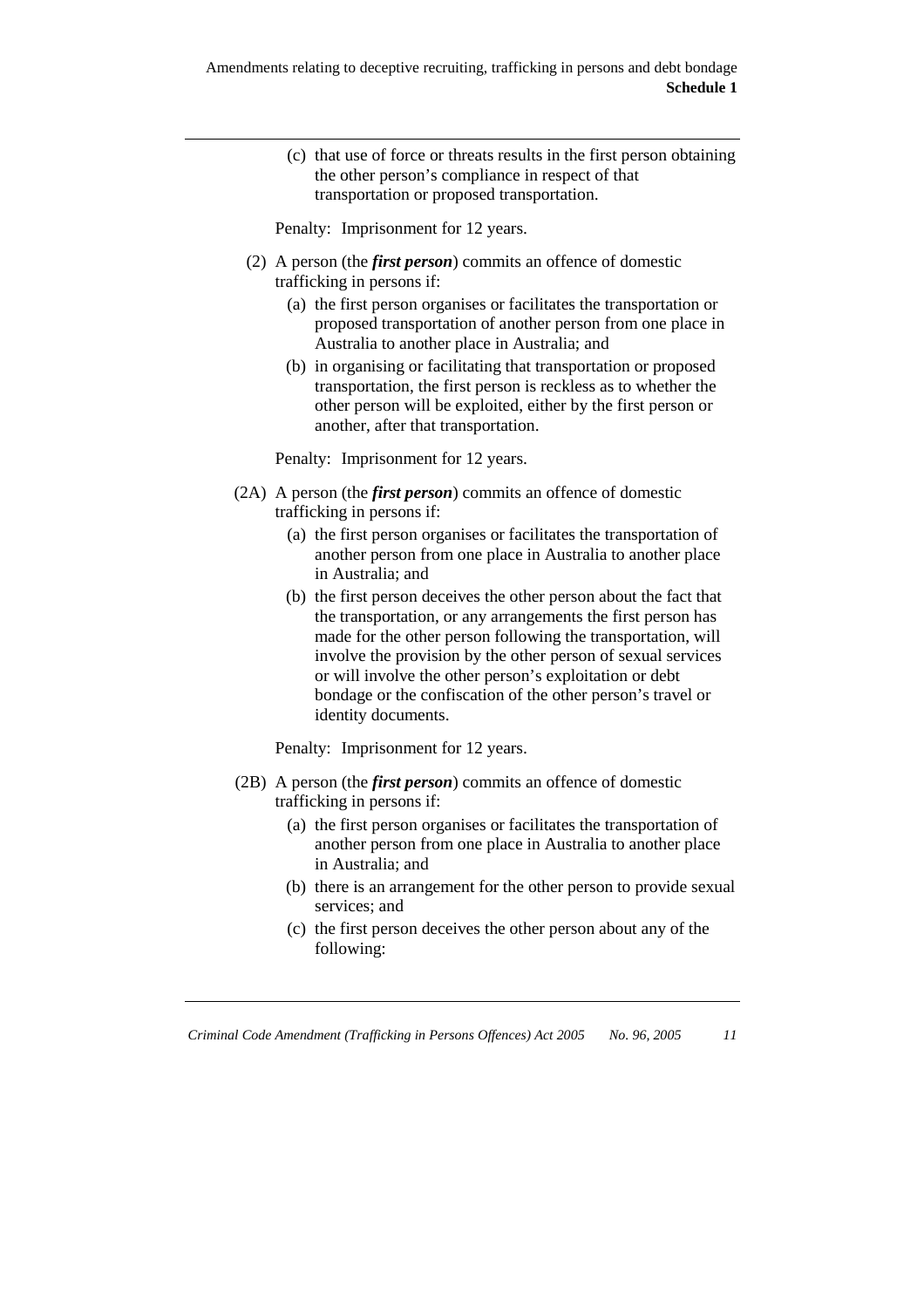(c) that use of force or threats results in the first person obtaining the other person's compliance in respect of that transportation or proposed transportation.

Penalty: Imprisonment for 12 years.

(2) A person (the ***first person***) commits an offence of domestic trafficking in persons if:

(a) the first person organises or facilitates the transportation or proposed transportation of another person from one place in Australia to another place in Australia; and

(b) in organising or facilitating that transportation or proposed transportation, the first person is reckless as to whether the other person will be exploited, either by the first person or another, after that transportation.

Penalty: Imprisonment for 12 years.

(2A) A person (the ***first person***) commits an offence of domestic trafficking in persons if:

(a) the first person organises or facilitates the transportation of another person from one place in Australia to another place in Australia; and

(b) the first person deceives the other person about the fact that the transportation, or any arrangements the first person has made for the other person following the transportation, will involve the provision by the other person of sexual services or will involve the other person's exploitation or debt bondage or the confiscation of the other person's travel or identity documents.

Penalty: Imprisonment for 12 years.

(2B) A person (the ***first person***) commits an offence of domestic trafficking in persons if:

(a) the first person organises or facilitates the transportation of another person from one place in Australia to another place in Australia; and

(b) there is an arrangement for the other person to provide sexual services; and

(c) the first person deceives the other person about any of the following: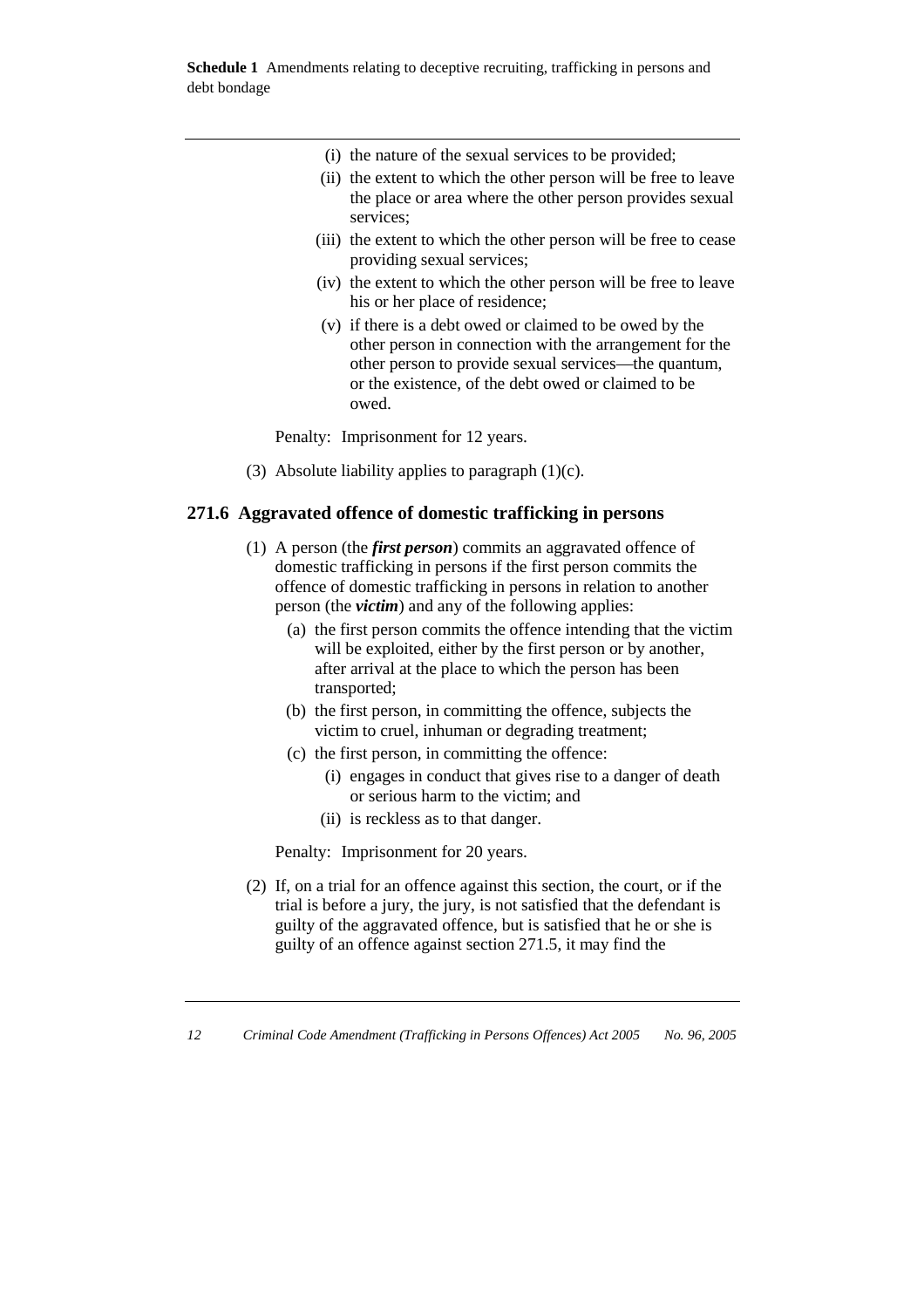(i) the nature of the sexual services to be provided;

(ii) the extent to which the other person will be free to leave the place or area where the other person provides sexual services;

(iii) the extent to which the other person will be free to cease providing sexual services;

(iv) the extent to which the other person will be free to leave his or her place of residence;

(v) if there is a debt owed or claimed to be owed by the other person in connection with the arrangement for the other person to provide sexual services—the quantum, or the existence, of the debt owed or claimed to be owed.

Penalty: Imprisonment for 12 years.

(3) Absolute liability applies to paragraph (1)(c).

### 271.6 Aggravated offence of domestic trafficking in persons

(1) A person (the ***first person***) commits an aggravated offence of domestic trafficking in persons if the first person commits the offence of domestic trafficking in persons in relation to another person (the ***victim***) and any of the following applies:

(a) the first person commits the offence intending that the victim will be exploited, either by the first person or by another, after arrival at the place to which the person has been transported;

(b) the first person, in committing the offence, subjects the victim to cruel, inhuman or degrading treatment;

(c) the first person, in committing the offence:

(i) engages in conduct that gives rise to a danger of death or serious harm to the victim; and

(ii) is reckless as to that danger.

Penalty: Imprisonment for 20 years.

(2) If, on a trial for an offence against this section, the court, or if the trial is before a jury, the jury, is not satisfied that the defendant is guilty of the aggravated offence, but is satisfied that he or she is guilty of an offence against section 271.5, it may find the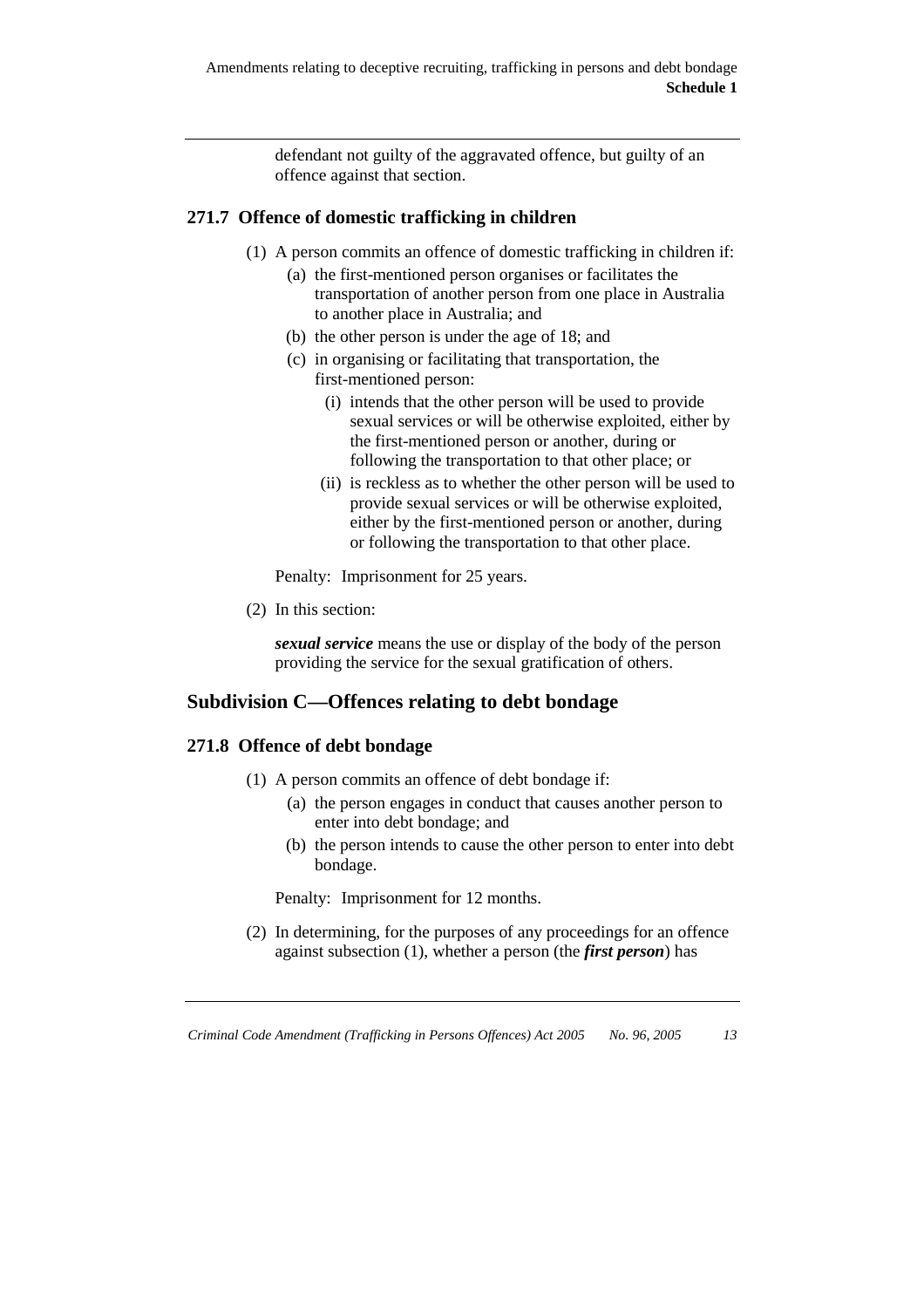defendant not guilty of the aggravated offence, but guilty of an offence against that section.

### 271.7 Offence of domestic trafficking in children

(1) A person commits an offence of domestic trafficking in children if:

(a) the first-mentioned person organises or facilitates the transportation of another person from one place in Australia to another place in Australia; and

(b) the other person is under the age of 18; and

(c) in organising or facilitating that transportation, the first-mentioned person:

(i) intends that the other person will be used to provide sexual services or will be otherwise exploited, either by the first-mentioned person or another, during or following the transportation to that other place; or

(ii) is reckless as to whether the other person will be used to provide sexual services or will be otherwise exploited, either by the first-mentioned person or another, during or following the transportation to that other place.

Penalty: Imprisonment for 25 years.

(2) In this section:

***sexual service*** means the use or display of the body of the person providing the service for the sexual gratification of others.

## Subdivision C—Offences relating to debt bondage

### 271.8 Offence of debt bondage

(1) A person commits an offence of debt bondage if:

(a) the person engages in conduct that causes another person to enter into debt bondage; and

(b) the person intends to cause the other person to enter into debt bondage.

Penalty: Imprisonment for 12 months.

(2) In determining, for the purposes of any proceedings for an offence against subsection (1), whether a person (the ***first person***) has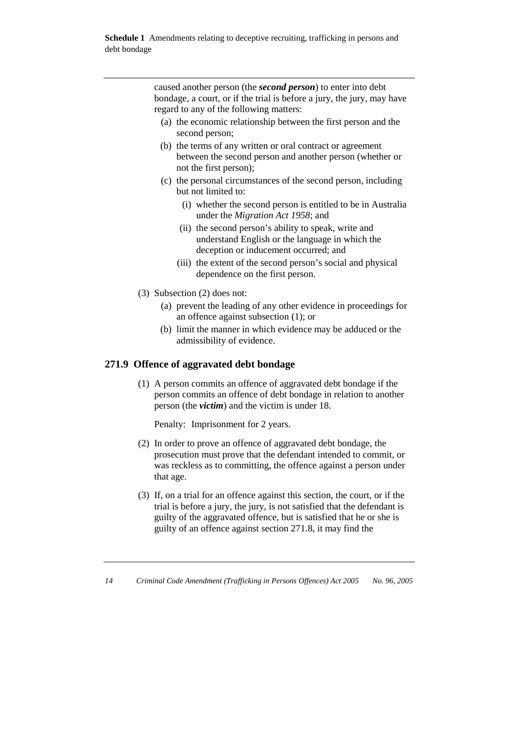caused another person (the ***second person***) to enter into debt bondage, a court, or if the trial is before a jury, the jury, may have regard to any of the following matters:

- (a) the economic relationship between the first person and the second person;
- (b) the terms of any written or oral contract or agreement between the second person and another person (whether or not the first person);
- (c) the personal circumstances of the second person, including but not limited to:
  - (i) whether the second person is entitled to be in Australia under the *Migration Act 1958*; and
  - (ii) the second person's ability to speak, write and understand English or the language in which the deception or inducement occurred; and
  - (iii) the extent of the second person's social and physical dependence on the first person.

(3) Subsection (2) does not:

- (a) prevent the leading of any other evidence in proceedings for an offence against subsection (1); or
- (b) limit the manner in which evidence may be adduced or the admissibility of evidence.

### 271.9 Offence of aggravated debt bondage

(1) A person commits an offence of aggravated debt bondage if the person commits an offence of debt bondage in relation to another person (the ***victim***) and the victim is under 18.

Penalty: Imprisonment for 2 years.

(2) In order to prove an offence of aggravated debt bondage, the prosecution must prove that the defendant intended to commit, or was reckless as to committing, the offence against a person under that age.

(3) If, on a trial for an offence against this section, the court, or if the trial is before a jury, the jury, is not satisfied that the defendant is guilty of the aggravated offence, but is satisfied that he or she is guilty of an offence against section 271.8, it may find the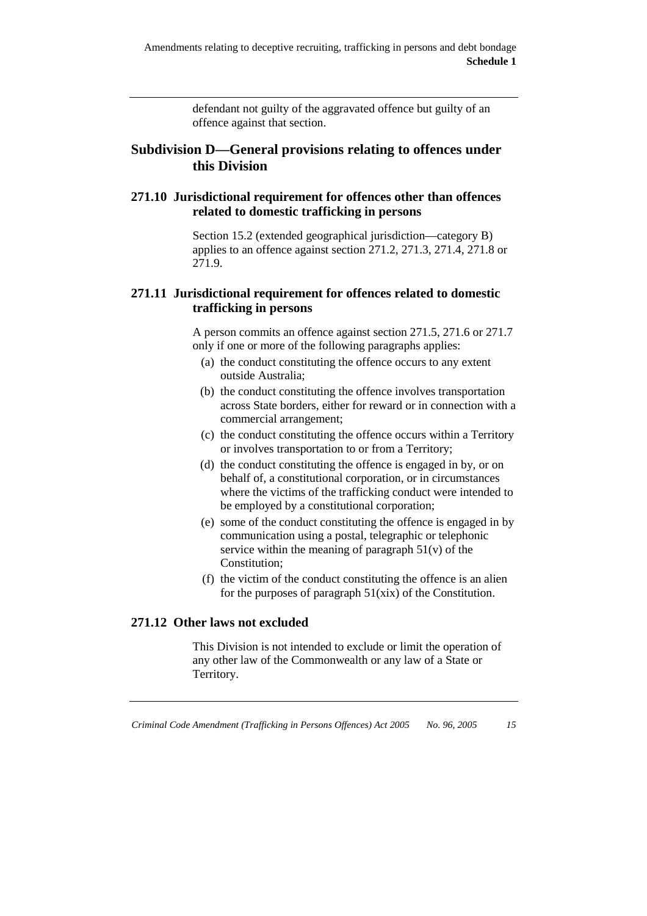defendant not guilty of the aggravated offence but guilty of an offence against that section.

## Subdivision D—General provisions relating to offences under this Division

### 271.10 Jurisdictional requirement for offences other than offences related to domestic trafficking in persons

Section 15.2 (extended geographical jurisdiction—category B) applies to an offence against section 271.2, 271.3, 271.4, 271.8 or 271.9.

### 271.11 Jurisdictional requirement for offences related to domestic trafficking in persons

A person commits an offence against section 271.5, 271.6 or 271.7 only if one or more of the following paragraphs applies:

(a) the conduct constituting the offence occurs to any extent outside Australia;

(b) the conduct constituting the offence involves transportation across State borders, either for reward or in connection with a commercial arrangement;

(c) the conduct constituting the offence occurs within a Territory or involves transportation to or from a Territory;

(d) the conduct constituting the offence is engaged in by, or on behalf of, a constitutional corporation, or in circumstances where the victims of the trafficking conduct were intended to be employed by a constitutional corporation;

(e) some of the conduct constituting the offence is engaged in by communication using a postal, telegraphic or telephonic service within the meaning of paragraph 51(v) of the Constitution;

(f) the victim of the conduct constituting the offence is an alien for the purposes of paragraph 51(xix) of the Constitution.

### 271.12 Other laws not excluded

This Division is not intended to exclude or limit the operation of any other law of the Commonwealth or any law of a State or Territory.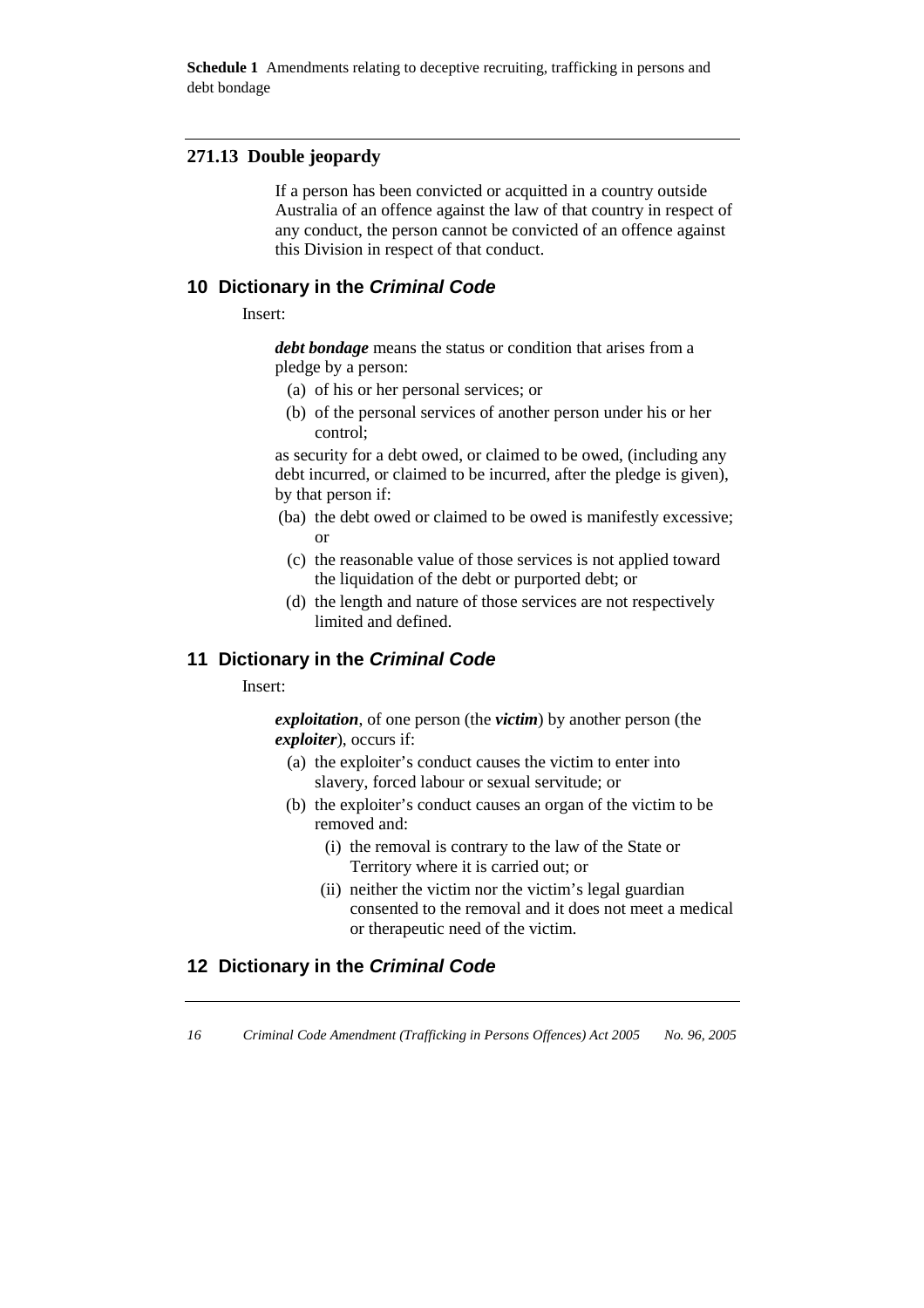### 271.13 Double jeopardy

If a person has been convicted or acquitted in a country outside Australia of an offence against the law of that country in respect of any conduct, the person cannot be convicted of an offence against this Division in respect of that conduct.

## 10 Dictionary in the *Criminal Code*

Insert:

***debt bondage*** means the status or condition that arises from a pledge by a person:

- (a) of his or her personal services; or
- (b) of the personal services of another person under his or her control;

as security for a debt owed, or claimed to be owed, (including any debt incurred, or claimed to be incurred, after the pledge is given), by that person if:

- (ba) the debt owed or claimed to be owed is manifestly excessive; or
- (c) the reasonable value of those services is not applied toward the liquidation of the debt or purported debt; or
- (d) the length and nature of those services are not respectively limited and defined.

## 11 Dictionary in the *Criminal Code*

Insert:

***exploitation***, of one person (the ***victim***) by another person (the ***exploiter***), occurs if:

- (a) the exploiter's conduct causes the victim to enter into slavery, forced labour or sexual servitude; or
- (b) the exploiter's conduct causes an organ of the victim to be removed and:
  - (i) the removal is contrary to the law of the State or Territory where it is carried out; or
  - (ii) neither the victim nor the victim's legal guardian consented to the removal and it does not meet a medical or therapeutic need of the victim.

## 12 Dictionary in the *Criminal Code*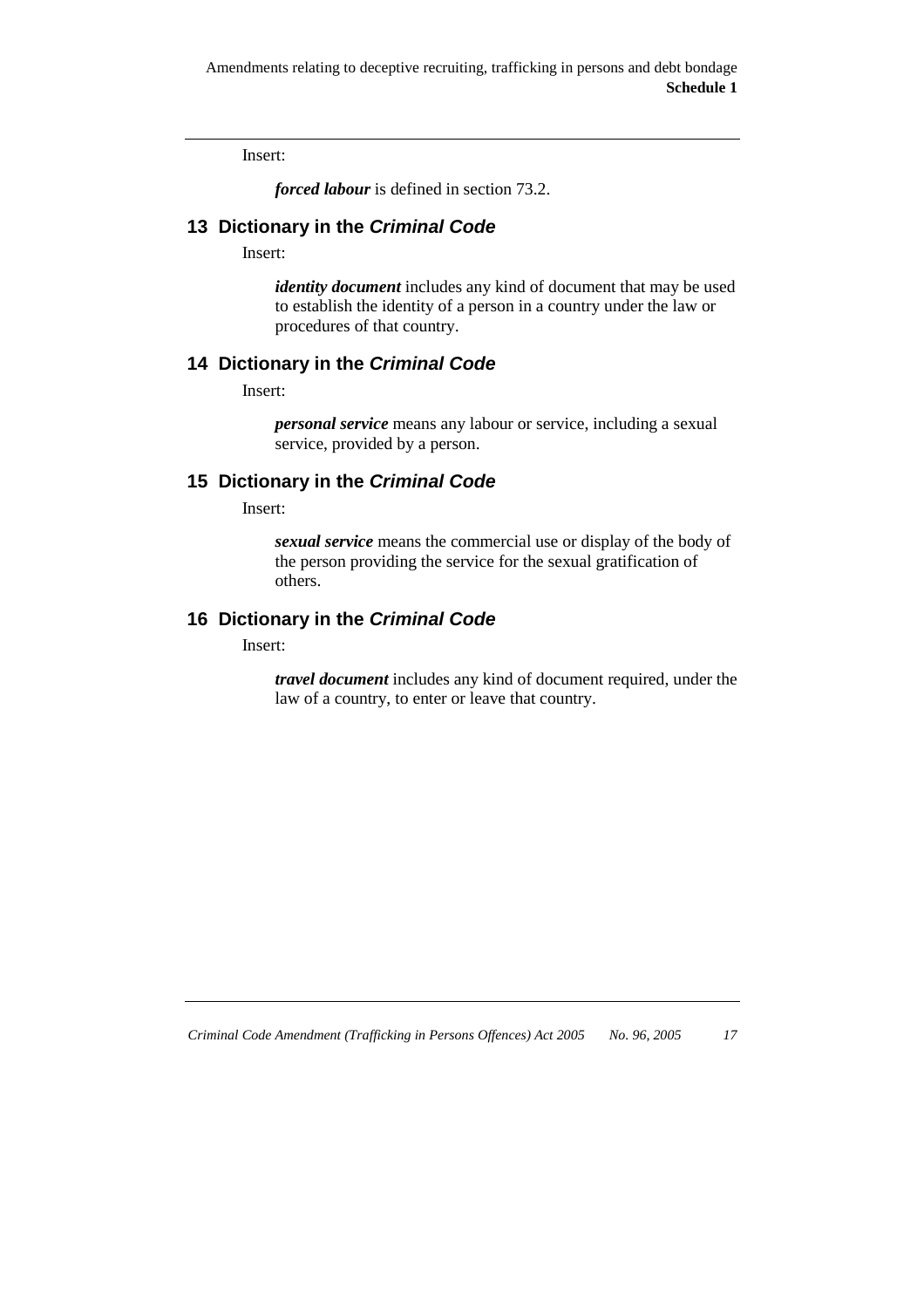Insert:

> ***forced labour*** is defined in section 73.2.

## 13 Dictionary in the *Criminal Code*

Insert:

> ***identity document*** includes any kind of document that may be used to establish the identity of a person in a country under the law or procedures of that country.

## 14 Dictionary in the *Criminal Code*

Insert:

> ***personal service*** means any labour or service, including a sexual service, provided by a person.

## 15 Dictionary in the *Criminal Code*

Insert:

> ***sexual service*** means the commercial use or display of the body of the person providing the service for the sexual gratification of others.

## 16 Dictionary in the *Criminal Code*

Insert:

> ***travel document*** includes any kind of document required, under the law of a country, to enter or leave that country.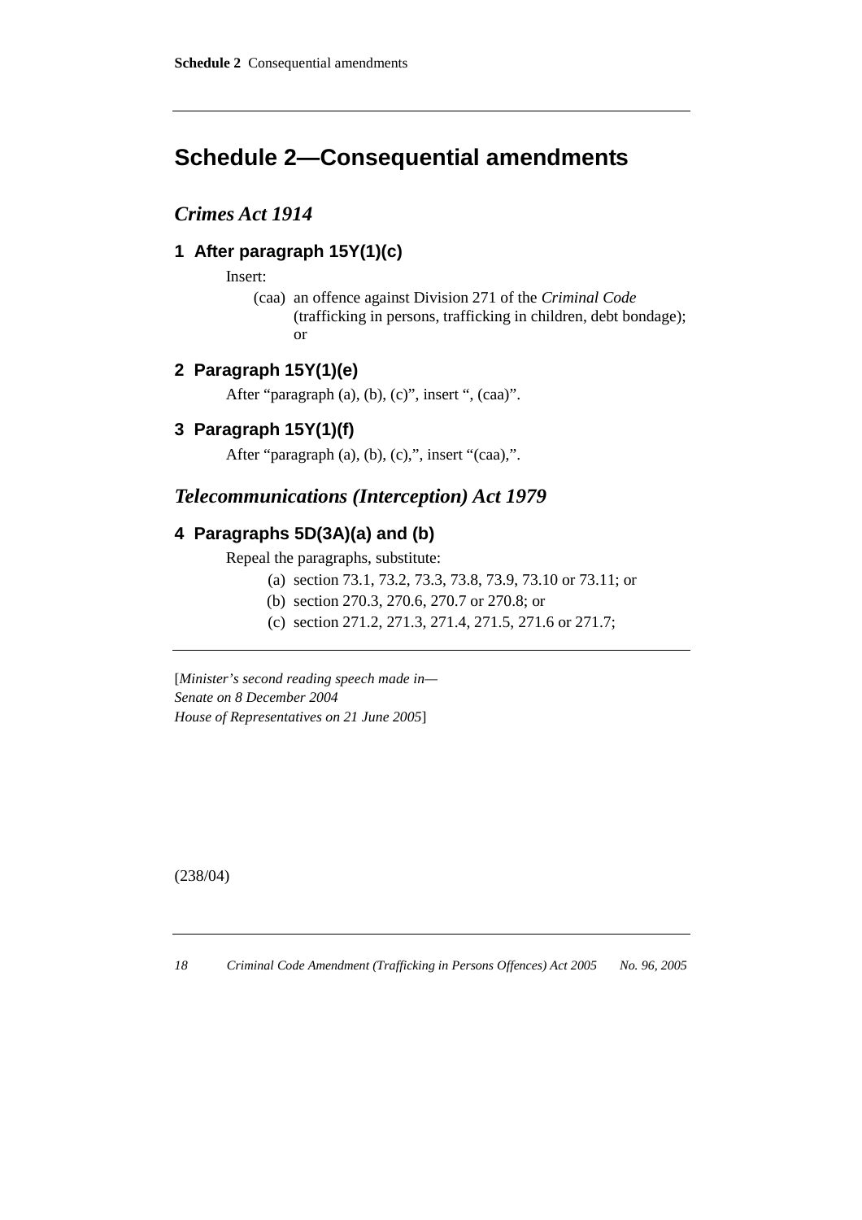# Schedule 2—Consequential amendments

## *Crimes Act 1914*

### 1 After paragraph 15Y(1)(c)

Insert:

(caa) an offence against Division 271 of the *Criminal Code* (trafficking in persons, trafficking in children, debt bondage); or

### 2 Paragraph 15Y(1)(e)

After "paragraph (a), (b), (c)", insert ", (caa)".

### 3 Paragraph 15Y(1)(f)

After "paragraph (a), (b), (c),", insert "(caa),".

## *Telecommunications (Interception) Act 1979*

### 4 Paragraphs 5D(3A)(a) and (b)

Repeal the paragraphs, substitute:

(a) section 73.1, 73.2, 73.3, 73.8, 73.9, 73.10 or 73.11; or

(b) section 270.3, 270.6, 270.7 or 270.8; or

(c) section 271.2, 271.3, 271.4, 271.5, 271.6 or 271.7;

---

[*Minister's second reading speech made in—*
*Senate on 8 December 2004*
*House of Representatives on 21 June 2005*]

(238/04)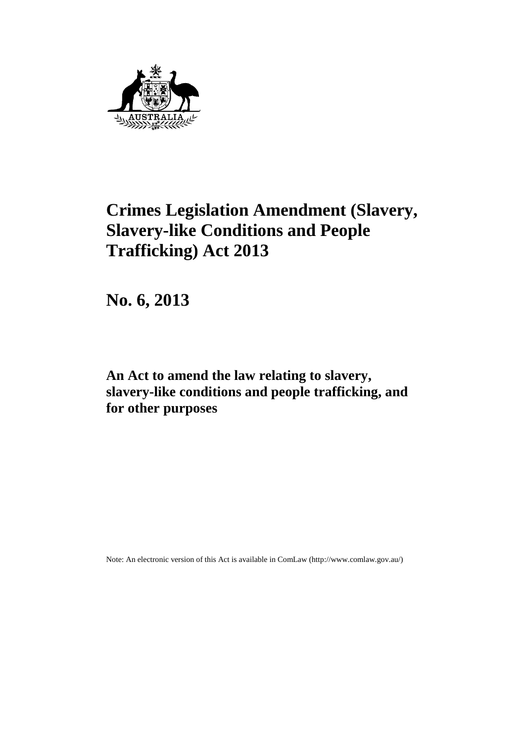# Crimes Legislation Amendment (Slavery, Slavery-like Conditions and People Trafficking) Act 2013

# No. 6, 2013

## An Act to amend the law relating to slavery, slavery-like conditions and people trafficking, and for other purposes

Note: An electronic version of this Act is available in ComLaw (http://www.comlaw.gov.au/)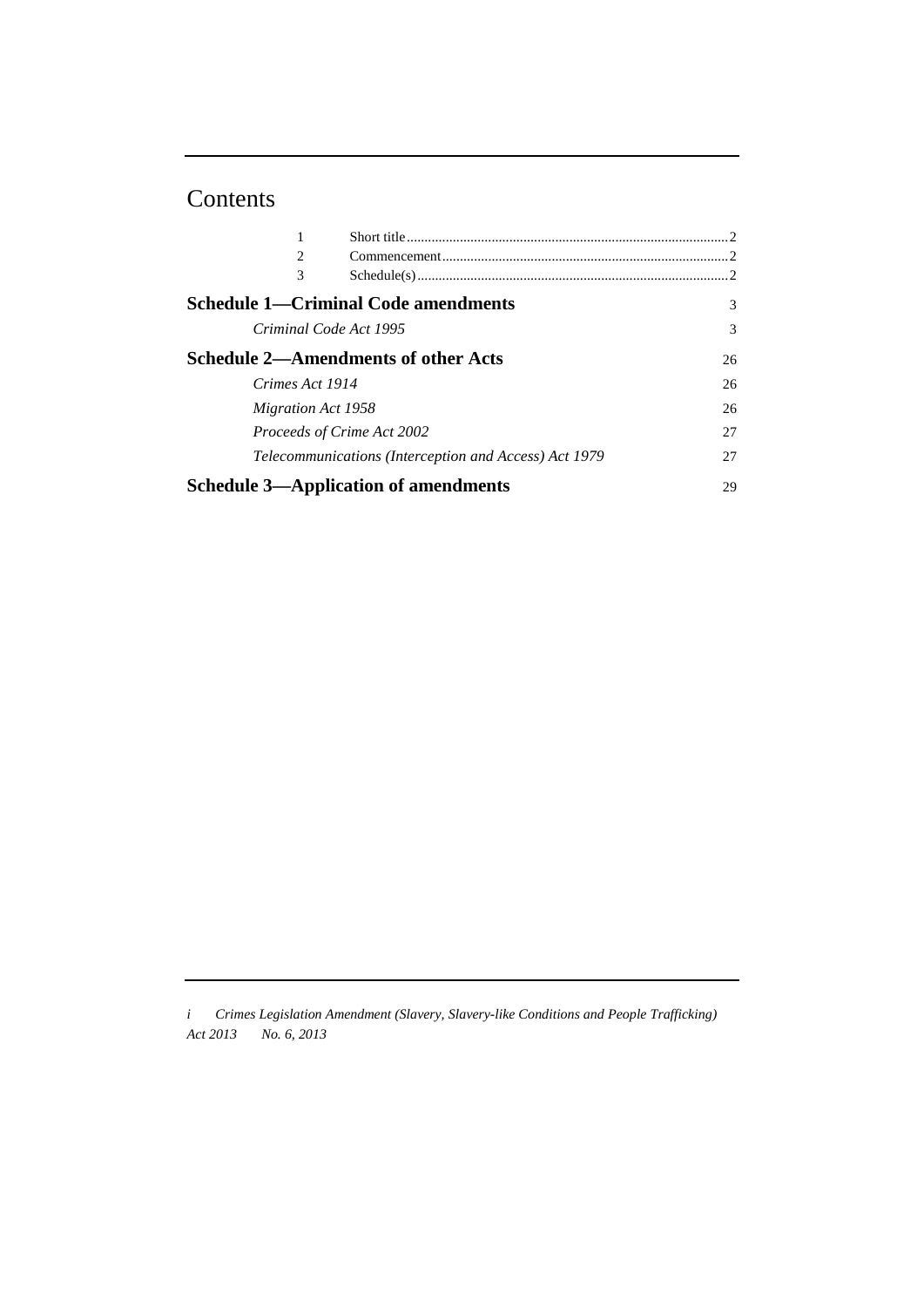# Contents

| | | |
|---|---|---|
| 1 | Short title | 2 |
| 2 | Commencement | 2 |
| 3 | Schedule(s) | 2 |

| | |
|---|---|
| **Schedule 1—Criminal Code amendments** | 3 |
| *Criminal Code Act 1995* | 3 |
| **Schedule 2—Amendments of other Acts** | 26 |
| *Crimes Act 1914* | 26 |
| *Migration Act 1958* | 26 |
| *Proceeds of Crime Act 2002* | 27 |
| *Telecommunications (Interception and Access) Act 1979* | 27 |
| **Schedule 3—Application of amendments** | 29 |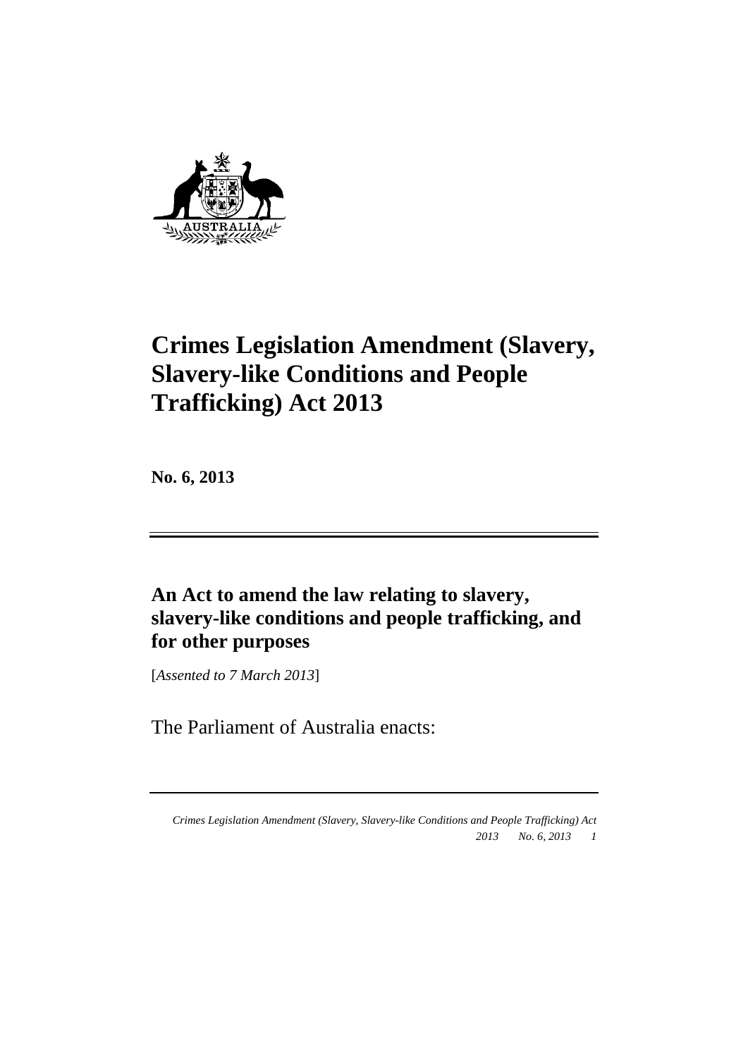# Crimes Legislation Amendment (Slavery, Slavery-like Conditions and People Trafficking) Act 2013

**No. 6, 2013**

---

## An Act to amend the law relating to slavery, slavery-like conditions and people trafficking, and for other purposes

[*Assented to 7 March 2013*]

The Parliament of Australia enacts: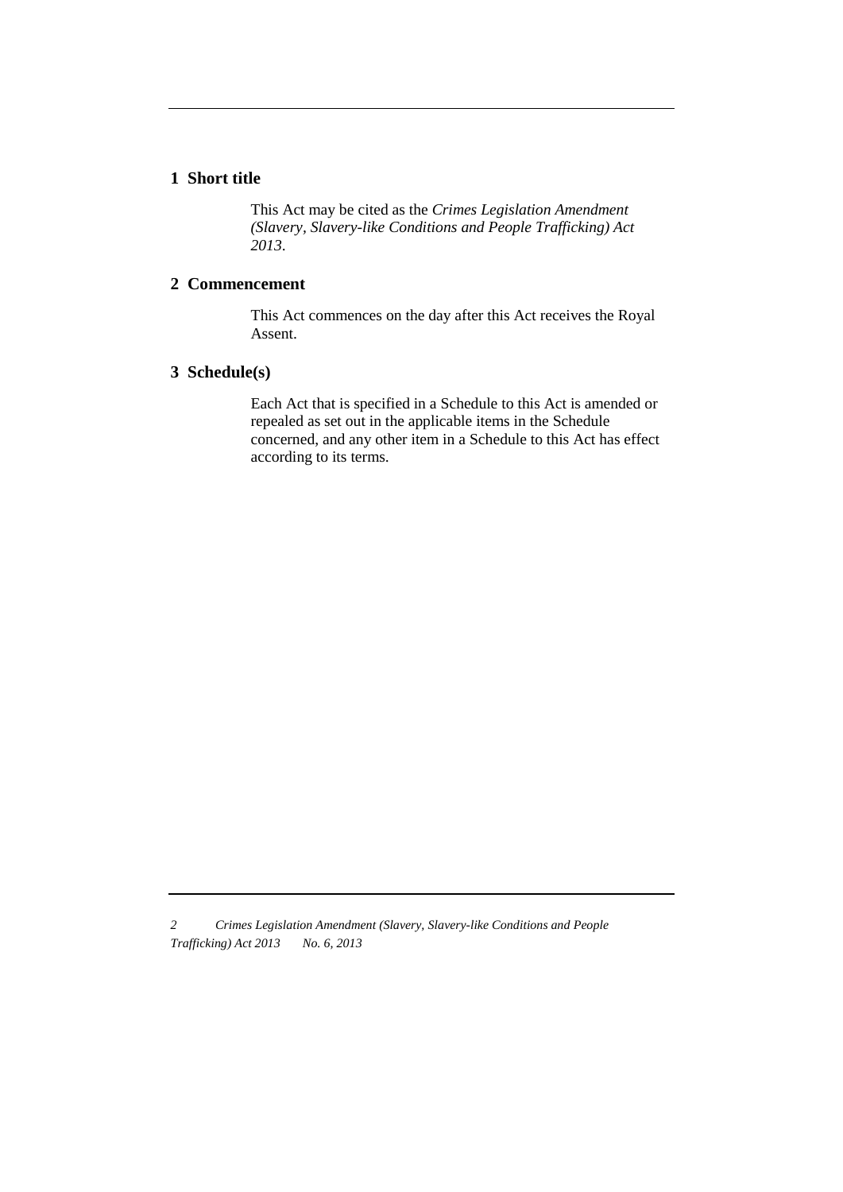## 1 Short title

This Act may be cited as the *Crimes Legislation Amendment (Slavery, Slavery-like Conditions and People Trafficking) Act 2013*.

## 2 Commencement

This Act commences on the day after this Act receives the Royal Assent.

## 3 Schedule(s)

Each Act that is specified in a Schedule to this Act is amended or repealed as set out in the applicable items in the Schedule concerned, and any other item in a Schedule to this Act has effect according to its terms.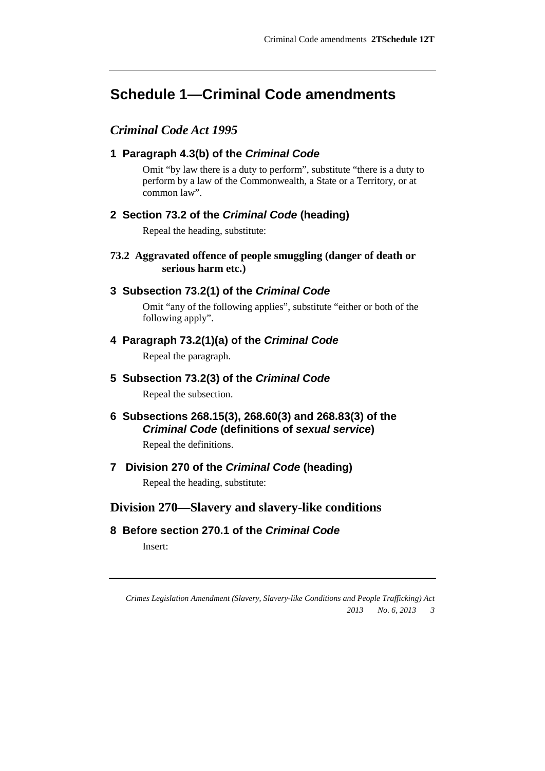# Schedule 1—Criminal Code amendments

## *Criminal Code Act 1995*

### 1 Paragraph 4.3(b) of the *Criminal Code*

Omit "by law there is a duty to perform", substitute "there is a duty to perform by a law of the Commonwealth, a State or a Territory, or at common law".

### 2 Section 73.2 of the *Criminal Code* (heading)

Repeal the heading, substitute:

**73.2 Aggravated offence of people smuggling (danger of death or serious harm etc.)**

### 3 Subsection 73.2(1) of the *Criminal Code*

Omit "any of the following applies", substitute "either or both of the following apply".

### 4 Paragraph 73.2(1)(a) of the *Criminal Code*

Repeal the paragraph.

### 5 Subsection 73.2(3) of the *Criminal Code*

Repeal the subsection.

### 6 Subsections 268.15(3), 268.60(3) and 268.83(3) of the *Criminal Code* (definitions of ***sexual service***)

Repeal the definitions.

### 7 Division 270 of the *Criminal Code* (heading)

Repeal the heading, substitute:

## Division 270—Slavery and slavery-like conditions

### 8 Before section 270.1 of the *Criminal Code*

Insert: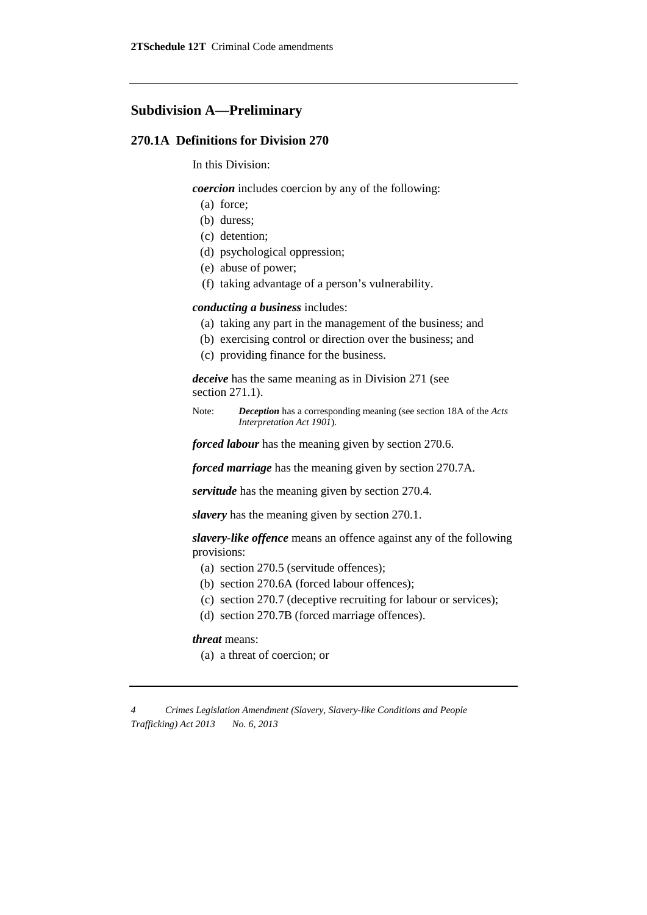## Subdivision A—Preliminary

### 270.1A Definitions for Division 270

In this Division:

***coercion*** includes coercion by any of the following:

(a) force;

(b) duress;

(c) detention;

(d) psychological oppression;

(e) abuse of power;

(f) taking advantage of a person's vulnerability.

***conducting a business*** includes:

(a) taking any part in the management of the business; and

(b) exercising control or direction over the business; and

(c) providing finance for the business.

***deceive*** has the same meaning as in Division 271 (see section 271.1).

Note: ***Deception*** has a corresponding meaning (see section 18A of the *Acts Interpretation Act 1901*).

***forced labour*** has the meaning given by section 270.6.

***forced marriage*** has the meaning given by section 270.7A.

***servitude*** has the meaning given by section 270.4.

***slavery*** has the meaning given by section 270.1.

***slavery-like offence*** means an offence against any of the following provisions:

(a) section 270.5 (servitude offences);

(b) section 270.6A (forced labour offences);

(c) section 270.7 (deceptive recruiting for labour or services);

(d) section 270.7B (forced marriage offences).

***threat*** means:

(a) a threat of coercion; or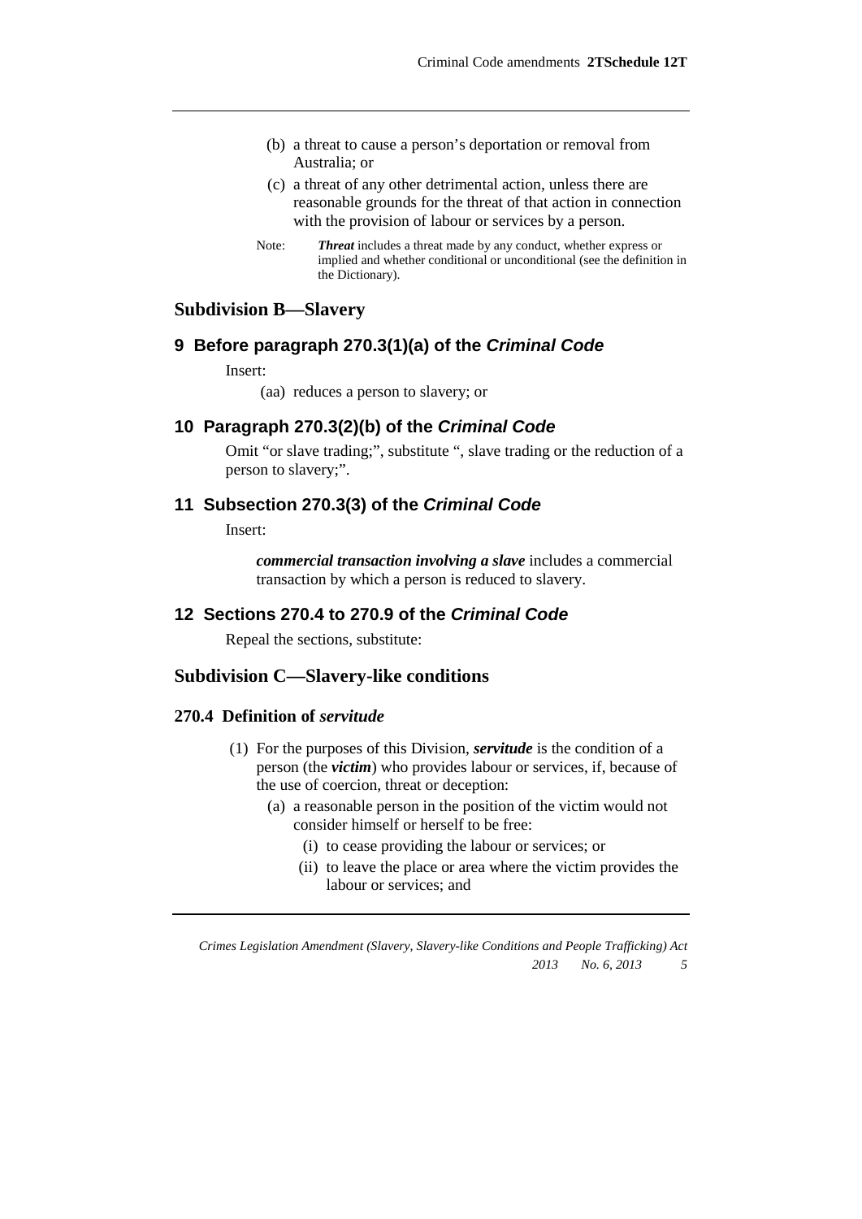(b) a threat to cause a person's deportation or removal from Australia; or

(c) a threat of any other detrimental action, unless there are reasonable grounds for the threat of that action in connection with the provision of labour or services by a person.

Note: ***Threat*** includes a threat made by any conduct, whether express or implied and whether conditional or unconditional (see the definition in the Dictionary).

## Subdivision B—Slavery

### 9 Before paragraph 270.3(1)(a) of the *Criminal Code*

Insert:

(aa) reduces a person to slavery; or

### 10 Paragraph 270.3(2)(b) of the *Criminal Code*

Omit "or slave trading;", substitute ", slave trading or the reduction of a person to slavery;".

### 11 Subsection 270.3(3) of the *Criminal Code*

Insert:

***commercial transaction involving a slave*** includes a commercial transaction by which a person is reduced to slavery.

### 12 Sections 270.4 to 270.9 of the *Criminal Code*

Repeal the sections, substitute:

## Subdivision C—Slavery-like conditions

### 270.4 Definition of *servitude*

(1) For the purposes of this Division, ***servitude*** is the condition of a person (the ***victim***) who provides labour or services, if, because of the use of coercion, threat or deception:

(a) a reasonable person in the position of the victim would not consider himself or herself to be free:

(i) to cease providing the labour or services; or

(ii) to leave the place or area where the victim provides the labour or services; and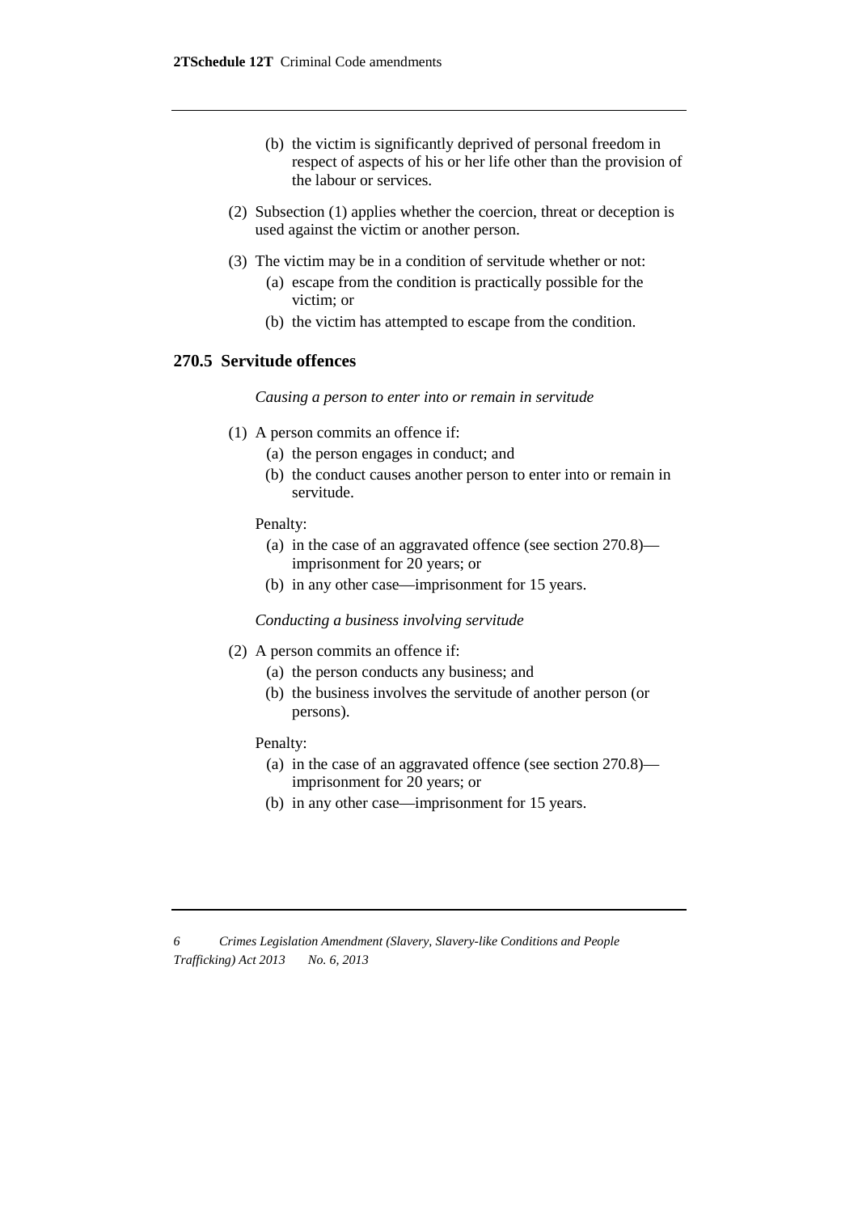(b) the victim is significantly deprived of personal freedom in respect of aspects of his or her life other than the provision of the labour or services.

(2) Subsection (1) applies whether the coercion, threat or deception is used against the victim or another person.

(3) The victim may be in a condition of servitude whether or not:

(a) escape from the condition is practically possible for the victim; or

(b) the victim has attempted to escape from the condition.

## 270.5 Servitude offences

*Causing a person to enter into or remain in servitude*

(1) A person commits an offence if:

(a) the person engages in conduct; and

(b) the conduct causes another person to enter into or remain in servitude.

Penalty:

(a) in the case of an aggravated offence (see section 270.8)—imprisonment for 20 years; or

(b) in any other case—imprisonment for 15 years.

*Conducting a business involving servitude*

(2) A person commits an offence if:

(a) the person conducts any business; and

(b) the business involves the servitude of another person (or persons).

Penalty:

(a) in the case of an aggravated offence (see section 270.8)—imprisonment for 20 years; or

(b) in any other case—imprisonment for 15 years.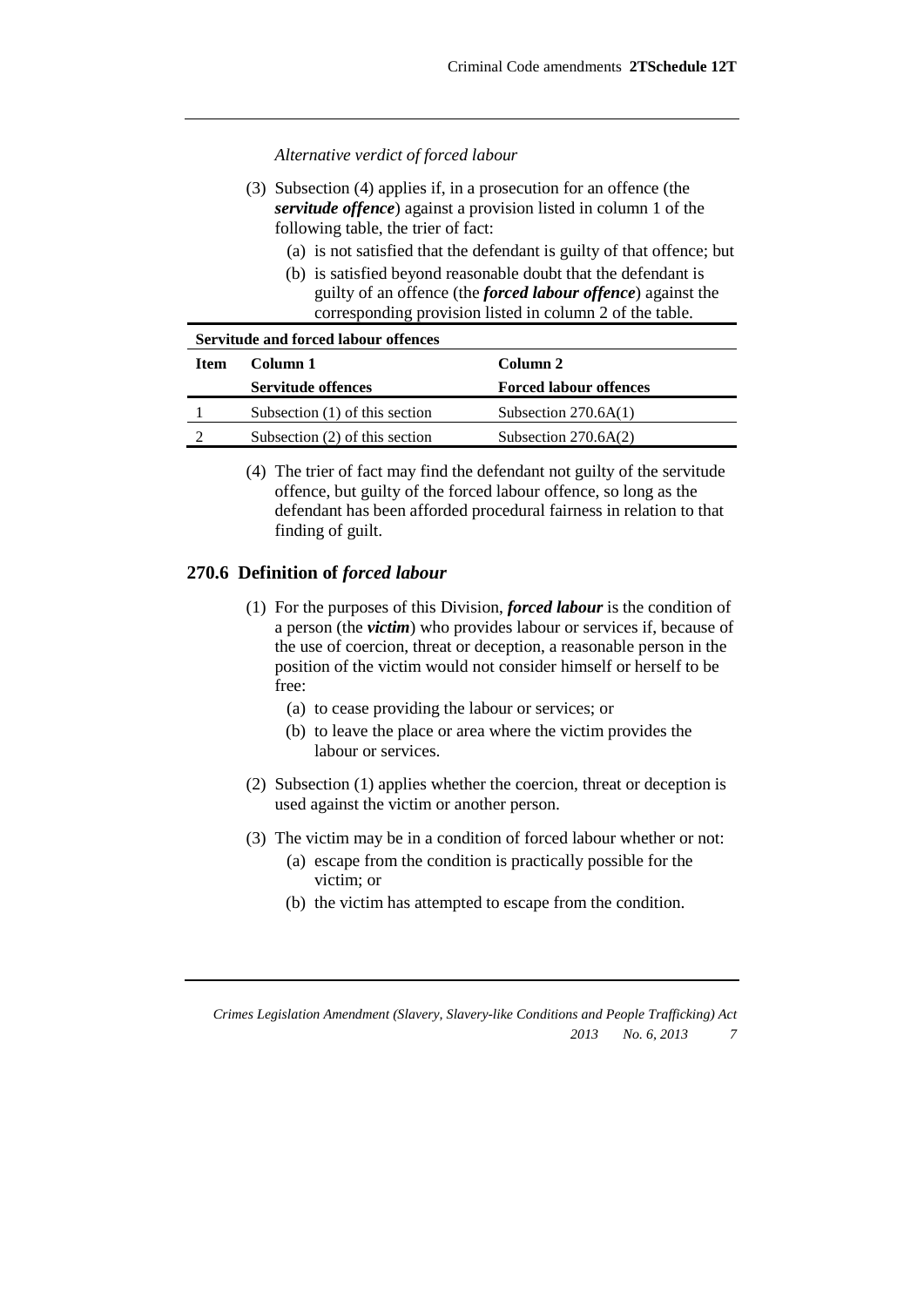*Alternative verdict of forced labour*

(3) Subsection (4) applies if, in a prosecution for an offence (the ***servitude offence***) against a provision listed in column 1 of the following table, the trier of fact:

(a) is not satisfied that the defendant is guilty of that offence; but

(b) is satisfied beyond reasonable doubt that the defendant is guilty of an offence (the ***forced labour offence***) against the corresponding provision listed in column 2 of the table.

**Servitude and forced labour offences**

| Item | Column 1<br>Servitude offences | Column 2<br>Forced labour offences |
|---|---|---|
| 1 | Subsection (1) of this section | Subsection 270.6A(1) |
| 2 | Subsection (2) of this section | Subsection 270.6A(2) |

(4) The trier of fact may find the defendant not guilty of the servitude offence, but guilty of the forced labour offence, so long as the defendant has been afforded procedural fairness in relation to that finding of guilt.

## 270.6 Definition of *forced labour*

(1) For the purposes of this Division, ***forced labour*** is the condition of a person (the ***victim***) who provides labour or services if, because of the use of coercion, threat or deception, a reasonable person in the position of the victim would not consider himself or herself to be free:

(a) to cease providing the labour or services; or

(b) to leave the place or area where the victim provides the labour or services.

(2) Subsection (1) applies whether the coercion, threat or deception is used against the victim or another person.

(3) The victim may be in a condition of forced labour whether or not:

(a) escape from the condition is practically possible for the victim; or

(b) the victim has attempted to escape from the condition.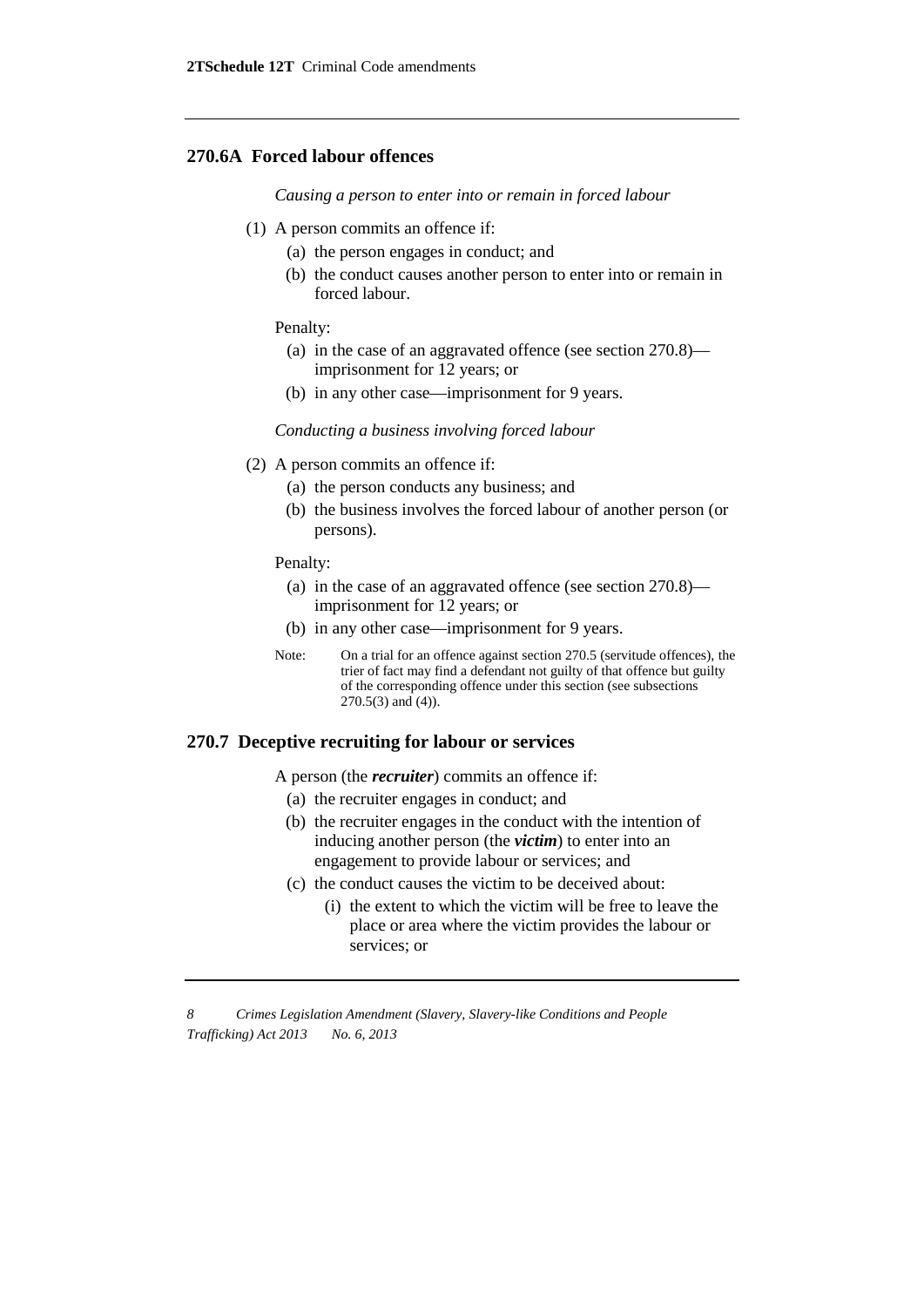## 270.6A Forced labour offences

*Causing a person to enter into or remain in forced labour*

(1) A person commits an offence if:

(a) the person engages in conduct; and

(b) the conduct causes another person to enter into or remain in forced labour.

Penalty:

(a) in the case of an aggravated offence (see section 270.8)—imprisonment for 12 years; or

(b) in any other case—imprisonment for 9 years.

*Conducting a business involving forced labour*

(2) A person commits an offence if:

(a) the person conducts any business; and

(b) the business involves the forced labour of another person (or persons).

Penalty:

(a) in the case of an aggravated offence (see section 270.8)—imprisonment for 12 years; or

(b) in any other case—imprisonment for 9 years.

Note: On a trial for an offence against section 270.5 (servitude offences), the trier of fact may find a defendant not guilty of that offence but guilty of the corresponding offence under this section (see subsections 270.5(3) and (4)).

## 270.7 Deceptive recruiting for labour or services

A person (the ***recruiter***) commits an offence if:

(a) the recruiter engages in conduct; and

(b) the recruiter engages in the conduct with the intention of inducing another person (the ***victim***) to enter into an engagement to provide labour or services; and

(c) the conduct causes the victim to be deceived about:

(i) the extent to which the victim will be free to leave the place or area where the victim provides the labour or services; or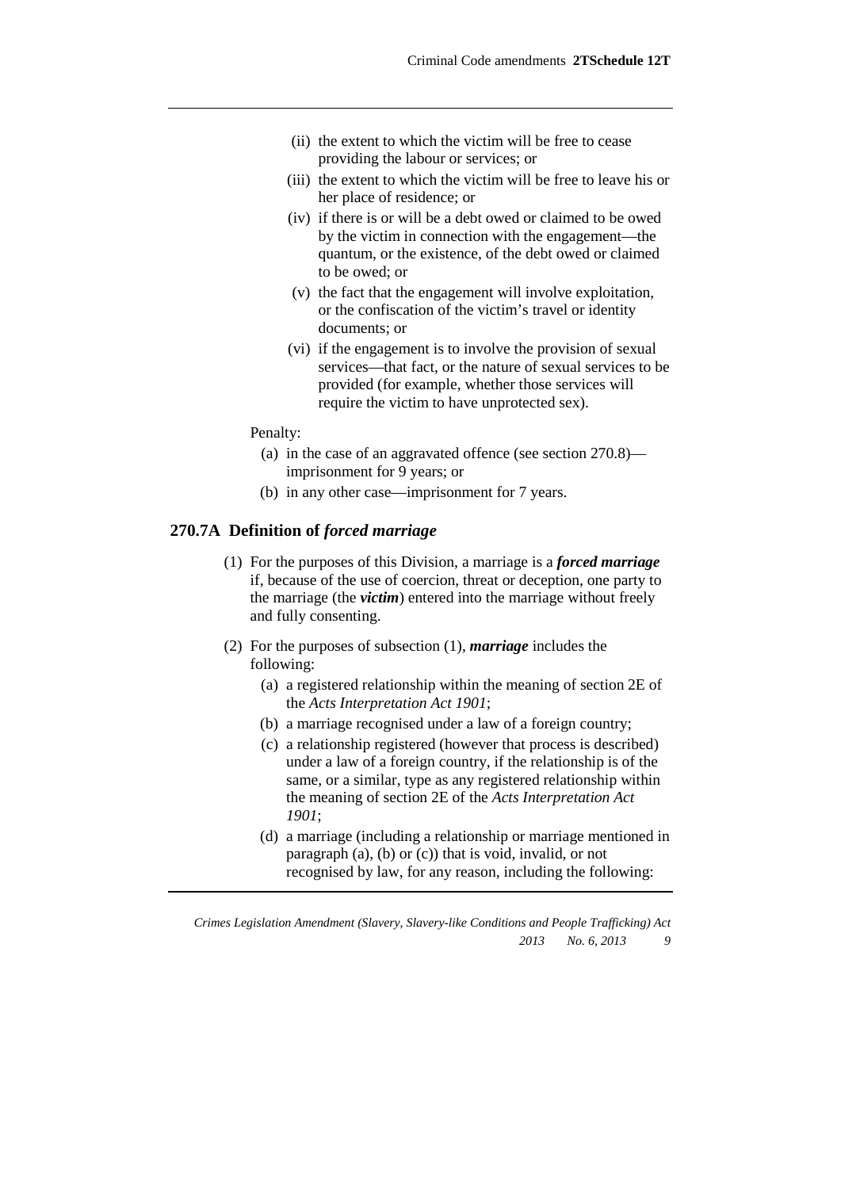(ii) the extent to which the victim will be free to cease providing the labour or services; or

(iii) the extent to which the victim will be free to leave his or her place of residence; or

(iv) if there is or will be a debt owed or claimed to be owed by the victim in connection with the engagement—the quantum, or the existence, of the debt owed or claimed to be owed; or

(v) the fact that the engagement will involve exploitation, or the confiscation of the victim's travel or identity documents; or

(vi) if the engagement is to involve the provision of sexual services—that fact, or the nature of sexual services to be provided (for example, whether those services will require the victim to have unprotected sex).

Penalty:

(a) in the case of an aggravated offence (see section 270.8)—imprisonment for 9 years; or

(b) in any other case—imprisonment for 7 years.

### 270.7A Definition of *forced marriage*

(1) For the purposes of this Division, a marriage is a ***forced marriage*** if, because of the use of coercion, threat or deception, one party to the marriage (the ***victim***) entered into the marriage without freely and fully consenting.

(2) For the purposes of subsection (1), ***marriage*** includes the following:

(a) a registered relationship within the meaning of section 2E of the *Acts Interpretation Act 1901*;

(b) a marriage recognised under a law of a foreign country;

(c) a relationship registered (however that process is described) under a law of a foreign country, if the relationship is of the same, or a similar, type as any registered relationship within the meaning of section 2E of the *Acts Interpretation Act 1901*;

(d) a marriage (including a relationship or marriage mentioned in paragraph (a), (b) or (c)) that is void, invalid, or not recognised by law, for any reason, including the following: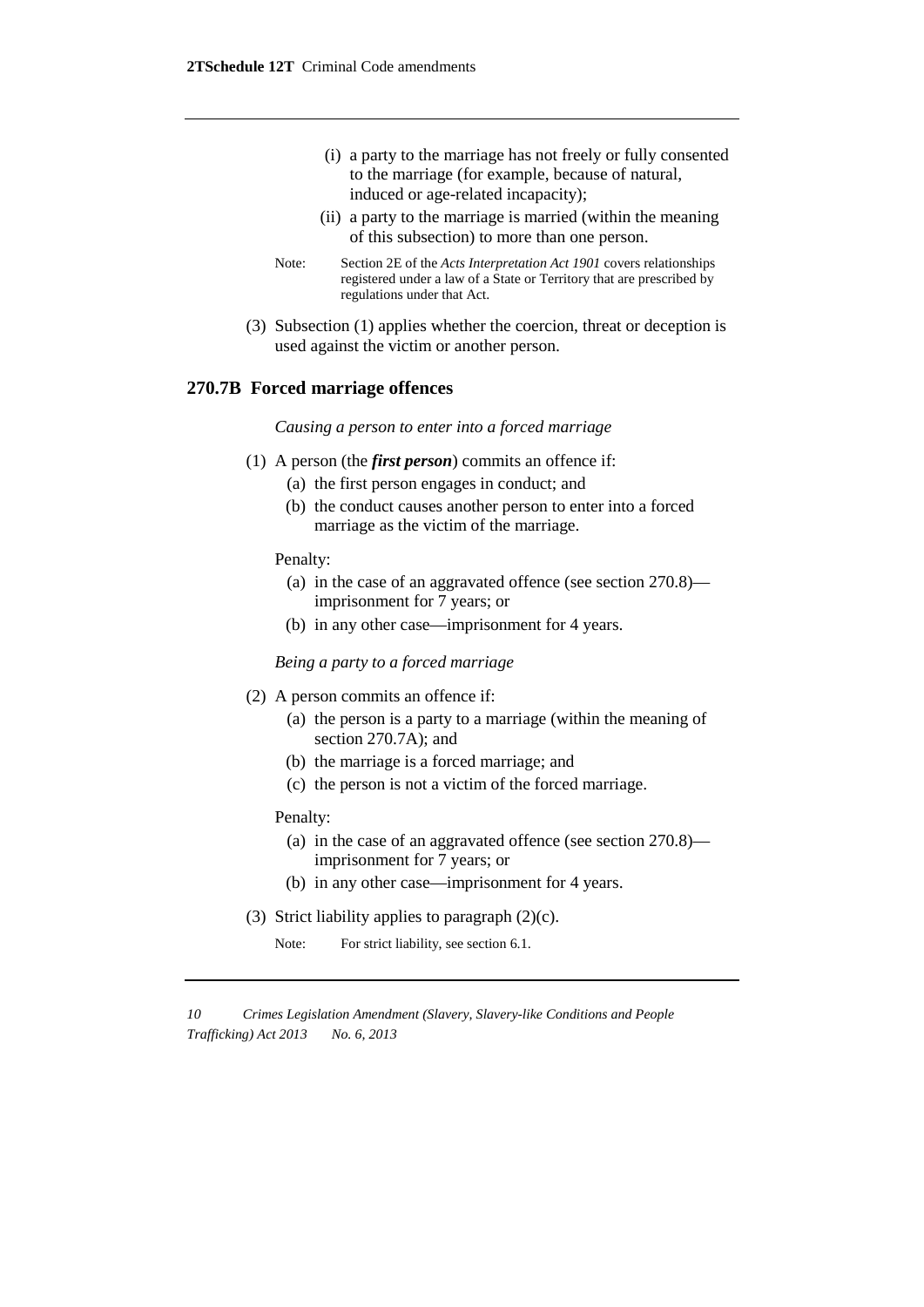(i) a party to the marriage has not freely or fully consented to the marriage (for example, because of natural, induced or age-related incapacity);

(ii) a party to the marriage is married (within the meaning of this subsection) to more than one person.

Note: Section 2E of the *Acts Interpretation Act 1901* covers relationships registered under a law of a State or Territory that are prescribed by regulations under that Act.

(3) Subsection (1) applies whether the coercion, threat or deception is used against the victim or another person.

## 270.7B Forced marriage offences

*Causing a person to enter into a forced marriage*

(1) A person (the ***first person***) commits an offence if:

(a) the first person engages in conduct; and

(b) the conduct causes another person to enter into a forced marriage as the victim of the marriage.

Penalty:

(a) in the case of an aggravated offence (see section 270.8)—imprisonment for 7 years; or

(b) in any other case—imprisonment for 4 years.

*Being a party to a forced marriage*

(2) A person commits an offence if:

(a) the person is a party to a marriage (within the meaning of section 270.7A); and

(b) the marriage is a forced marriage; and

(c) the person is not a victim of the forced marriage.

Penalty:

(a) in the case of an aggravated offence (see section 270.8)—imprisonment for 7 years; or

(b) in any other case—imprisonment for 4 years.

(3) Strict liability applies to paragraph (2)(c).

Note: For strict liability, see section 6.1.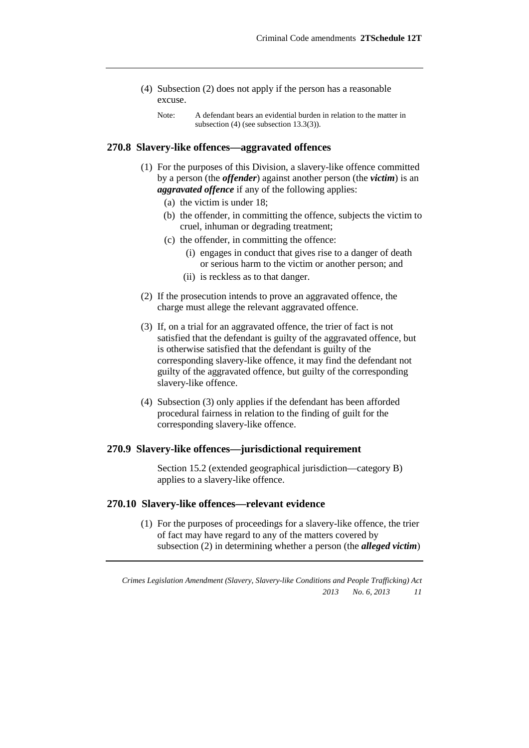(4) Subsection (2) does not apply if the person has a reasonable excuse.

Note: A defendant bears an evidential burden in relation to the matter in subsection (4) (see subsection 13.3(3)).

### 270.8 Slavery-like offences—aggravated offences

(1) For the purposes of this Division, a slavery-like offence committed by a person (the ***offender***) against another person (the ***victim***) is an ***aggravated offence*** if any of the following applies:

(a) the victim is under 18;

(b) the offender, in committing the offence, subjects the victim to cruel, inhuman or degrading treatment;

(c) the offender, in committing the offence:

(i) engages in conduct that gives rise to a danger of death or serious harm to the victim or another person; and

(ii) is reckless as to that danger.

(2) If the prosecution intends to prove an aggravated offence, the charge must allege the relevant aggravated offence.

(3) If, on a trial for an aggravated offence, the trier of fact is not satisfied that the defendant is guilty of the aggravated offence, but is otherwise satisfied that the defendant is guilty of the corresponding slavery-like offence, it may find the defendant not guilty of the aggravated offence, but guilty of the corresponding slavery-like offence.

(4) Subsection (3) only applies if the defendant has been afforded procedural fairness in relation to the finding of guilt for the corresponding slavery-like offence.

### 270.9 Slavery-like offences—jurisdictional requirement

Section 15.2 (extended geographical jurisdiction—category B) applies to a slavery-like offence.

### 270.10 Slavery-like offences—relevant evidence

(1) For the purposes of proceedings for a slavery-like offence, the trier of fact may have regard to any of the matters covered by subsection (2) in determining whether a person (the ***alleged victim***)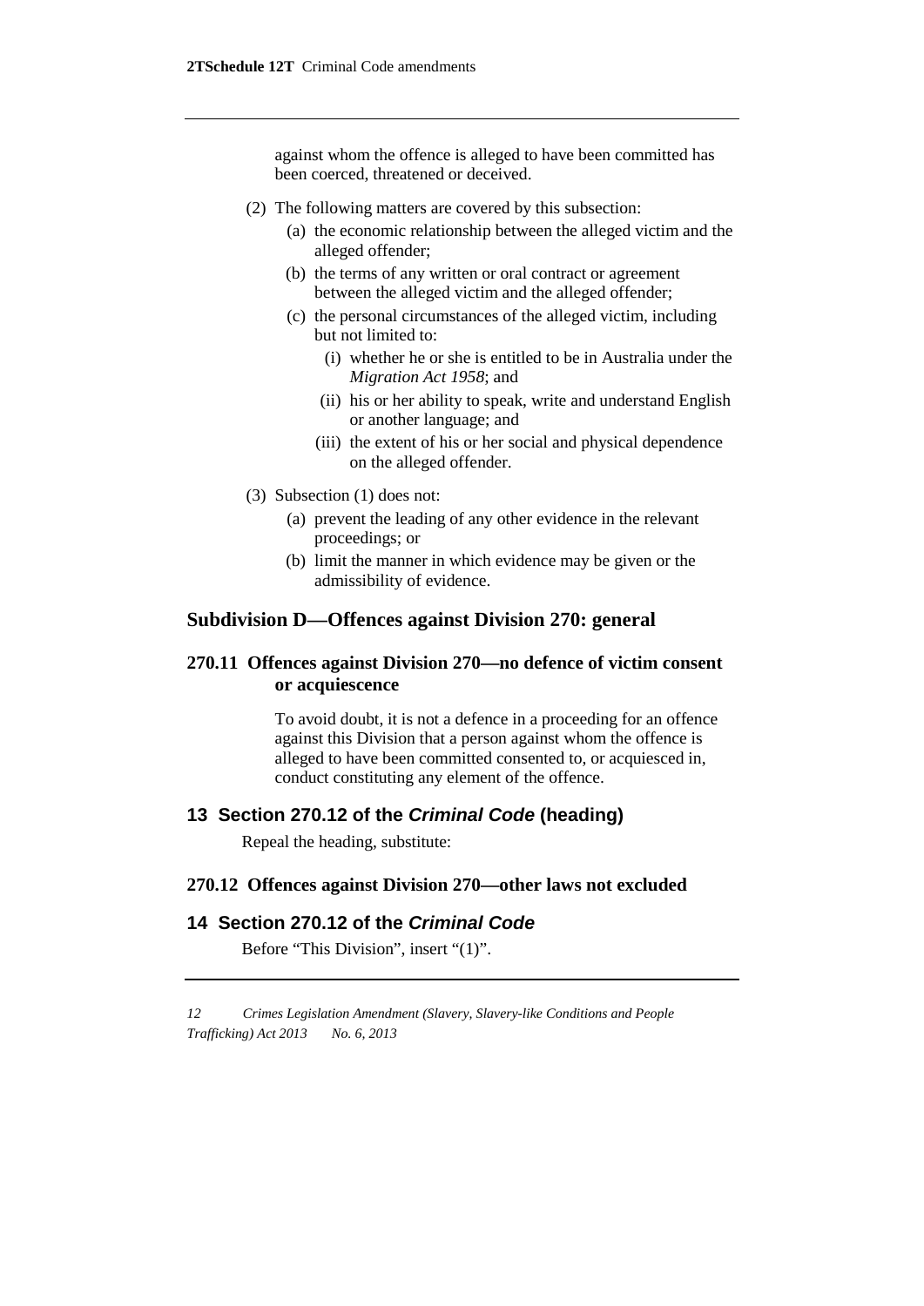against whom the offence is alleged to have been committed has been coerced, threatened or deceived.

(2) The following matters are covered by this subsection:

(a) the economic relationship between the alleged victim and the alleged offender;

(b) the terms of any written or oral contract or agreement between the alleged victim and the alleged offender;

(c) the personal circumstances of the alleged victim, including but not limited to:

(i) whether he or she is entitled to be in Australia under the *Migration Act 1958*; and

(ii) his or her ability to speak, write and understand English or another language; and

(iii) the extent of his or her social and physical dependence on the alleged offender.

(3) Subsection (1) does not:

(a) prevent the leading of any other evidence in the relevant proceedings; or

(b) limit the manner in which evidence may be given or the admissibility of evidence.

## Subdivision D—Offences against Division 270: general

### 270.11 Offences against Division 270—no defence of victim consent or acquiescence

To avoid doubt, it is not a defence in a proceeding for an offence against this Division that a person against whom the offence is alleged to have been committed consented to, or acquiesced in, conduct constituting any element of the offence.

## 13 Section 270.12 of the *Criminal Code* (heading)

Repeal the heading, substitute:

### 270.12 Offences against Division 270—other laws not excluded

## 14 Section 270.12 of the *Criminal Code*

Before "This Division", insert "(1)".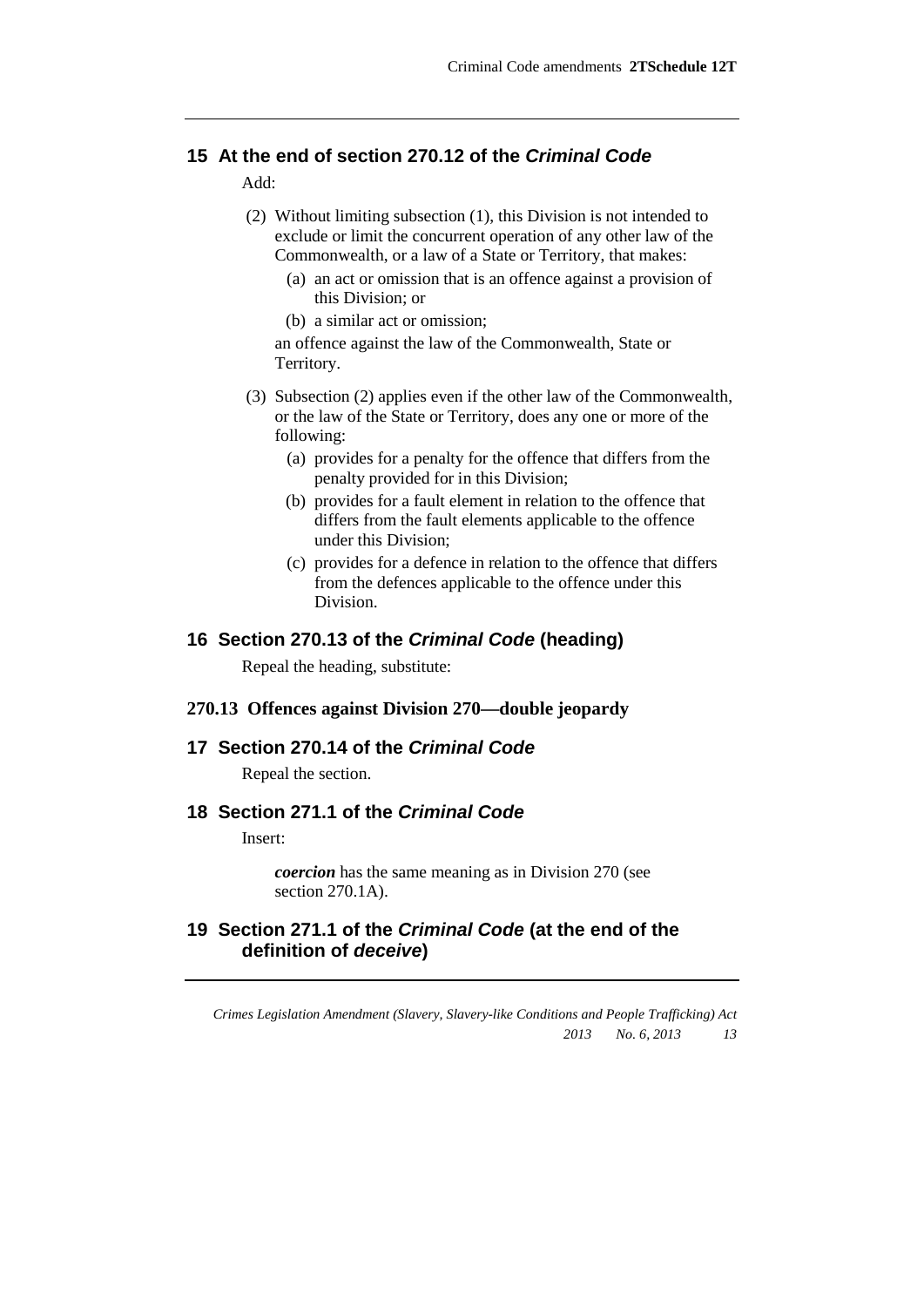## 15 At the end of section 270.12 of the *Criminal Code*

Add:

(2) Without limiting subsection (1), this Division is not intended to exclude or limit the concurrent operation of any other law of the Commonwealth, or a law of a State or Territory, that makes:

(a) an act or omission that is an offence against a provision of this Division; or

(b) a similar act or omission;

an offence against the law of the Commonwealth, State or Territory.

(3) Subsection (2) applies even if the other law of the Commonwealth, or the law of the State or Territory, does any one or more of the following:

(a) provides for a penalty for the offence that differs from the penalty provided for in this Division;

(b) provides for a fault element in relation to the offence that differs from the fault elements applicable to the offence under this Division;

(c) provides for a defence in relation to the offence that differs from the defences applicable to the offence under this Division.

## 16 Section 270.13 of the *Criminal Code* (heading)

Repeal the heading, substitute:

### 270.13 Offences against Division 270—double jeopardy

## 17 Section 270.14 of the *Criminal Code*

Repeal the section.

## 18 Section 271.1 of the *Criminal Code*

Insert:

***coercion*** has the same meaning as in Division 270 (see section 270.1A).

## 19 Section 271.1 of the *Criminal Code* (at the end of the definition of *deceive*)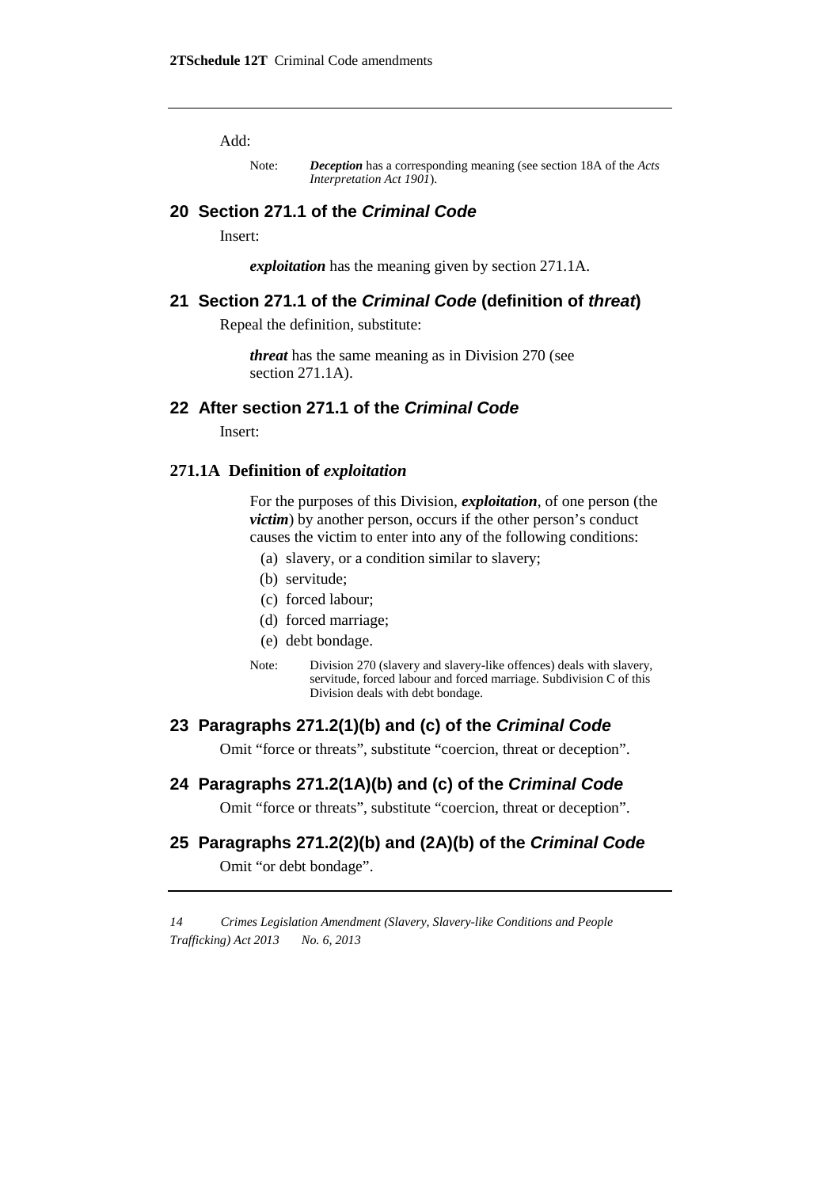Add:

Note: ***Deception*** has a corresponding meaning (see section 18A of the *Acts Interpretation Act 1901*).

## 20 Section 271.1 of the *Criminal Code*

Insert:

***exploitation*** has the meaning given by section 271.1A.

## 21 Section 271.1 of the *Criminal Code* (definition of *threat*)

Repeal the definition, substitute:

***threat*** has the same meaning as in Division 270 (see section 271.1A).

## 22 After section 271.1 of the *Criminal Code*

Insert:

### 271.1A Definition of *exploitation*

For the purposes of this Division, ***exploitation***, of one person (the ***victim***) by another person, occurs if the other person's conduct causes the victim to enter into any of the following conditions:

(a) slavery, or a condition similar to slavery;

(b) servitude;

(c) forced labour;

(d) forced marriage;

(e) debt bondage.

Note: Division 270 (slavery and slavery-like offences) deals with slavery, servitude, forced labour and forced marriage. Subdivision C of this Division deals with debt bondage.

## 23 Paragraphs 271.2(1)(b) and (c) of the *Criminal Code*

Omit "force or threats", substitute "coercion, threat or deception".

## 24 Paragraphs 271.2(1A)(b) and (c) of the *Criminal Code*

Omit "force or threats", substitute "coercion, threat or deception".

## 25 Paragraphs 271.2(2)(b) and (2A)(b) of the *Criminal Code*

Omit "or debt bondage".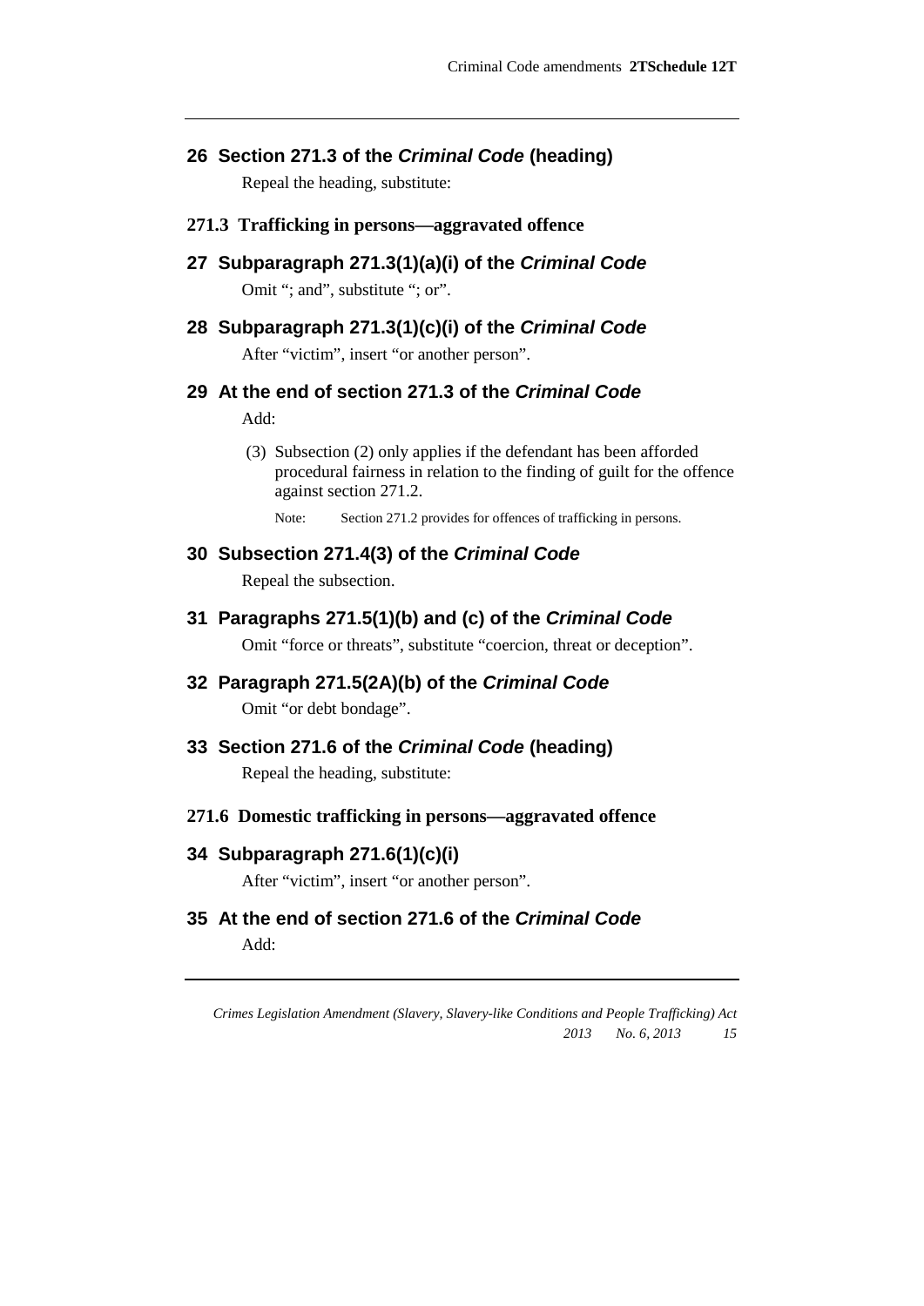## 26 Section 271.3 of the *Criminal Code* (heading)

Repeal the heading, substitute:

### 271.3 Trafficking in persons—aggravated offence

## 27 Subparagraph 271.3(1)(a)(i) of the *Criminal Code*

Omit "; and", substitute "; or".

## 28 Subparagraph 271.3(1)(c)(i) of the *Criminal Code*

After "victim", insert "or another person".

## 29 At the end of section 271.3 of the *Criminal Code*

Add:

(3) Subsection (2) only applies if the defendant has been afforded procedural fairness in relation to the finding of guilt for the offence against section 271.2.

Note: Section 271.2 provides for offences of trafficking in persons.

## 30 Subsection 271.4(3) of the *Criminal Code*

Repeal the subsection.

## 31 Paragraphs 271.5(1)(b) and (c) of the *Criminal Code*

Omit "force or threats", substitute "coercion, threat or deception".

## 32 Paragraph 271.5(2A)(b) of the *Criminal Code*

Omit "or debt bondage".

## 33 Section 271.6 of the *Criminal Code* (heading)

Repeal the heading, substitute:

### 271.6 Domestic trafficking in persons—aggravated offence

## 34 Subparagraph 271.6(1)(c)(i)

After "victim", insert "or another person".

## 35 At the end of section 271.6 of the *Criminal Code*

Add: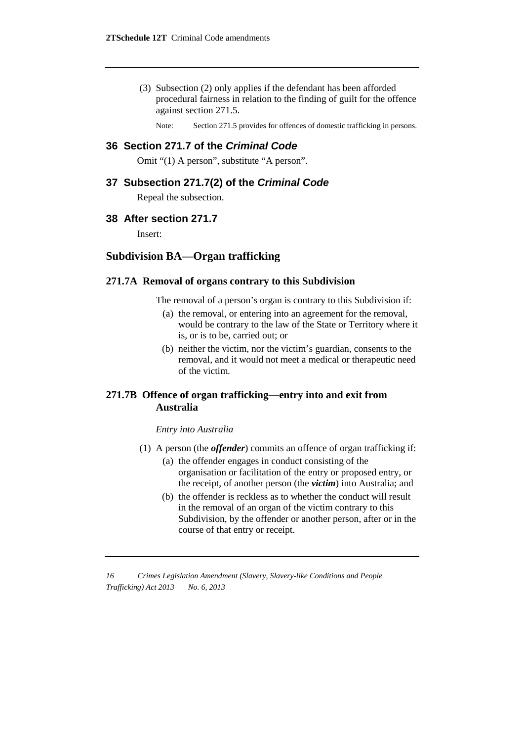(3) Subsection (2) only applies if the defendant has been afforded procedural fairness in relation to the finding of guilt for the offence against section 271.5.

Note: Section 271.5 provides for offences of domestic trafficking in persons.

## 36 Section 271.7 of the *Criminal Code*

Omit "(1) A person", substitute "A person".

## 37 Subsection 271.7(2) of the *Criminal Code*

Repeal the subsection.

## 38 After section 271.7

Insert:

## Subdivision BA—Organ trafficking

### 271.7A Removal of organs contrary to this Subdivision

The removal of a person's organ is contrary to this Subdivision if:

- (a) the removal, or entering into an agreement for the removal, would be contrary to the law of the State or Territory where it is, or is to be, carried out; or
- (b) neither the victim, nor the victim's guardian, consents to the removal, and it would not meet a medical or therapeutic need of the victim.

### 271.7B Offence of organ trafficking—entry into and exit from Australia

*Entry into Australia*

(1) A person (the ***offender***) commits an offence of organ trafficking if:

- (a) the offender engages in conduct consisting of the organisation or facilitation of the entry or proposed entry, or the receipt, of another person (the ***victim***) into Australia; and
- (b) the offender is reckless as to whether the conduct will result in the removal of an organ of the victim contrary to this Subdivision, by the offender or another person, after or in the course of that entry or receipt.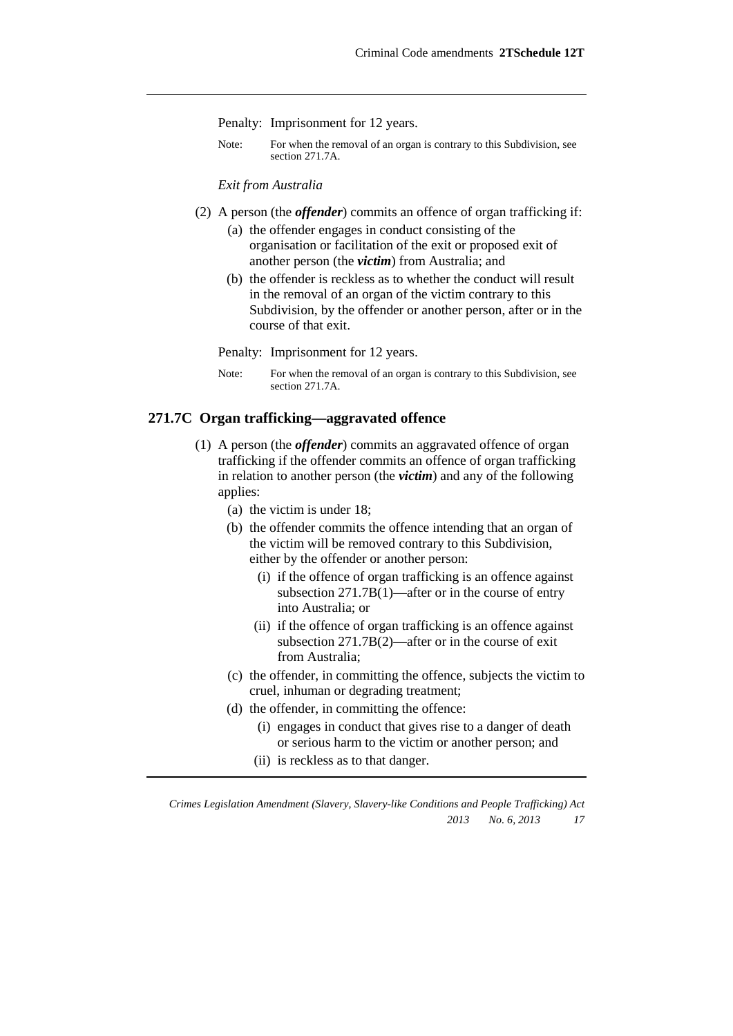Penalty: Imprisonment for 12 years.

Note: For when the removal of an organ is contrary to this Subdivision, see section 271.7A.

*Exit from Australia*

(2) A person (the ***offender***) commits an offence of organ trafficking if:

(a) the offender engages in conduct consisting of the organisation or facilitation of the exit or proposed exit of another person (the ***victim***) from Australia; and

(b) the offender is reckless as to whether the conduct will result in the removal of an organ of the victim contrary to this Subdivision, by the offender or another person, after or in the course of that exit.

Penalty: Imprisonment for 12 years.

Note: For when the removal of an organ is contrary to this Subdivision, see section 271.7A.

## 271.7C Organ trafficking—aggravated offence

(1) A person (the ***offender***) commits an aggravated offence of organ trafficking if the offender commits an offence of organ trafficking in relation to another person (the ***victim***) and any of the following applies:

(a) the victim is under 18;

(b) the offender commits the offence intending that an organ of the victim will be removed contrary to this Subdivision, either by the offender or another person:

(i) if the offence of organ trafficking is an offence against subsection 271.7B(1)—after or in the course of entry into Australia; or

(ii) if the offence of organ trafficking is an offence against subsection 271.7B(2)—after or in the course of exit from Australia;

(c) the offender, in committing the offence, subjects the victim to cruel, inhuman or degrading treatment;

(d) the offender, in committing the offence:

(i) engages in conduct that gives rise to a danger of death or serious harm to the victim or another person; and

(ii) is reckless as to that danger.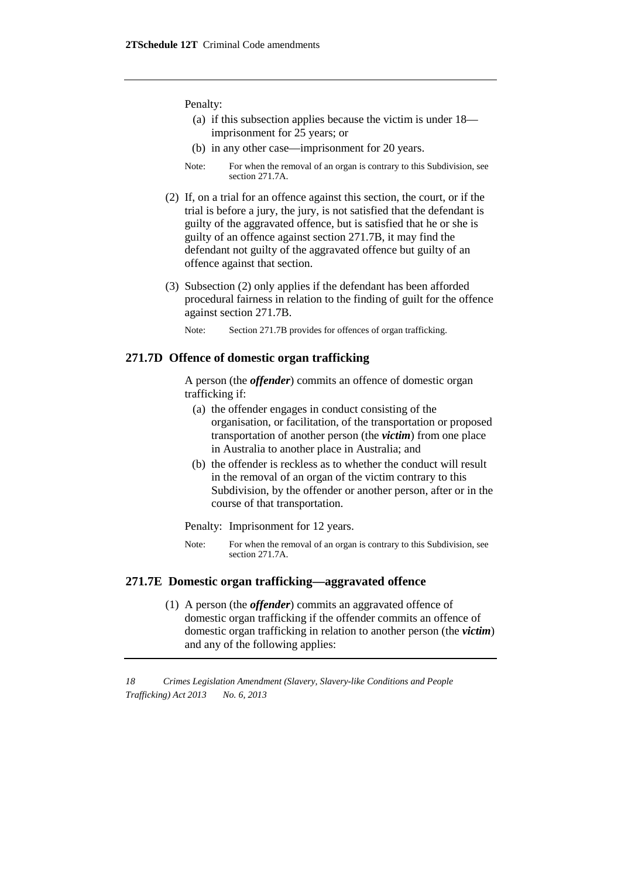Penalty:

(a) if this subsection applies because the victim is under 18—imprisonment for 25 years; or

(b) in any other case—imprisonment for 20 years.

Note: For when the removal of an organ is contrary to this Subdivision, see section 271.7A.

(2) If, on a trial for an offence against this section, the court, or if the trial is before a jury, the jury, is not satisfied that the defendant is guilty of the aggravated offence, but is satisfied that he or she is guilty of an offence against section 271.7B, it may find the defendant not guilty of the aggravated offence but guilty of an offence against that section.

(3) Subsection (2) only applies if the defendant has been afforded procedural fairness in relation to the finding of guilt for the offence against section 271.7B.

Note: Section 271.7B provides for offences of organ trafficking.

## 271.7D Offence of domestic organ trafficking

A person (the ***offender***) commits an offence of domestic organ trafficking if:

(a) the offender engages in conduct consisting of the organisation, or facilitation, of the transportation or proposed transportation of another person (the ***victim***) from one place in Australia to another place in Australia; and

(b) the offender is reckless as to whether the conduct will result in the removal of an organ of the victim contrary to this Subdivision, by the offender or another person, after or in the course of that transportation.

Penalty: Imprisonment for 12 years.

Note: For when the removal of an organ is contrary to this Subdivision, see section 271.7A.

## 271.7E Domestic organ trafficking—aggravated offence

(1) A person (the ***offender***) commits an aggravated offence of domestic organ trafficking if the offender commits an offence of domestic organ trafficking in relation to another person (the ***victim***) and any of the following applies: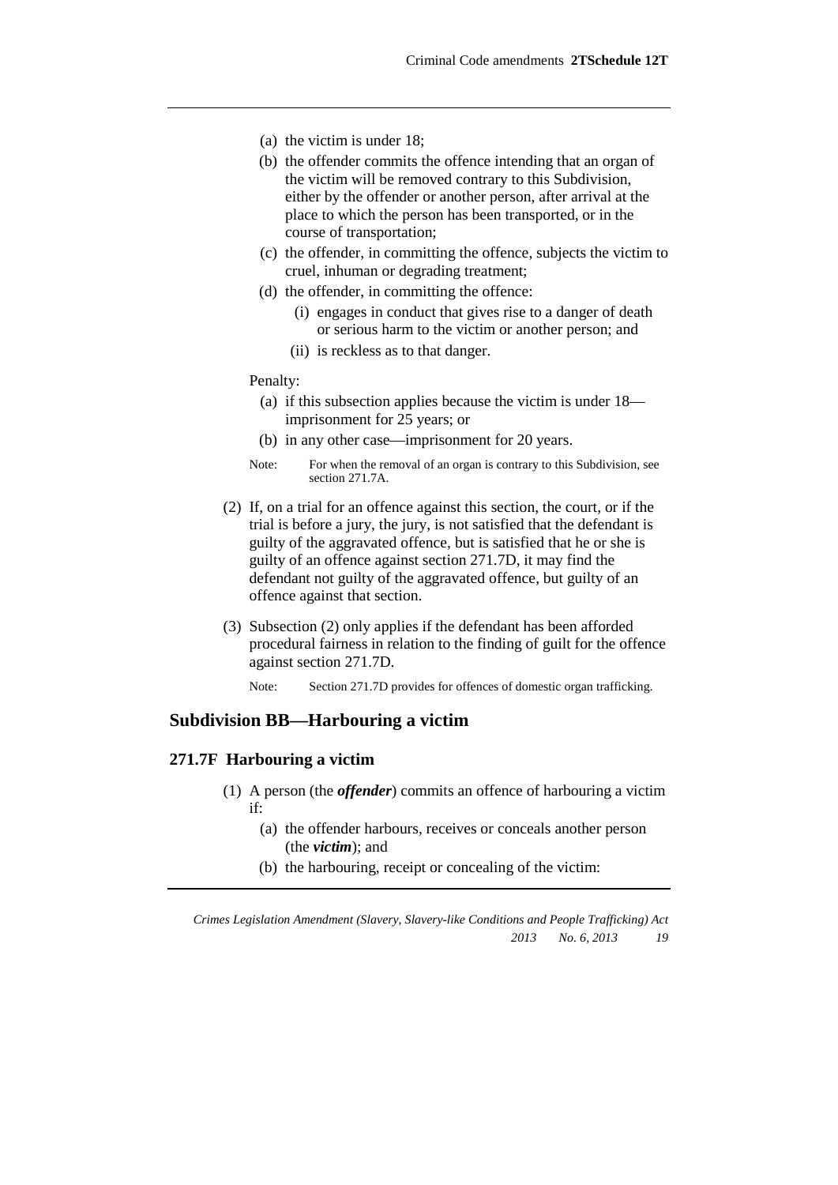(a) the victim is under 18;

(b) the offender commits the offence intending that an organ of the victim will be removed contrary to this Subdivision, either by the offender or another person, after arrival at the place to which the person has been transported, or in the course of transportation;

(c) the offender, in committing the offence, subjects the victim to cruel, inhuman or degrading treatment;

(d) the offender, in committing the offence:

(i) engages in conduct that gives rise to a danger of death or serious harm to the victim or another person; and

(ii) is reckless as to that danger.

Penalty:

(a) if this subsection applies because the victim is under 18—imprisonment for 25 years; or

(b) in any other case—imprisonment for 20 years.

Note: For when the removal of an organ is contrary to this Subdivision, see section 271.7A.

(2) If, on a trial for an offence against this section, the court, or if the trial is before a jury, the jury, is not satisfied that the defendant is guilty of the aggravated offence, but is satisfied that he or she is guilty of an offence against section 271.7D, it may find the defendant not guilty of the aggravated offence, but guilty of an offence against that section.

(3) Subsection (2) only applies if the defendant has been afforded procedural fairness in relation to the finding of guilt for the offence against section 271.7D.

Note: Section 271.7D provides for offences of domestic organ trafficking.

## Subdivision BB—Harbouring a victim

### 271.7F Harbouring a victim

(1) A person (the ***offender***) commits an offence of harbouring a victim if:

(a) the offender harbours, receives or conceals another person (the ***victim***); and

(b) the harbouring, receipt or concealing of the victim: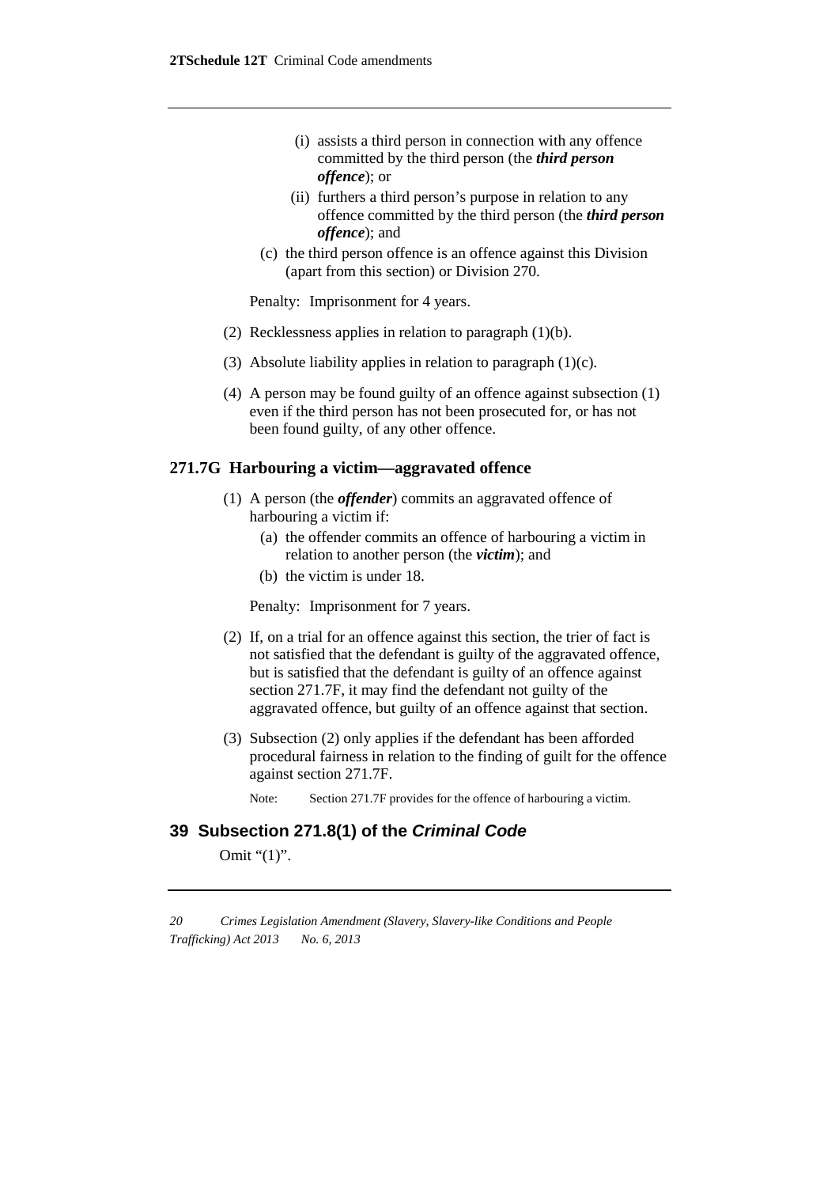(i) assists a third person in connection with any offence committed by the third person (the ***third person offence***); or

(ii) furthers a third person's purpose in relation to any offence committed by the third person (the ***third person offence***); and

(c) the third person offence is an offence against this Division (apart from this section) or Division 270.

Penalty: Imprisonment for 4 years.

(2) Recklessness applies in relation to paragraph (1)(b).

(3) Absolute liability applies in relation to paragraph (1)(c).

(4) A person may be found guilty of an offence against subsection (1) even if the third person has not been prosecuted for, or has not been found guilty, of any other offence.

### 271.7G Harbouring a victim—aggravated offence

(1) A person (the ***offender***) commits an aggravated offence of harbouring a victim if:

(a) the offender commits an offence of harbouring a victim in relation to another person (the ***victim***); and

(b) the victim is under 18.

Penalty: Imprisonment for 7 years.

(2) If, on a trial for an offence against this section, the trier of fact is not satisfied that the defendant is guilty of the aggravated offence, but is satisfied that the defendant is guilty of an offence against section 271.7F, it may find the defendant not guilty of the aggravated offence, but guilty of an offence against that section.

(3) Subsection (2) only applies if the defendant has been afforded procedural fairness in relation to the finding of guilt for the offence against section 271.7F.

Note: Section 271.7F provides for the offence of harbouring a victim.

## 39 Subsection 271.8(1) of the *Criminal Code*

Omit "(1)".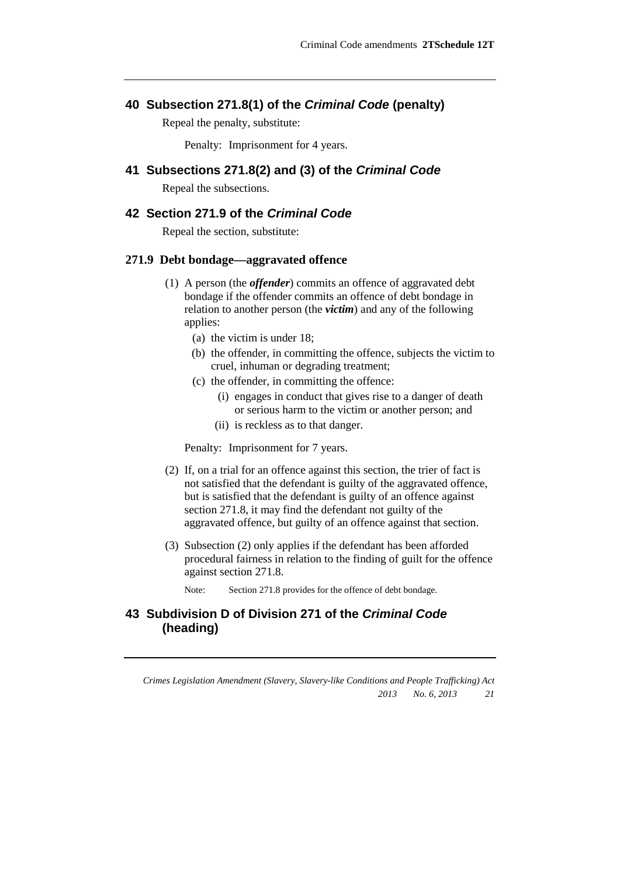## 40 Subsection 271.8(1) of the *Criminal Code* (penalty)

Repeal the penalty, substitute:

Penalty: Imprisonment for 4 years.

## 41 Subsections 271.8(2) and (3) of the *Criminal Code*

Repeal the subsections.

## 42 Section 271.9 of the *Criminal Code*

Repeal the section, substitute:

### 271.9 Debt bondage—aggravated offence

(1) A person (the ***offender***) commits an offence of aggravated debt bondage if the offender commits an offence of debt bondage in relation to another person (the ***victim***) and any of the following applies:

- (a) the victim is under 18;
- (b) the offender, in committing the offence, subjects the victim to cruel, inhuman or degrading treatment;
- (c) the offender, in committing the offence:
  - (i) engages in conduct that gives rise to a danger of death or serious harm to the victim or another person; and
  - (ii) is reckless as to that danger.

Penalty: Imprisonment for 7 years.

(2) If, on a trial for an offence against this section, the trier of fact is not satisfied that the defendant is guilty of the aggravated offence, but is satisfied that the defendant is guilty of an offence against section 271.8, it may find the defendant not guilty of the aggravated offence, but guilty of an offence against that section.

(3) Subsection (2) only applies if the defendant has been afforded procedural fairness in relation to the finding of guilt for the offence against section 271.8.

Note: Section 271.8 provides for the offence of debt bondage.

## 43 Subdivision D of Division 271 of the *Criminal Code* (heading)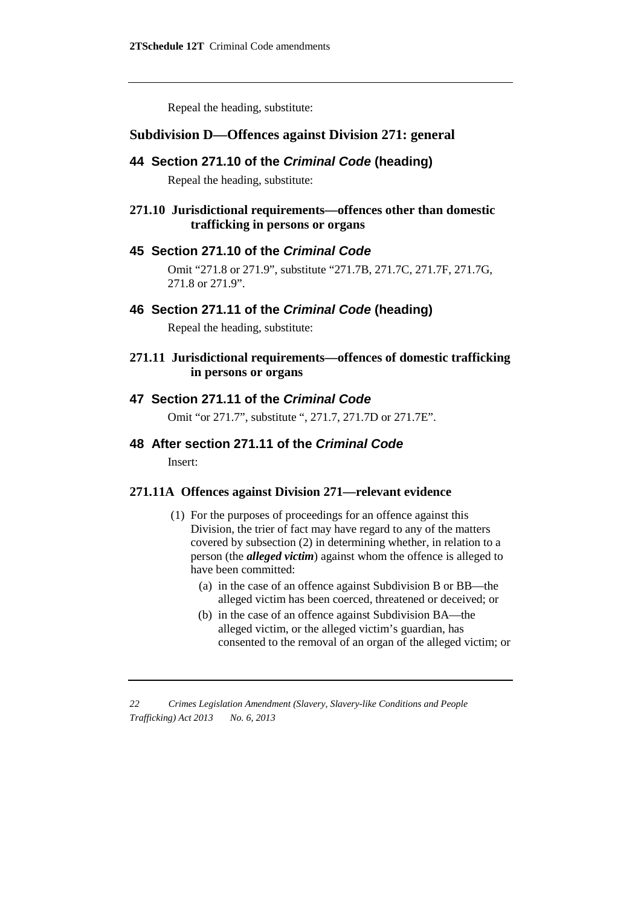Repeal the heading, substitute:

## Subdivision D—Offences against Division 271: general

### 44 Section 271.10 of the *Criminal Code* (heading)

Repeal the heading, substitute:

**271.10 Jurisdictional requirements—offences other than domestic trafficking in persons or organs**

### 45 Section 271.10 of the *Criminal Code*

Omit "271.8 or 271.9", substitute "271.7B, 271.7C, 271.7F, 271.7G, 271.8 or 271.9".

### 46 Section 271.11 of the *Criminal Code* (heading)

Repeal the heading, substitute:

**271.11 Jurisdictional requirements—offences of domestic trafficking in persons or organs**

### 47 Section 271.11 of the *Criminal Code*

Omit "or 271.7", substitute ", 271.7, 271.7D or 271.7E".

### 48 After section 271.11 of the *Criminal Code*

Insert:

**271.11A Offences against Division 271—relevant evidence**

(1) For the purposes of proceedings for an offence against this Division, the trier of fact may have regard to any of the matters covered by subsection (2) in determining whether, in relation to a person (the ***alleged victim***) against whom the offence is alleged to have been committed:

(a) in the case of an offence against Subdivision B or BB—the alleged victim has been coerced, threatened or deceived; or

(b) in the case of an offence against Subdivision BA—the alleged victim, or the alleged victim's guardian, has consented to the removal of an organ of the alleged victim; or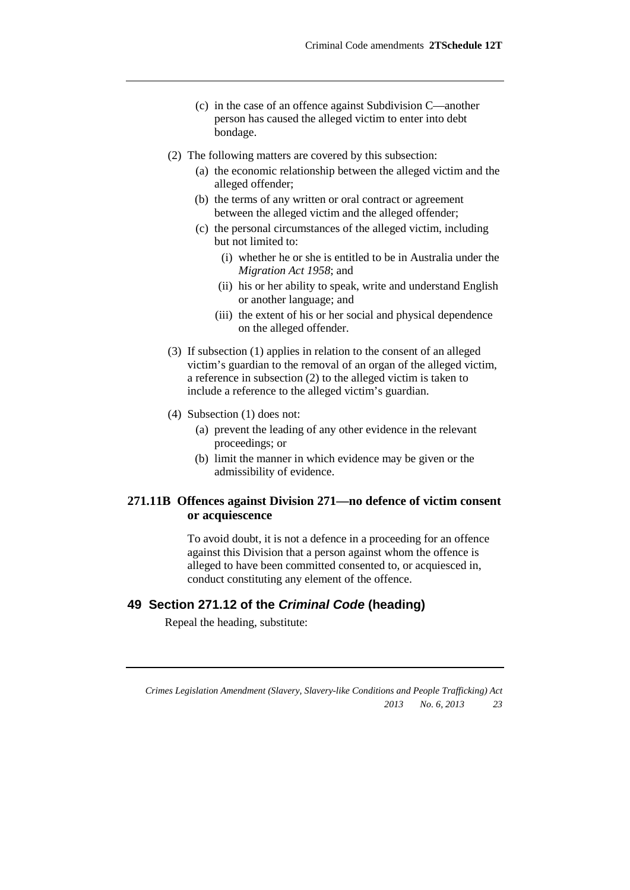(c) in the case of an offence against Subdivision C—another person has caused the alleged victim to enter into debt bondage.

(2) The following matters are covered by this subsection:

(a) the economic relationship between the alleged victim and the alleged offender;

(b) the terms of any written or oral contract or agreement between the alleged victim and the alleged offender;

(c) the personal circumstances of the alleged victim, including but not limited to:

(i) whether he or she is entitled to be in Australia under the *Migration Act 1958*; and

(ii) his or her ability to speak, write and understand English or another language; and

(iii) the extent of his or her social and physical dependence on the alleged offender.

(3) If subsection (1) applies in relation to the consent of an alleged victim's guardian to the removal of an organ of the alleged victim, a reference in subsection (2) to the alleged victim is taken to include a reference to the alleged victim's guardian.

(4) Subsection (1) does not:

(a) prevent the leading of any other evidence in the relevant proceedings; or

(b) limit the manner in which evidence may be given or the admissibility of evidence.

### 271.11B Offences against Division 271—no defence of victim consent or acquiescence

To avoid doubt, it is not a defence in a proceeding for an offence against this Division that a person against whom the offence is alleged to have been committed consented to, or acquiesced in, conduct constituting any element of the offence.

## 49 Section 271.12 of the *Criminal Code* (heading)

Repeal the heading, substitute: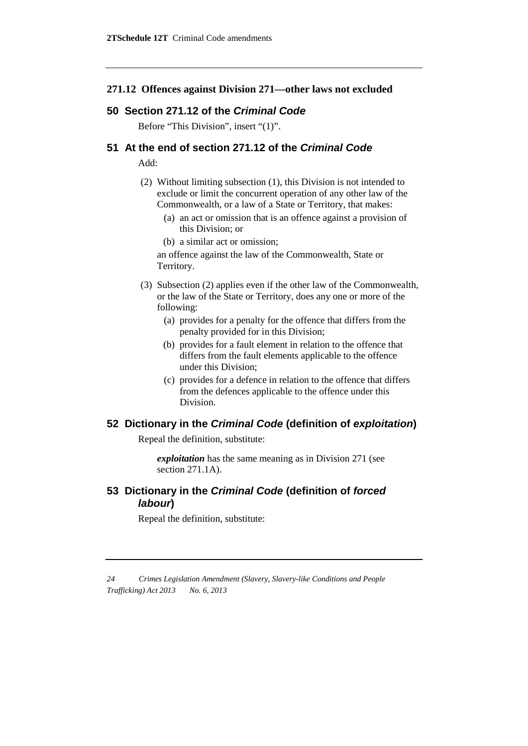### 271.12 Offences against Division 271—other laws not excluded

## 50 Section 271.12 of the *Criminal Code*

Before "This Division", insert "(1)".

## 51 At the end of section 271.12 of the *Criminal Code*

Add:

(2) Without limiting subsection (1), this Division is not intended to exclude or limit the concurrent operation of any other law of the Commonwealth, or a law of a State or Territory, that makes:

- (a) an act or omission that is an offence against a provision of this Division; or
- (b) a similar act or omission;

an offence against the law of the Commonwealth, State or Territory.

(3) Subsection (2) applies even if the other law of the Commonwealth, or the law of the State or Territory, does any one or more of the following:

- (a) provides for a penalty for the offence that differs from the penalty provided for in this Division;
- (b) provides for a fault element in relation to the offence that differs from the fault elements applicable to the offence under this Division;
- (c) provides for a defence in relation to the offence that differs from the defences applicable to the offence under this Division.

## 52 Dictionary in the *Criminal Code* (definition of *exploitation*)

Repeal the definition, substitute:

***exploitation*** has the same meaning as in Division 271 (see section 271.1A).

## 53 Dictionary in the *Criminal Code* (definition of *forced labour*)

Repeal the definition, substitute: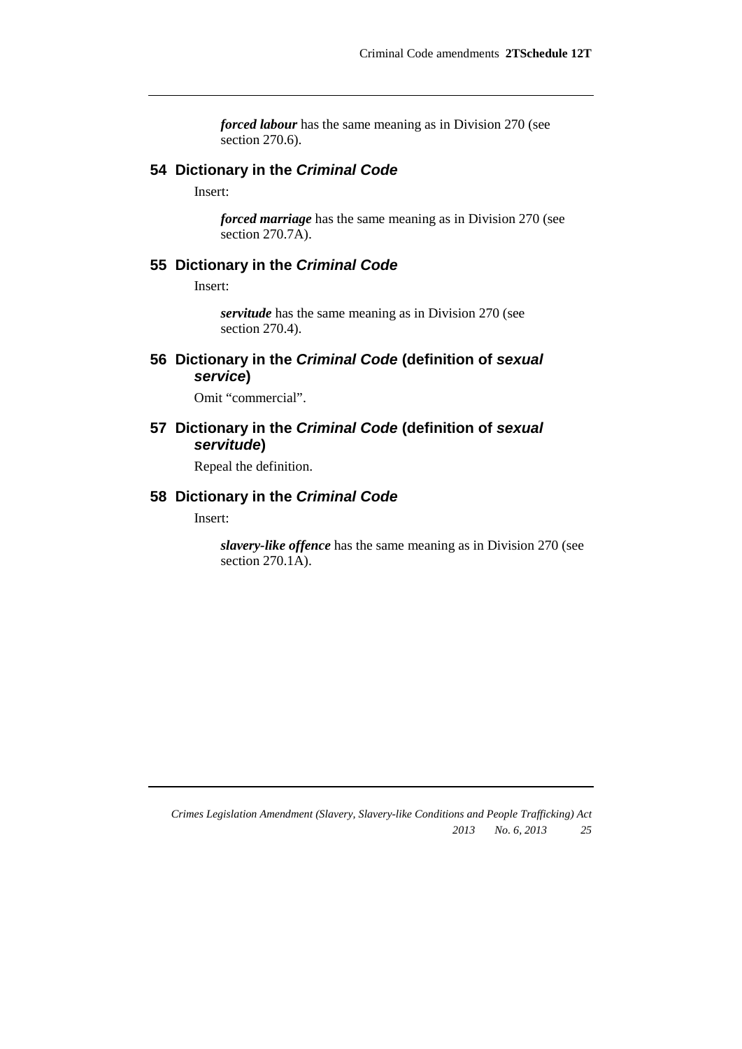***forced labour*** has the same meaning as in Division 270 (see section 270.6).

### 54 Dictionary in the *Criminal Code*

Insert:

***forced marriage*** has the same meaning as in Division 270 (see section 270.7A).

### 55 Dictionary in the *Criminal Code*

Insert:

***servitude*** has the same meaning as in Division 270 (see section 270.4).

### 56 Dictionary in the *Criminal Code* (definition of ***sexual service***)

Omit “commercial”.

### 57 Dictionary in the *Criminal Code* (definition of ***sexual servitude***)

Repeal the definition.

### 58 Dictionary in the *Criminal Code*

Insert:

***slavery-like offence*** has the same meaning as in Division 270 (see section 270.1A).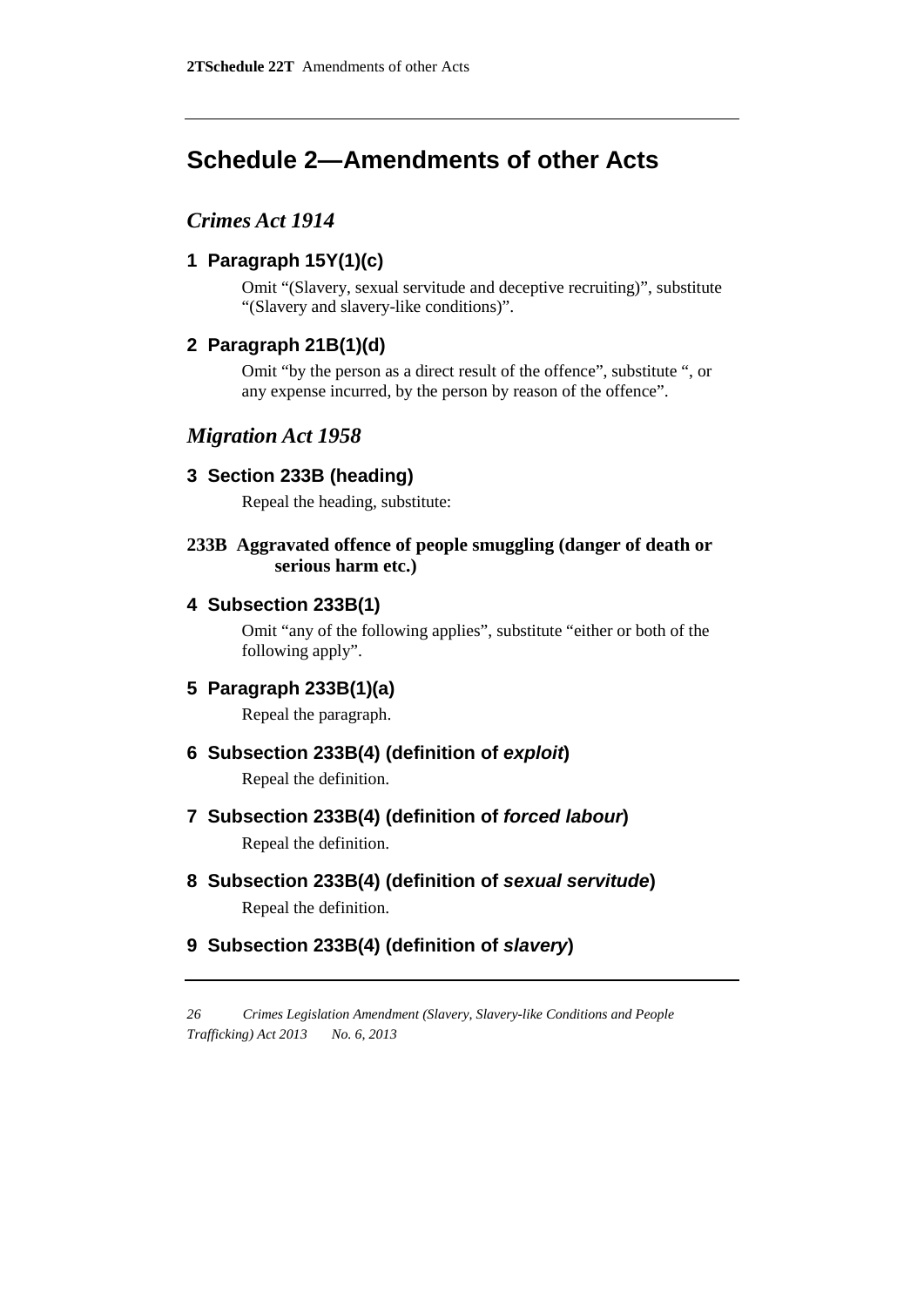# Schedule 2—Amendments of other Acts

## *Crimes Act 1914*

### 1 Paragraph 15Y(1)(c)

Omit "(Slavery, sexual servitude and deceptive recruiting)", substitute "(Slavery and slavery-like conditions)".

### 2 Paragraph 21B(1)(d)

Omit "by the person as a direct result of the offence", substitute ", or any expense incurred, by the person by reason of the offence".

## *Migration Act 1958*

### 3 Section 233B (heading)

Repeal the heading, substitute:

**233B Aggravated offence of people smuggling (danger of death or serious harm etc.)**

### 4 Subsection 233B(1)

Omit "any of the following applies", substitute "either or both of the following apply".

### 5 Paragraph 233B(1)(a)

Repeal the paragraph.

### 6 Subsection 233B(4) (definition of *exploit*)

Repeal the definition.

### 7 Subsection 233B(4) (definition of *forced labour*)

Repeal the definition.

### 8 Subsection 233B(4) (definition of *sexual servitude*)

Repeal the definition.

### 9 Subsection 233B(4) (definition of *slavery*)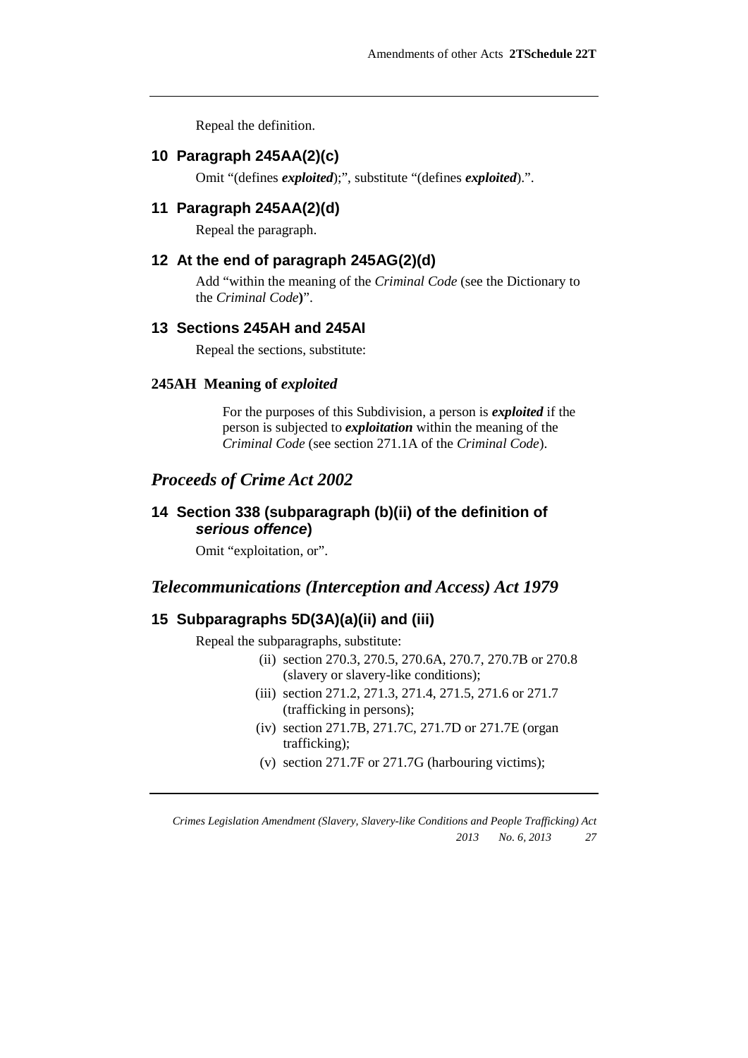Repeal the definition.

### 10 Paragraph 245AA(2)(c)

Omit "(defines ***exploited***);", substitute "(defines ***exploited***).".

### 11 Paragraph 245AA(2)(d)

Repeal the paragraph.

### 12 At the end of paragraph 245AG(2)(d)

Add "within the meaning of the *Criminal Code* (see the Dictionary to the *Criminal Code*)".

### 13 Sections 245AH and 245AI

Repeal the sections, substitute:

#### 245AH Meaning of *exploited*

For the purposes of this Subdivision, a person is ***exploited*** if the person is subjected to ***exploitation*** within the meaning of the *Criminal Code* (see section 271.1A of the *Criminal Code*).

## *Proceeds of Crime Act 2002*

### 14 Section 338 (subparagraph (b)(ii) of the definition of *serious offence*)

Omit "exploitation, or".

## *Telecommunications (Interception and Access) Act 1979*

### 15 Subparagraphs 5D(3A)(a)(ii) and (iii)

Repeal the subparagraphs, substitute:

(ii) section 270.3, 270.5, 270.6A, 270.7, 270.7B or 270.8 (slavery or slavery-like conditions);

(iii) section 271.2, 271.3, 271.4, 271.5, 271.6 or 271.7 (trafficking in persons);

(iv) section 271.7B, 271.7C, 271.7D or 271.7E (organ trafficking);

(v) section 271.7F or 271.7G (harbouring victims);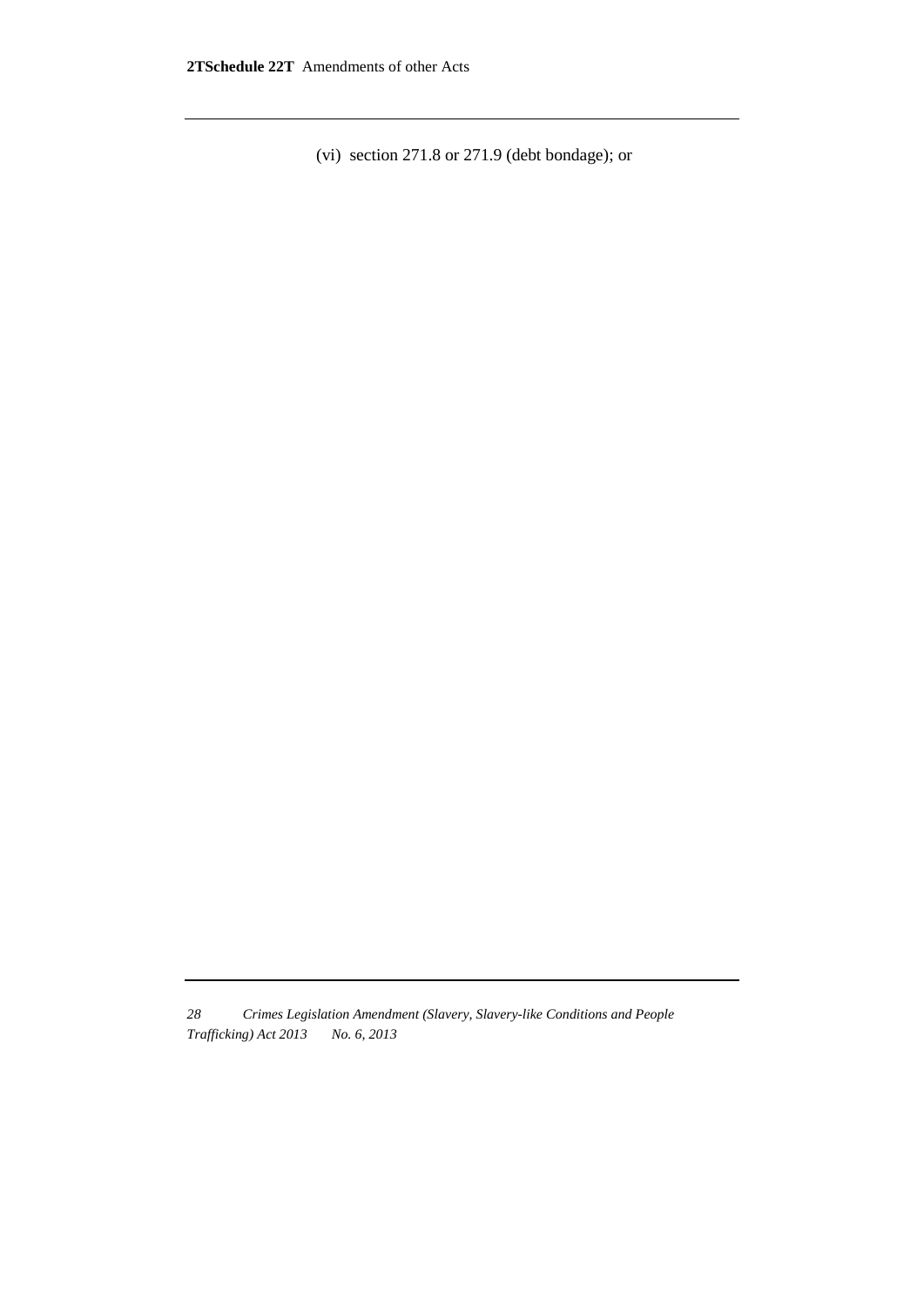(vi) section 271.8 or 271.9 (debt bondage); or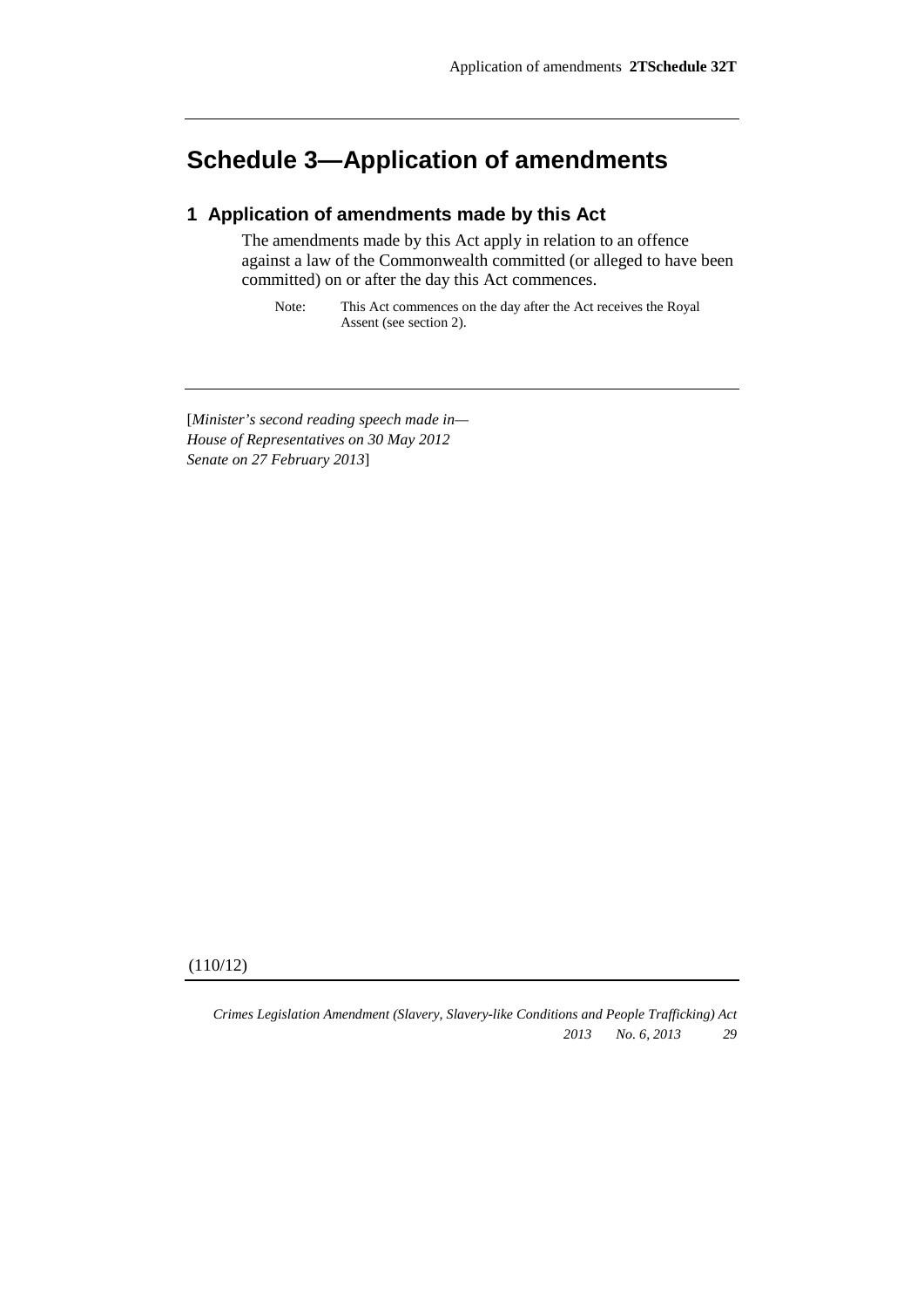# Schedule 3—Application of amendments

## 1 Application of amendments made by this Act

The amendments made by this Act apply in relation to an offence against a law of the Commonwealth committed (or alleged to have been committed) on or after the day this Act commences.

Note: This Act commences on the day after the Act receives the Royal Assent (see section 2).

[*Minister's second reading speech made in—*
*House of Representatives on 30 May 2012*
*Senate on 27 February 2013*]

(110/12)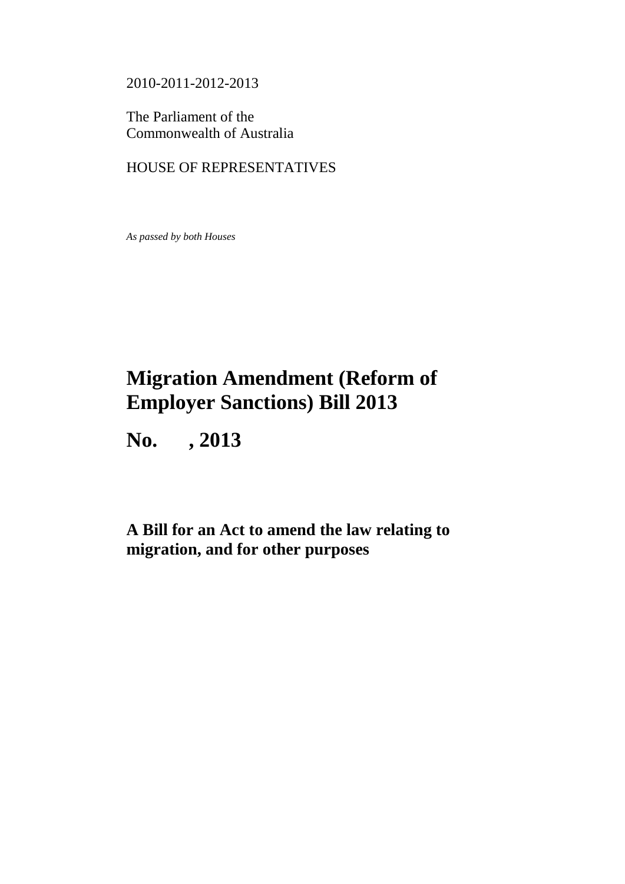2010-2011-2012-2013

The Parliament of the
Commonwealth of Australia

HOUSE OF REPRESENTATIVES

*As passed by both Houses*

# Migration Amendment (Reform of Employer Sanctions) Bill 2013

# No. , 2013

## A Bill for an Act to amend the law relating to migration, and for other purposes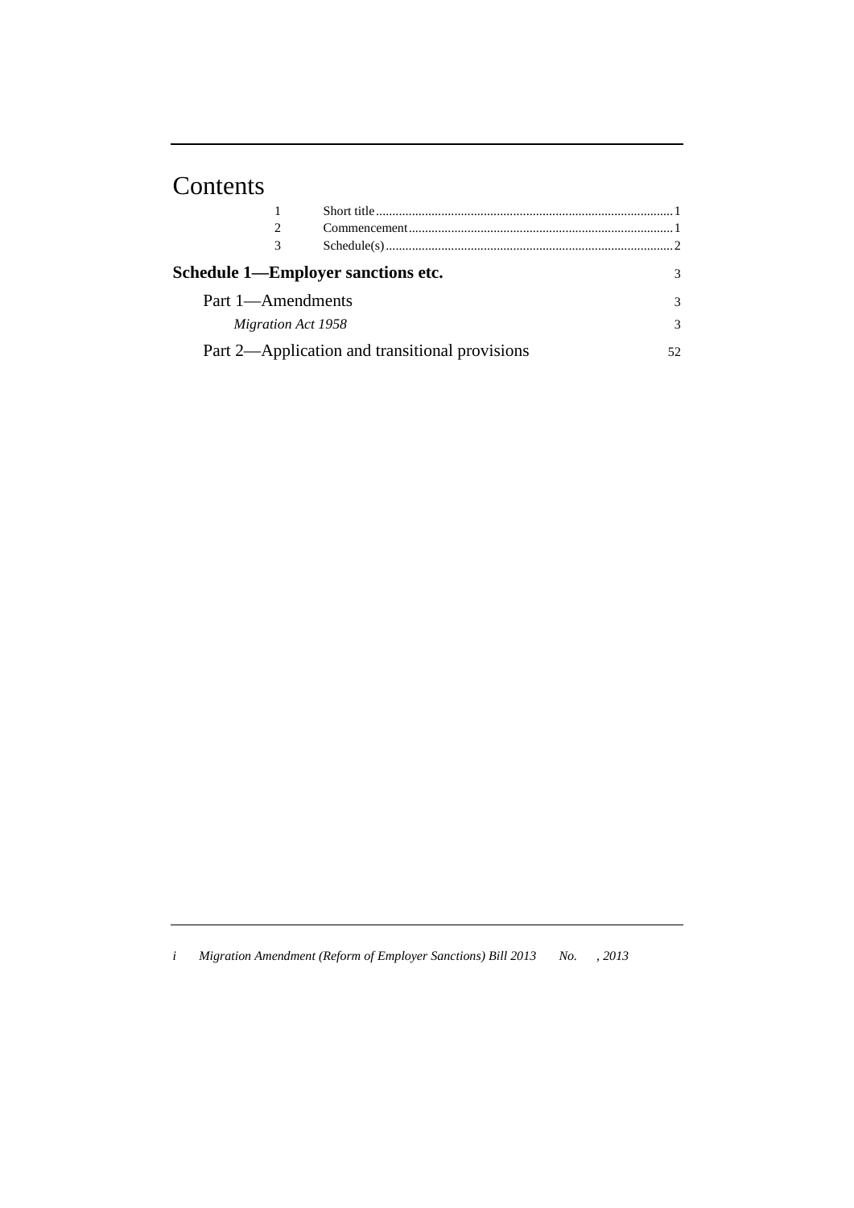# Contents

| | | |
|---|---|---|
| 1 | Short title | 1 |
| 2 | Commencement | 1 |
| 3 | Schedule(s) | 2 |

**Schedule 1—Employer sanctions etc.** 3

Part 1—Amendments 3

*Migration Act 1958* 3

Part 2—Application and transitional provisions 52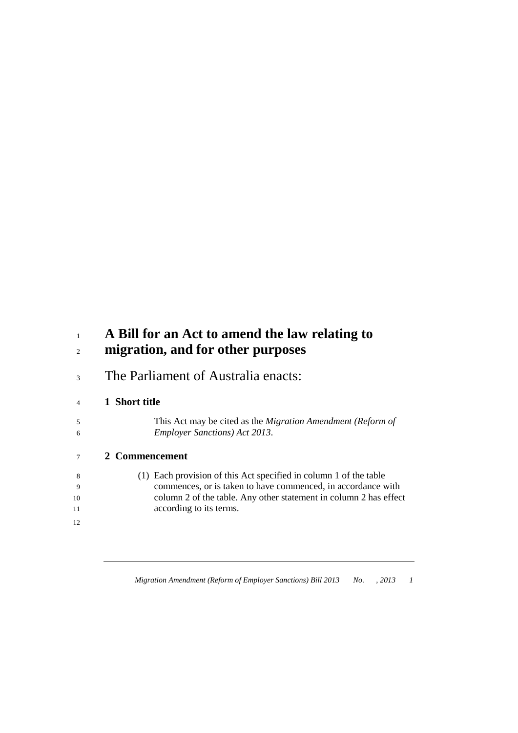# A Bill for an Act to amend the law relating to migration, and for other purposes

The Parliament of Australia enacts:

## 1 Short title

This Act may be cited as the *Migration Amendment (Reform of Employer Sanctions) Act 2013*.

## 2 Commencement

(1) Each provision of this Act specified in column 1 of the table commences, or is taken to have commenced, in accordance with column 2 of the table. Any other statement in column 2 has effect according to its terms.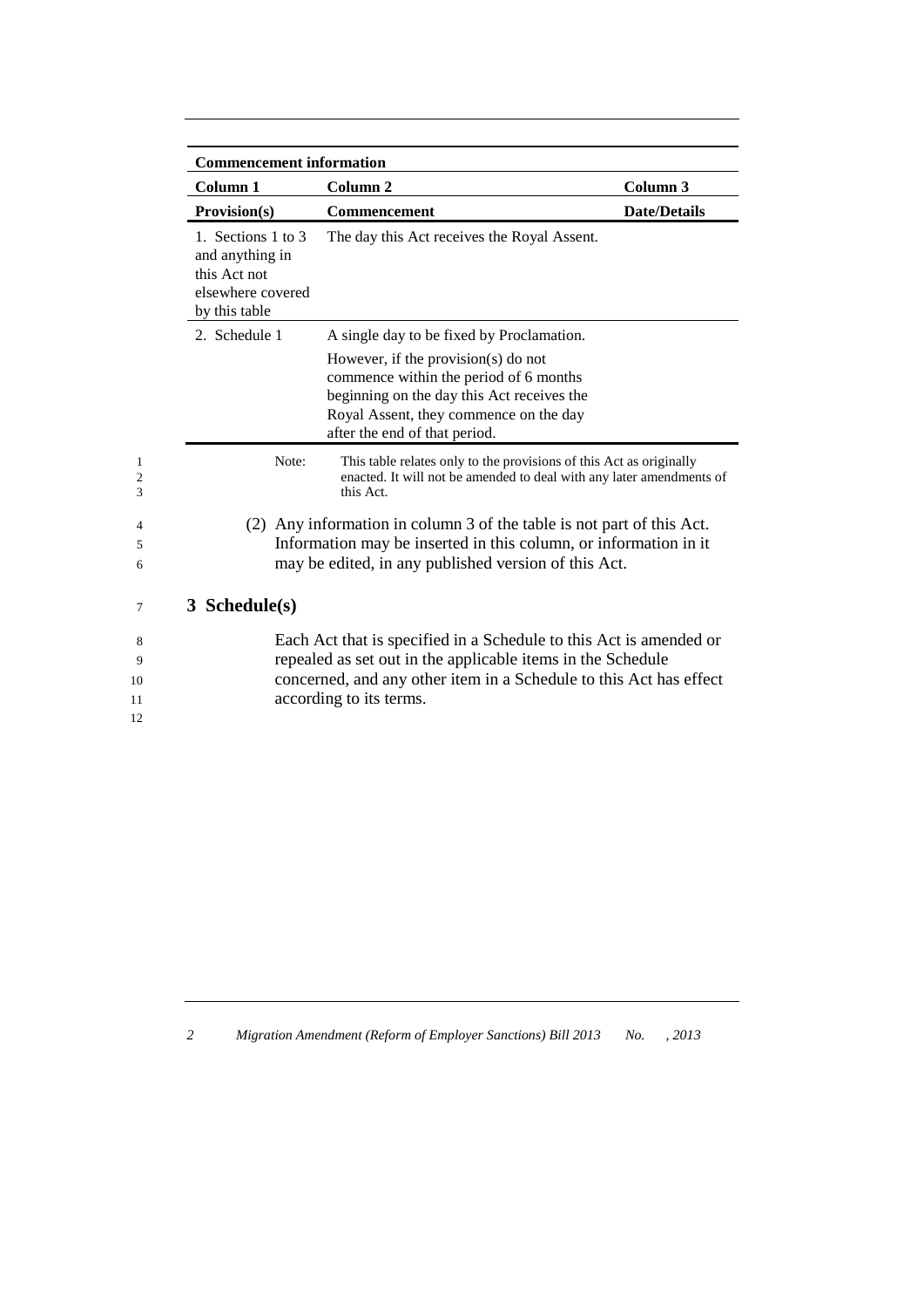**Commencement information**

| Column 1 | Column 2 | Column 3 |
|---|---|---|
| **Provision(s)** | **Commencement** | **Date/Details** |
| 1. Sections 1 to 3 and anything in this Act not elsewhere covered by this table | The day this Act receives the Royal Assent. | |
| 2. Schedule 1 | A single day to be fixed by Proclamation. However, if the provision(s) do not commence within the period of 6 months beginning on the day this Act receives the Royal Assent, they commence on the day after the end of that period. | |

Note: This table relates only to the provisions of this Act as originally enacted. It will not be amended to deal with any later amendments of this Act.

(2) Any information in column 3 of the table is not part of this Act. Information may be inserted in this column, or information in it may be edited, in any published version of this Act.

## 3 Schedule(s)

Each Act that is specified in a Schedule to this Act is amended or repealed as set out in the applicable items in the Schedule concerned, and any other item in a Schedule to this Act has effect according to its terms.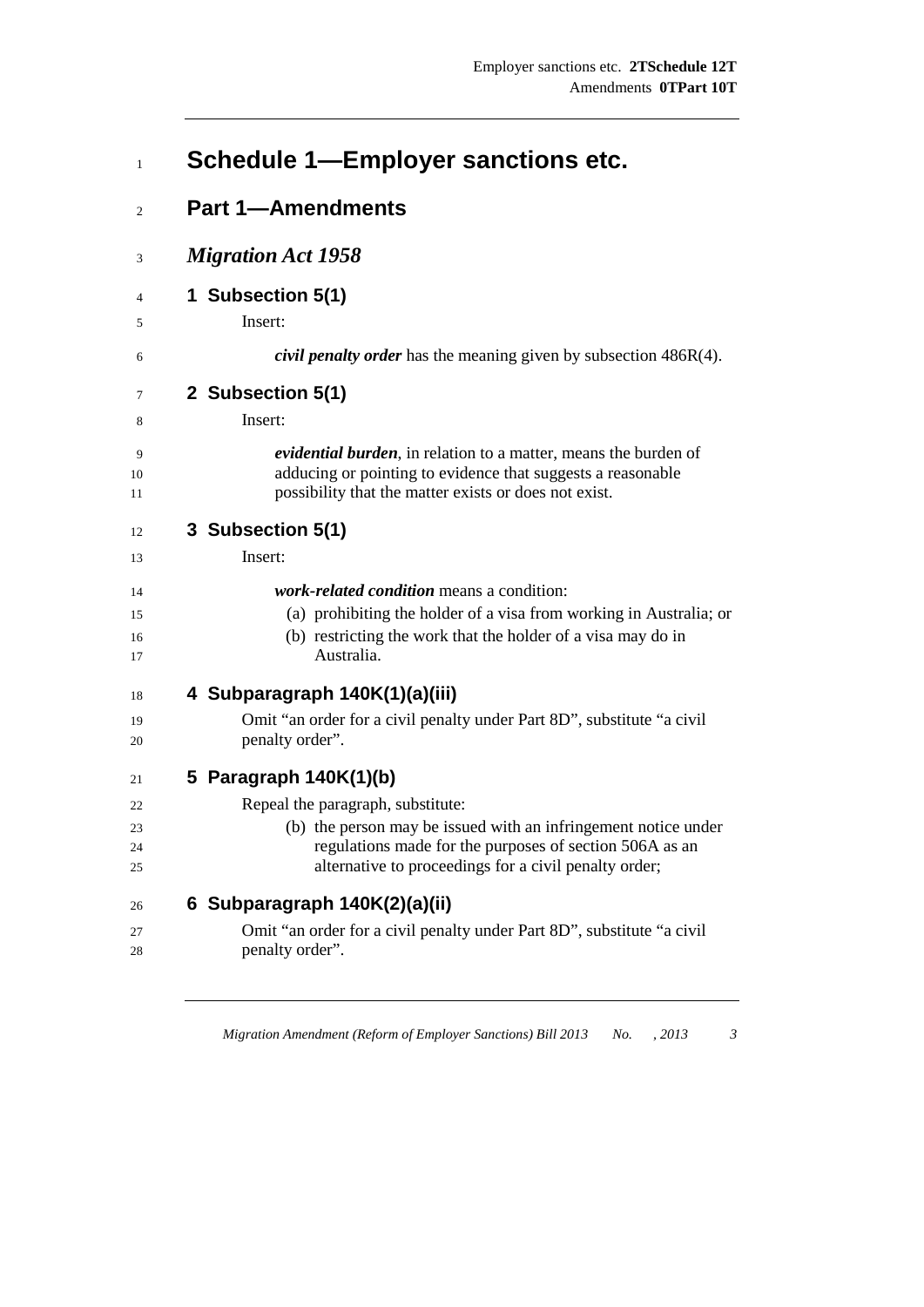# Schedule 1—Employer sanctions etc.

## Part 1—Amendments

### *Migration Act 1958*

#### 1 Subsection 5(1)

Insert:

***civil penalty order*** has the meaning given by subsection 486R(4).

#### 2 Subsection 5(1)

Insert:

***evidential burden***, in relation to a matter, means the burden of adducing or pointing to evidence that suggests a reasonable possibility that the matter exists or does not exist.

#### 3 Subsection 5(1)

Insert:

***work-related condition*** means a condition:

(a) prohibiting the holder of a visa from working in Australia; or

(b) restricting the work that the holder of a visa may do in Australia.

#### 4 Subparagraph 140K(1)(a)(iii)

Omit "an order for a civil penalty under Part 8D", substitute "a civil penalty order".

#### 5 Paragraph 140K(1)(b)

Repeal the paragraph, substitute:

(b) the person may be issued with an infringement notice under regulations made for the purposes of section 506A as an alternative to proceedings for a civil penalty order;

#### 6 Subparagraph 140K(2)(a)(ii)

Omit "an order for a civil penalty under Part 8D", substitute "a civil penalty order".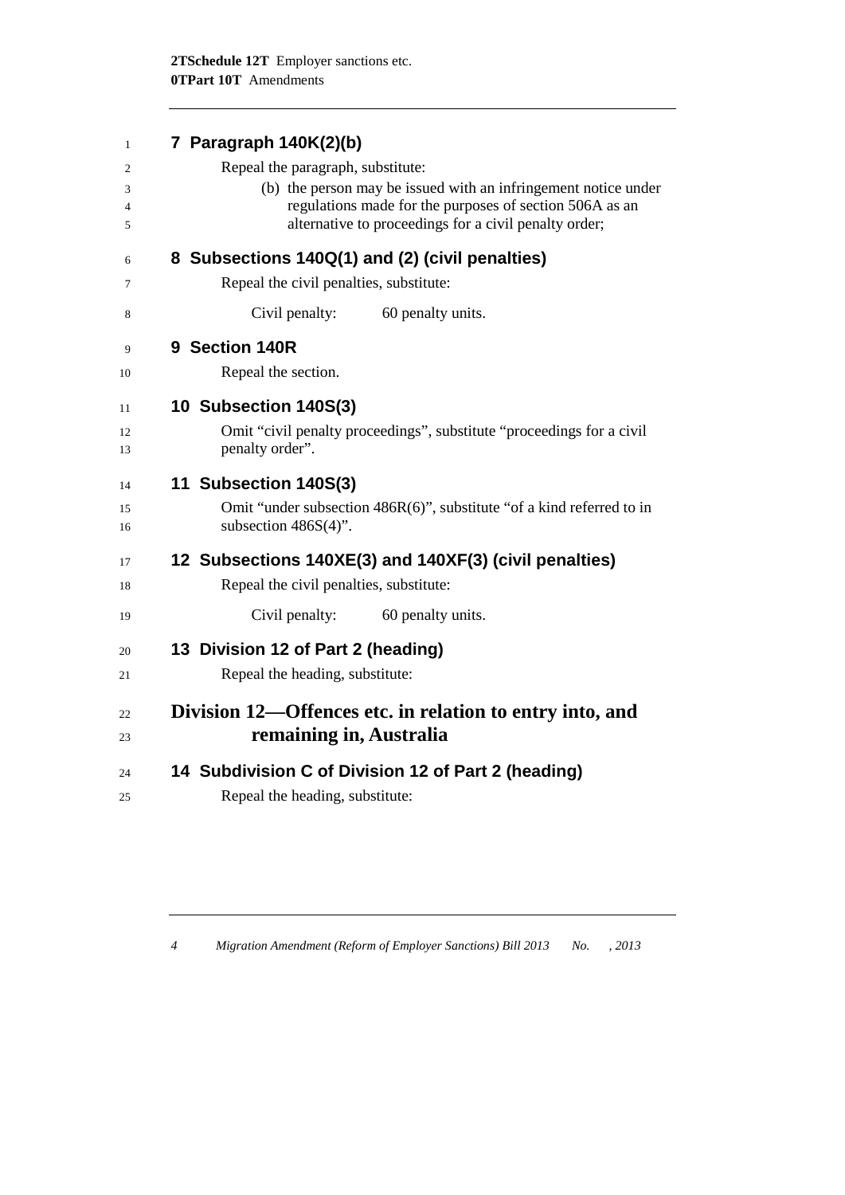### 7 Paragraph 140K(2)(b)

Repeal the paragraph, substitute:

(b) the person may be issued with an infringement notice under regulations made for the purposes of section 506A as an alternative to proceedings for a civil penalty order;

### 8 Subsections 140Q(1) and (2) (civil penalties)

Repeal the civil penalties, substitute:

Civil penalty: 60 penalty units.

### 9 Section 140R

Repeal the section.

### 10 Subsection 140S(3)

Omit "civil penalty proceedings", substitute "proceedings for a civil penalty order".

### 11 Subsection 140S(3)

Omit "under subsection 486R(6)", substitute "of a kind referred to in subsection 486S(4)".

### 12 Subsections 140XE(3) and 140XF(3) (civil penalties)

Repeal the civil penalties, substitute:

Civil penalty: 60 penalty units.

### 13 Division 12 of Part 2 (heading)

Repeal the heading, substitute:

## Division 12—Offences etc. in relation to entry into, and remaining in, Australia

### 14 Subdivision C of Division 12 of Part 2 (heading)

Repeal the heading, substitute: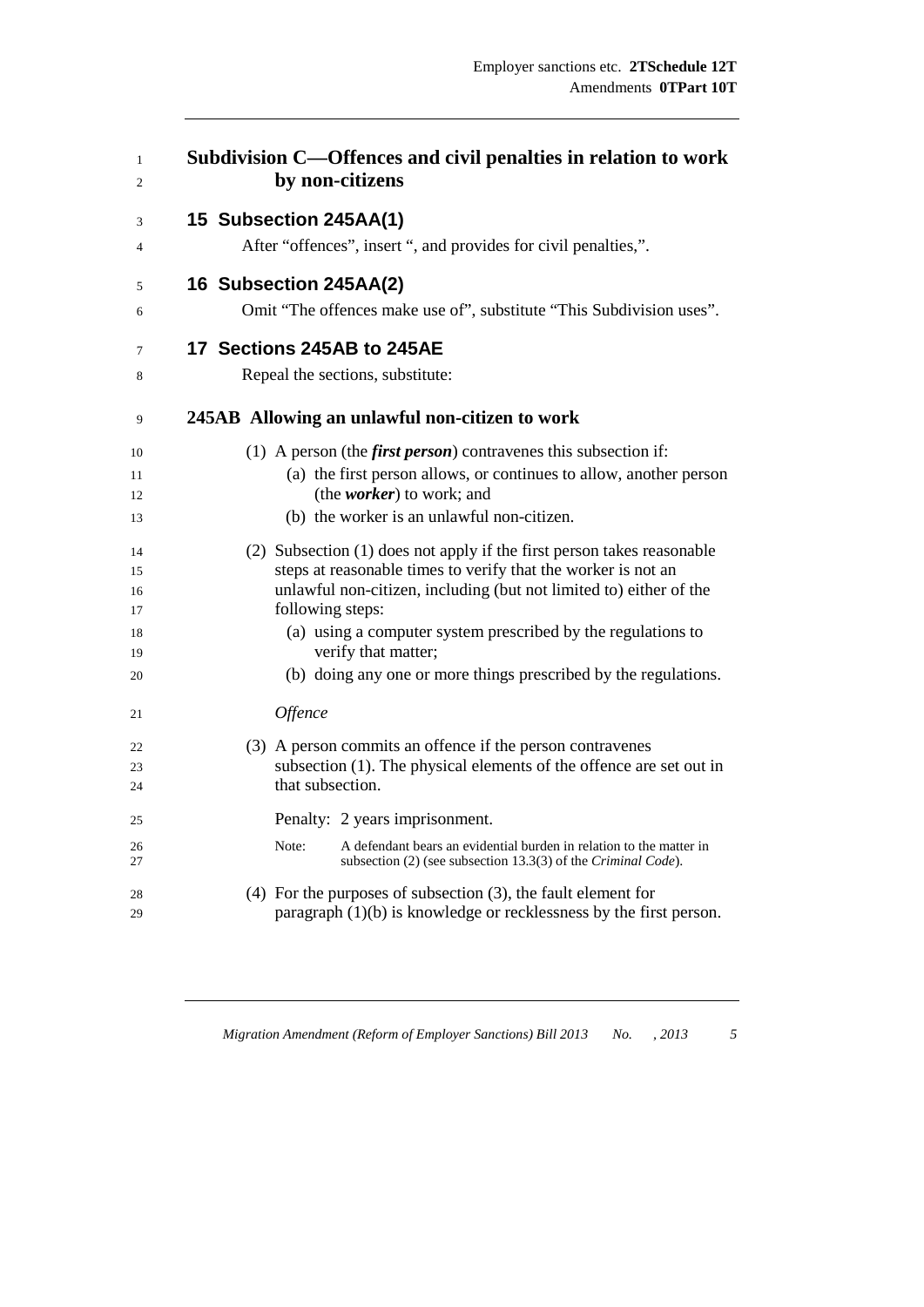## Subdivision C—Offences and civil penalties in relation to work by non-citizens

### 15 Subsection 245AA(1)

After "offences", insert ", and provides for civil penalties,".

### 16 Subsection 245AA(2)

Omit "The offences make use of", substitute "This Subdivision uses".

### 17 Sections 245AB to 245AE

Repeal the sections, substitute:

#### 245AB Allowing an unlawful non-citizen to work

(1) A person (the ***first person***) contravenes this subsection if:

(a) the first person allows, or continues to allow, another person (the ***worker***) to work; and

(b) the worker is an unlawful non-citizen.

(2) Subsection (1) does not apply if the first person takes reasonable steps at reasonable times to verify that the worker is not an unlawful non-citizen, including (but not limited to) either of the following steps:

(a) using a computer system prescribed by the regulations to verify that matter;

(b) doing any one or more things prescribed by the regulations.

*Offence*

(3) A person commits an offence if the person contravenes subsection (1). The physical elements of the offence are set out in that subsection.

Penalty: 2 years imprisonment.

Note: A defendant bears an evidential burden in relation to the matter in subsection (2) (see subsection 13.3(3) of the *Criminal Code*).

(4) For the purposes of subsection (3), the fault element for paragraph (1)(b) is knowledge or recklessness by the first person.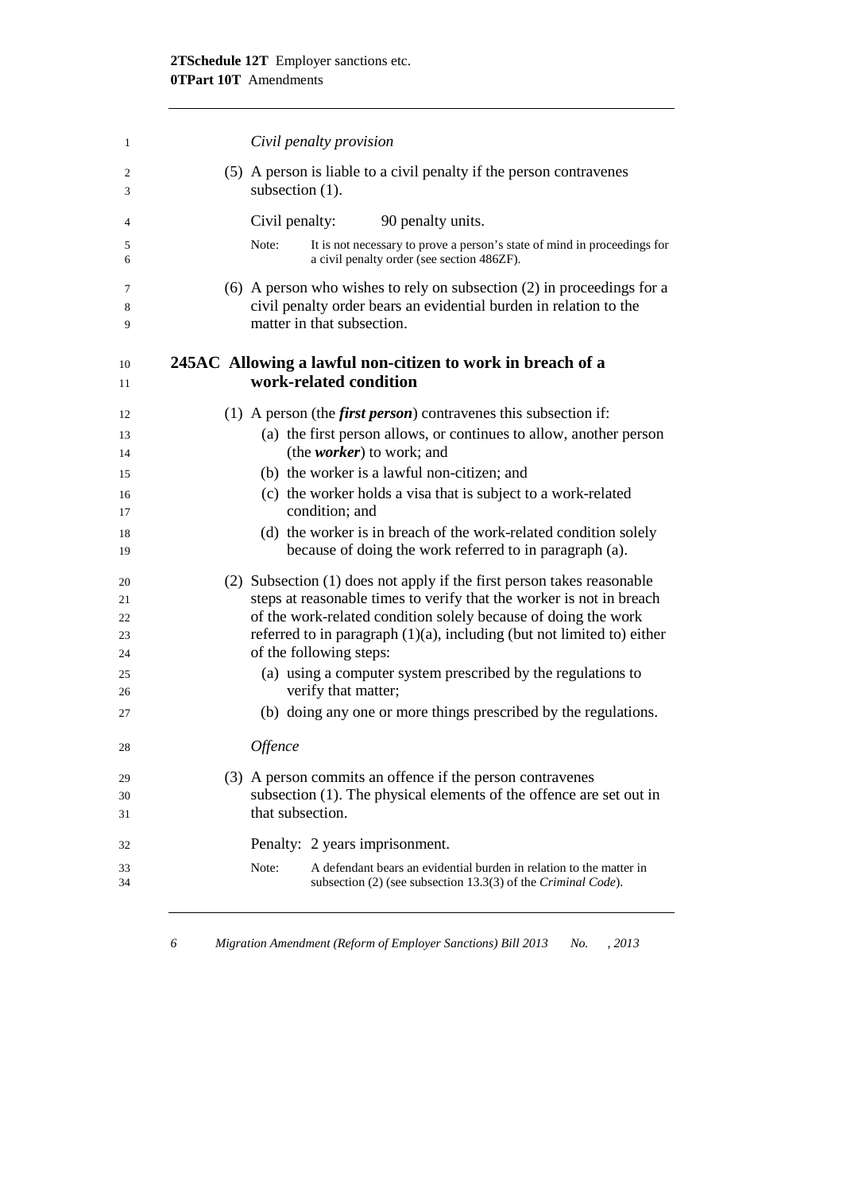*Civil penalty provision*

(5) A person is liable to a civil penalty if the person contravenes subsection (1).

Civil penalty: 90 penalty units.

Note: It is not necessary to prove a person's state of mind in proceedings for a civil penalty order (see section 486ZF).

(6) A person who wishes to rely on subsection (2) in proceedings for a civil penalty order bears an evidential burden in relation to the matter in that subsection.

### 245AC Allowing a lawful non-citizen to work in breach of a work-related condition

(1) A person (the ***first person***) contravenes this subsection if:

(a) the first person allows, or continues to allow, another person (the ***worker***) to work; and

(b) the worker is a lawful non-citizen; and

(c) the worker holds a visa that is subject to a work-related condition; and

(d) the worker is in breach of the work-related condition solely because of doing the work referred to in paragraph (a).

(2) Subsection (1) does not apply if the first person takes reasonable steps at reasonable times to verify that the worker is not in breach of the work-related condition solely because of doing the work referred to in paragraph (1)(a), including (but not limited to) either of the following steps:

(a) using a computer system prescribed by the regulations to verify that matter;

(b) doing any one or more things prescribed by the regulations.

*Offence*

(3) A person commits an offence if the person contravenes subsection (1). The physical elements of the offence are set out in that subsection.

Penalty: 2 years imprisonment.

Note: A defendant bears an evidential burden in relation to the matter in subsection (2) (see subsection 13.3(3) of the *Criminal Code*).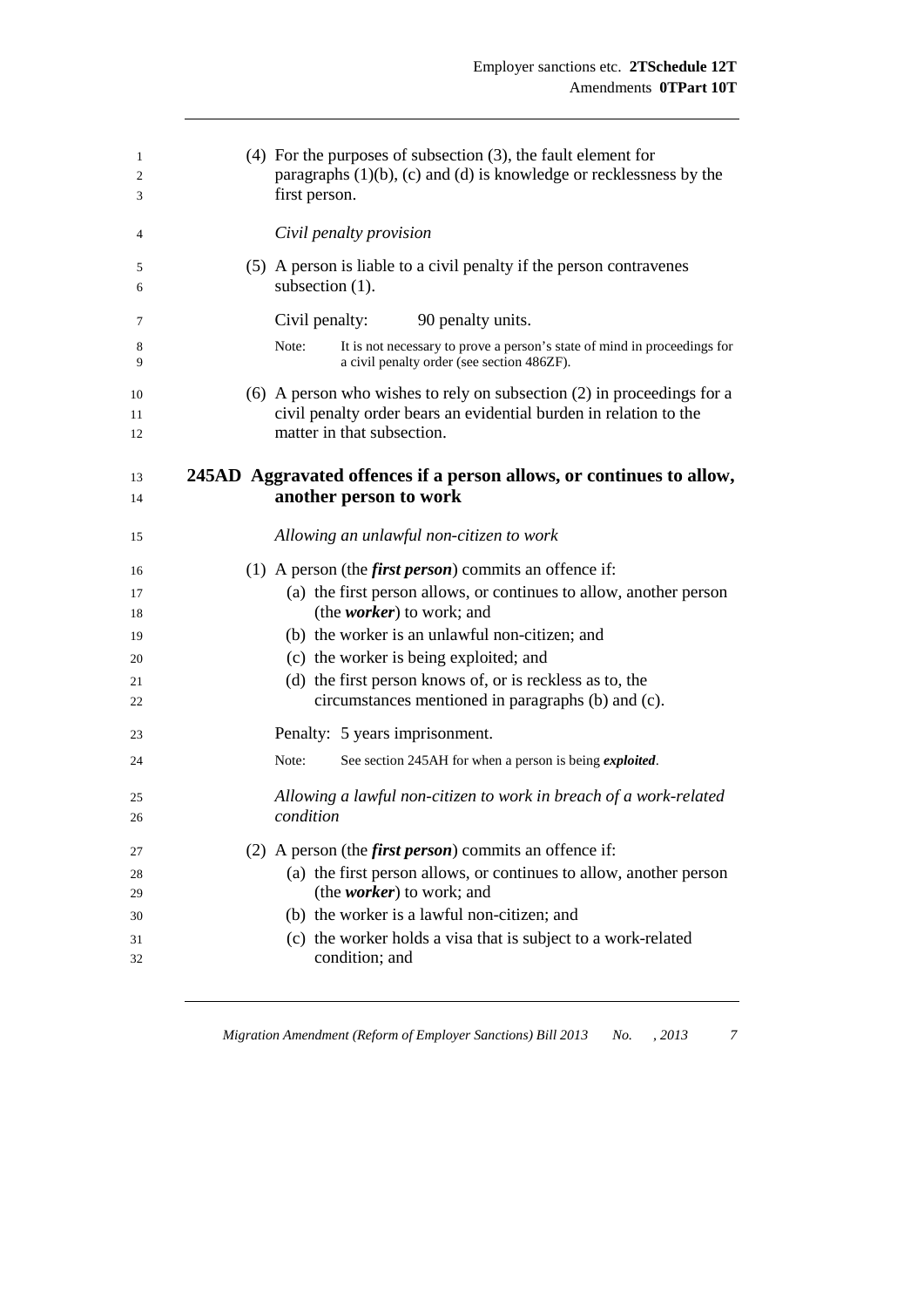(4) For the purposes of subsection (3), the fault element for paragraphs (1)(b), (c) and (d) is knowledge or recklessness by the first person.

*Civil penalty provision*

(5) A person is liable to a civil penalty if the person contravenes subsection (1).

Civil penalty: 90 penalty units.

Note: It is not necessary to prove a person's state of mind in proceedings for a civil penalty order (see section 486ZF).

(6) A person who wishes to rely on subsection (2) in proceedings for a civil penalty order bears an evidential burden in relation to the matter in that subsection.

### 245AD Aggravated offences if a person allows, or continues to allow, another person to work

*Allowing an unlawful non-citizen to work*

(1) A person (the ***first person***) commits an offence if:

(a) the first person allows, or continues to allow, another person (the ***worker***) to work; and

(b) the worker is an unlawful non-citizen; and

(c) the worker is being exploited; and

(d) the first person knows of, or is reckless as to, the circumstances mentioned in paragraphs (b) and (c).

Penalty: 5 years imprisonment.

Note: See section 245AH for when a person is being ***exploited***.

*Allowing a lawful non-citizen to work in breach of a work-related condition*

(2) A person (the ***first person***) commits an offence if:

(a) the first person allows, or continues to allow, another person (the ***worker***) to work; and

(b) the worker is a lawful non-citizen; and

(c) the worker holds a visa that is subject to a work-related condition; and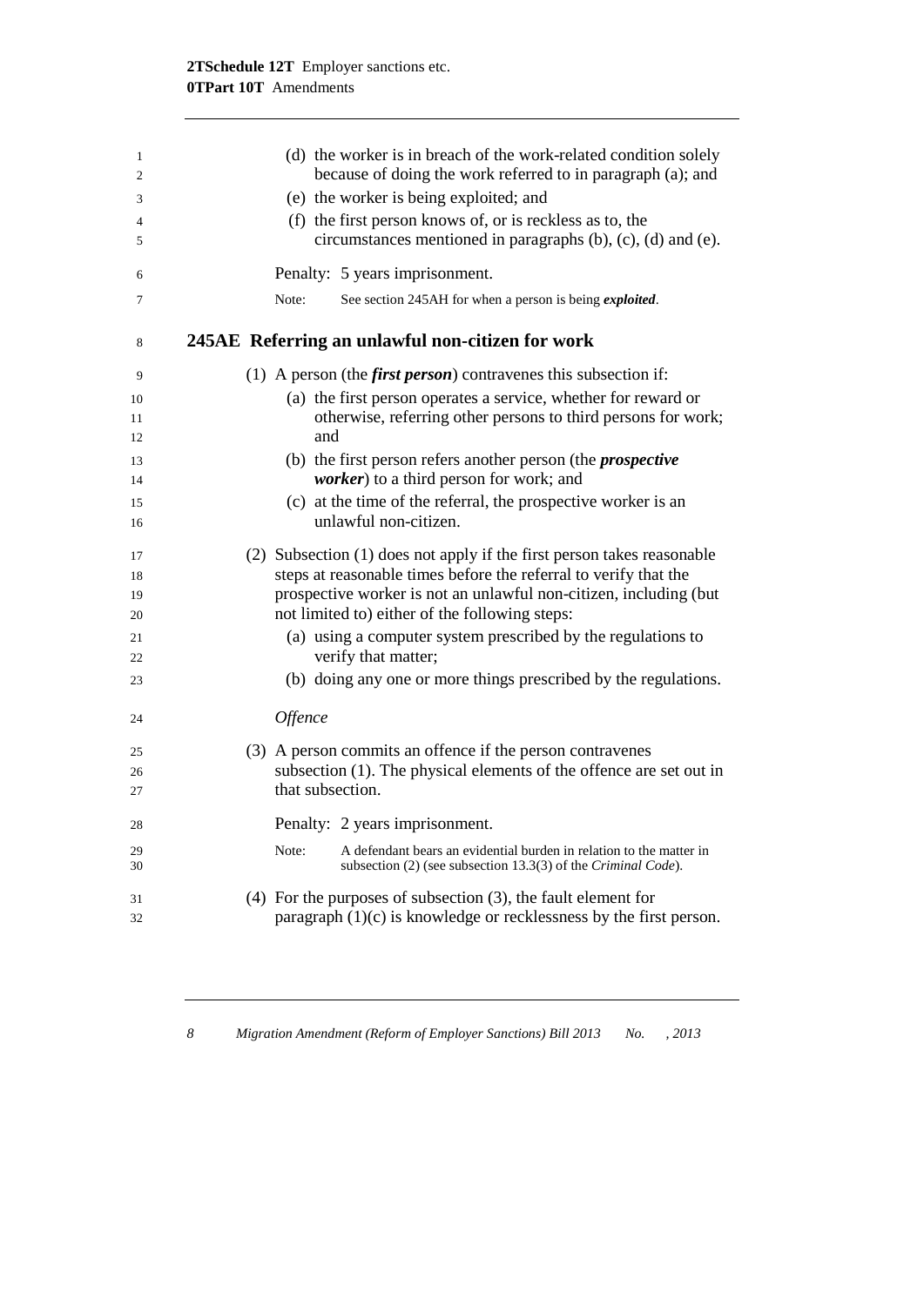(d) the worker is in breach of the work-related condition solely because of doing the work referred to in paragraph (a); and

(e) the worker is being exploited; and

(f) the first person knows of, or is reckless as to, the circumstances mentioned in paragraphs (b), (c), (d) and (e).

Penalty: 5 years imprisonment.

Note: See section 245AH for when a person is being ***exploited***.

## 245AE Referring an unlawful non-citizen for work

(1) A person (the ***first person***) contravenes this subsection if:

(a) the first person operates a service, whether for reward or otherwise, referring other persons to third persons for work; and

(b) the first person refers another person (the ***prospective worker***) to a third person for work; and

(c) at the time of the referral, the prospective worker is an unlawful non-citizen.

(2) Subsection (1) does not apply if the first person takes reasonable steps at reasonable times before the referral to verify that the prospective worker is not an unlawful non-citizen, including (but not limited to) either of the following steps:

(a) using a computer system prescribed by the regulations to verify that matter;

(b) doing any one or more things prescribed by the regulations.

*Offence*

(3) A person commits an offence if the person contravenes subsection (1). The physical elements of the offence are set out in that subsection.

Penalty: 2 years imprisonment.

Note: A defendant bears an evidential burden in relation to the matter in subsection (2) (see subsection 13.3(3) of the *Criminal Code*).

(4) For the purposes of subsection (3), the fault element for paragraph (1)(c) is knowledge or recklessness by the first person.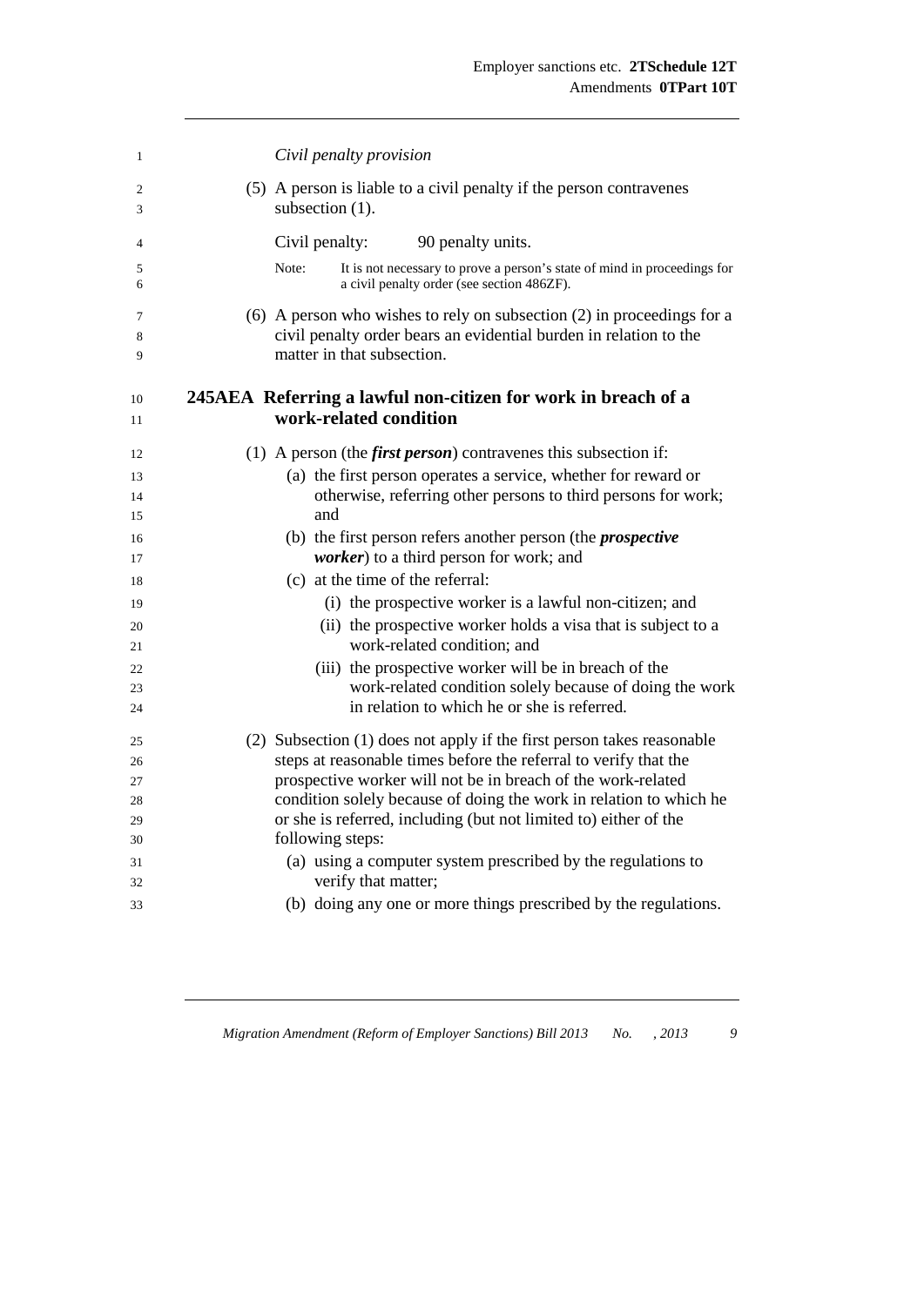*Civil penalty provision*

(5) A person is liable to a civil penalty if the person contravenes subsection (1).

Civil penalty: 90 penalty units.

Note: It is not necessary to prove a person's state of mind in proceedings for a civil penalty order (see section 486ZF).

(6) A person who wishes to rely on subsection (2) in proceedings for a civil penalty order bears an evidential burden in relation to the matter in that subsection.

### 245AEA Referring a lawful non-citizen for work in breach of a work-related condition

(1) A person (the ***first person***) contravenes this subsection if:

- (a) the first person operates a service, whether for reward or otherwise, referring other persons to third persons for work; and
- (b) the first person refers another person (the ***prospective worker***) to a third person for work; and
- (c) at the time of the referral:
  - (i) the prospective worker is a lawful non-citizen; and
  - (ii) the prospective worker holds a visa that is subject to a work-related condition; and
  - (iii) the prospective worker will be in breach of the work-related condition solely because of doing the work in relation to which he or she is referred.

(2) Subsection (1) does not apply if the first person takes reasonable steps at reasonable times before the referral to verify that the prospective worker will not be in breach of the work-related condition solely because of doing the work in relation to which he or she is referred, including (but not limited to) either of the following steps:

- (a) using a computer system prescribed by the regulations to verify that matter;
- (b) doing any one or more things prescribed by the regulations.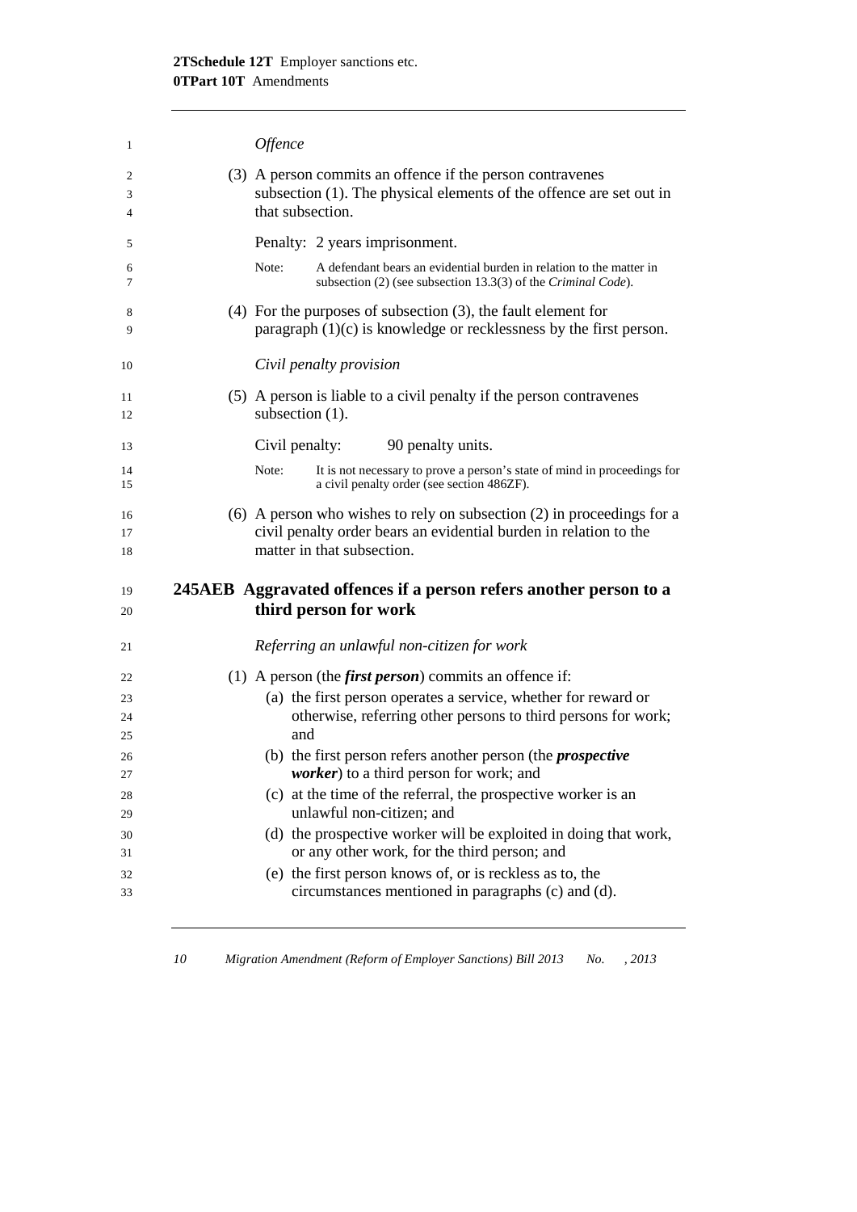*Offence*

(3) A person commits an offence if the person contravenes subsection (1). The physical elements of the offence are set out in that subsection.

Penalty: 2 years imprisonment.

Note: A defendant bears an evidential burden in relation to the matter in subsection (2) (see subsection 13.3(3) of the *Criminal Code*).

(4) For the purposes of subsection (3), the fault element for paragraph (1)(c) is knowledge or recklessness by the first person.

*Civil penalty provision*

(5) A person is liable to a civil penalty if the person contravenes subsection (1).

Civil penalty: 90 penalty units.

Note: It is not necessary to prove a person's state of mind in proceedings for a civil penalty order (see section 486ZF).

(6) A person who wishes to rely on subsection (2) in proceedings for a civil penalty order bears an evidential burden in relation to the matter in that subsection.

### 245AEB Aggravated offences if a person refers another person to a third person for work

*Referring an unlawful non-citizen for work*

(1) A person (the ***first person***) commits an offence if:

(a) the first person operates a service, whether for reward or otherwise, referring other persons to third persons for work; and

(b) the first person refers another person (the ***prospective worker***) to a third person for work; and

(c) at the time of the referral, the prospective worker is an unlawful non-citizen; and

(d) the prospective worker will be exploited in doing that work, or any other work, for the third person; and

(e) the first person knows of, or is reckless as to, the circumstances mentioned in paragraphs (c) and (d).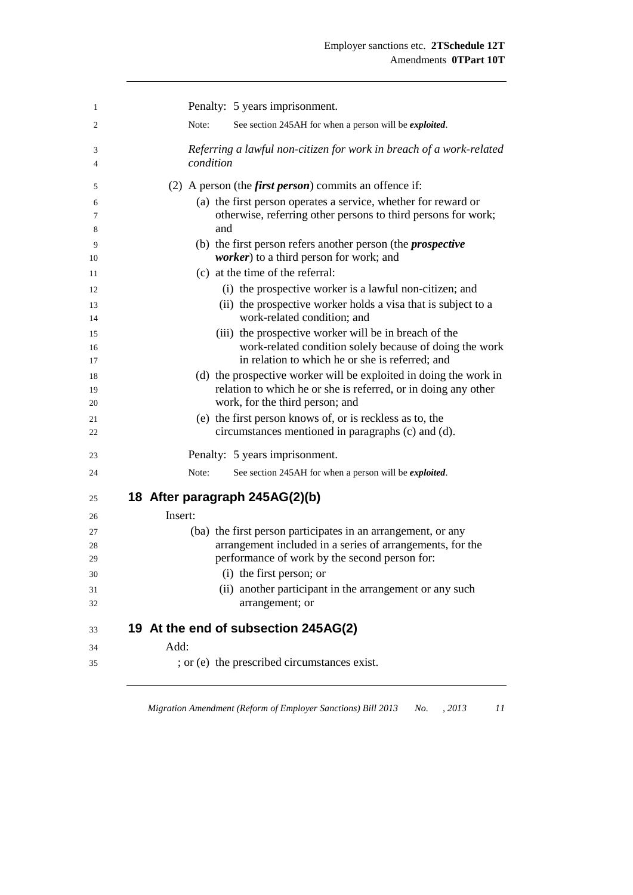Penalty: 5 years imprisonment.

Note: See section 245AH for when a person will be ***exploited***.

*Referring a lawful non-citizen for work in breach of a work-related condition*

(2) A person (the ***first person***) commits an offence if:

(a) the first person operates a service, whether for reward or otherwise, referring other persons to third persons for work; and

(b) the first person refers another person (the ***prospective worker***) to a third person for work; and

(c) at the time of the referral:

(i) the prospective worker is a lawful non-citizen; and

(ii) the prospective worker holds a visa that is subject to a work-related condition; and

(iii) the prospective worker will be in breach of the work-related condition solely because of doing the work in relation to which he or she is referred; and

(d) the prospective worker will be exploited in doing the work in relation to which he or she is referred, or in doing any other work, for the third person; and

(e) the first person knows of, or is reckless as to, the circumstances mentioned in paragraphs (c) and (d).

Penalty: 5 years imprisonment.

Note: See section 245AH for when a person will be ***exploited***.

## 18 After paragraph 245AG(2)(b)

Insert:

(ba) the first person participates in an arrangement, or any arrangement included in a series of arrangements, for the performance of work by the second person for:

(i) the first person; or

(ii) another participant in the arrangement or any such arrangement; or

## 19 At the end of subsection 245AG(2)

Add:

; or (e) the prescribed circumstances exist.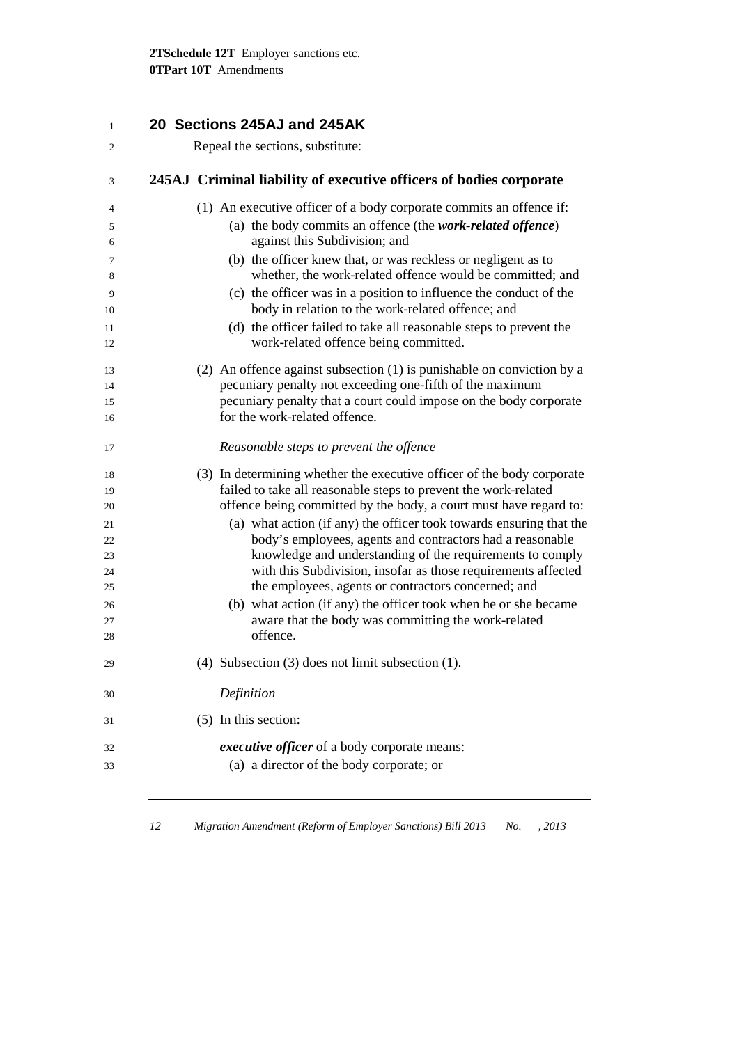## 20 Sections 245AJ and 245AK

Repeal the sections, substitute:

### 245AJ Criminal liability of executive officers of bodies corporate

(1) An executive officer of a body corporate commits an offence if:

(a) the body commits an offence (the ***work-related offence***) against this Subdivision; and

(b) the officer knew that, or was reckless or negligent as to whether, the work-related offence would be committed; and

(c) the officer was in a position to influence the conduct of the body in relation to the work-related offence; and

(d) the officer failed to take all reasonable steps to prevent the work-related offence being committed.

(2) An offence against subsection (1) is punishable on conviction by a pecuniary penalty not exceeding one-fifth of the maximum pecuniary penalty that a court could impose on the body corporate for the work-related offence.

*Reasonable steps to prevent the offence*

(3) In determining whether the executive officer of the body corporate failed to take all reasonable steps to prevent the work-related offence being committed by the body, a court must have regard to:

(a) what action (if any) the officer took towards ensuring that the body's employees, agents and contractors had a reasonable knowledge and understanding of the requirements to comply with this Subdivision, insofar as those requirements affected the employees, agents or contractors concerned; and

(b) what action (if any) the officer took when he or she became aware that the body was committing the work-related offence.

(4) Subsection (3) does not limit subsection (1).

*Definition*

(5) In this section:

***executive officer*** of a body corporate means:

(a) a director of the body corporate; or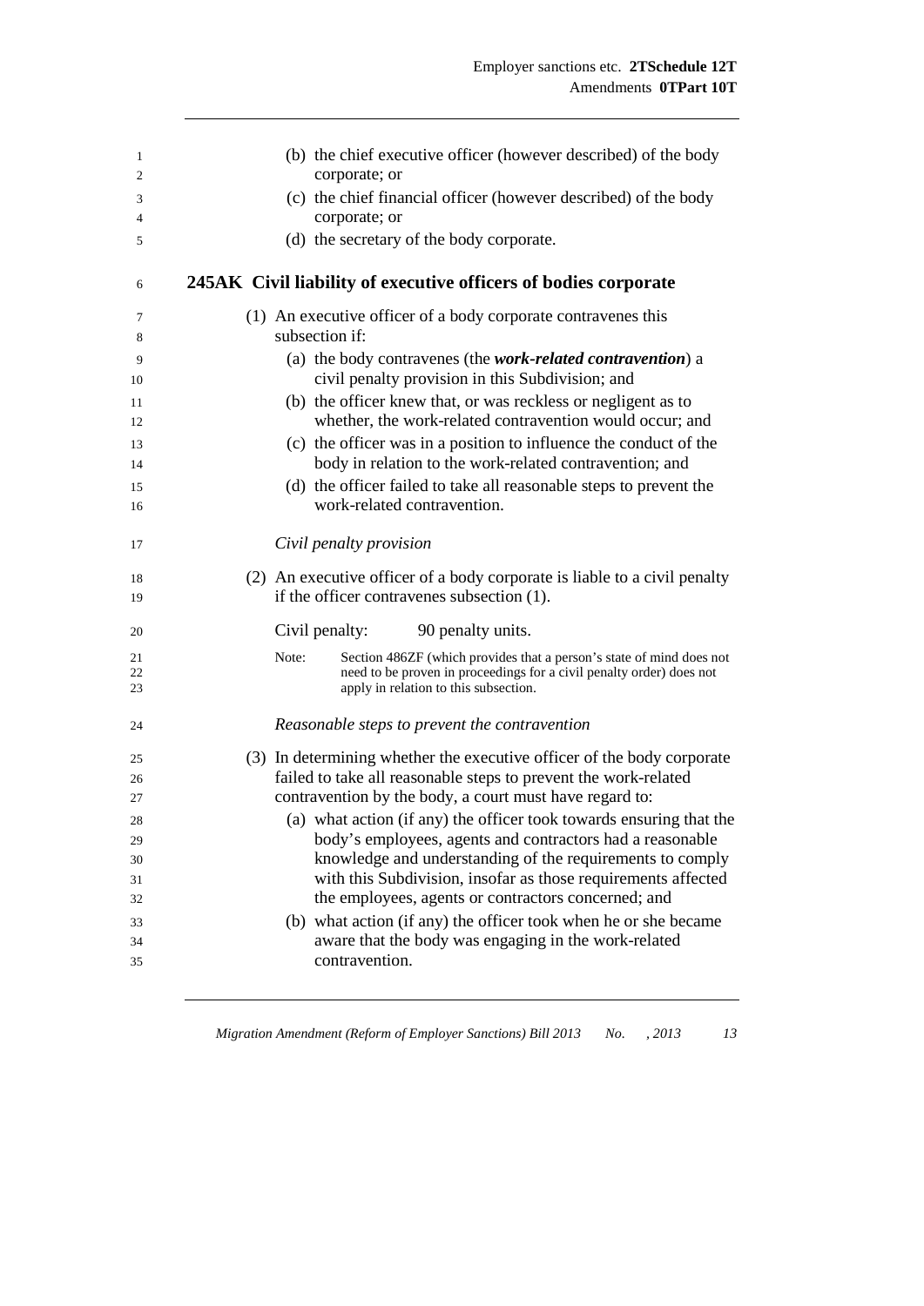(b) the chief executive officer (however described) of the body corporate; or

(c) the chief financial officer (however described) of the body corporate; or

(d) the secretary of the body corporate.

### 245AK Civil liability of executive officers of bodies corporate

(1) An executive officer of a body corporate contravenes this subsection if:

(a) the body contravenes (the ***work-related contravention***) a civil penalty provision in this Subdivision; and

(b) the officer knew that, or was reckless or negligent as to whether, the work-related contravention would occur; and

(c) the officer was in a position to influence the conduct of the body in relation to the work-related contravention; and

(d) the officer failed to take all reasonable steps to prevent the work-related contravention.

*Civil penalty provision*

(2) An executive officer of a body corporate is liable to a civil penalty if the officer contravenes subsection (1).

Civil penalty: 90 penalty units.

Note: Section 486ZF (which provides that a person's state of mind does not need to be proven in proceedings for a civil penalty order) does not apply in relation to this subsection.

*Reasonable steps to prevent the contravention*

(3) In determining whether the executive officer of the body corporate failed to take all reasonable steps to prevent the work-related contravention by the body, a court must have regard to:

(a) what action (if any) the officer took towards ensuring that the body's employees, agents and contractors had a reasonable knowledge and understanding of the requirements to comply with this Subdivision, insofar as those requirements affected the employees, agents or contractors concerned; and

(b) what action (if any) the officer took when he or she became aware that the body was engaging in the work-related contravention.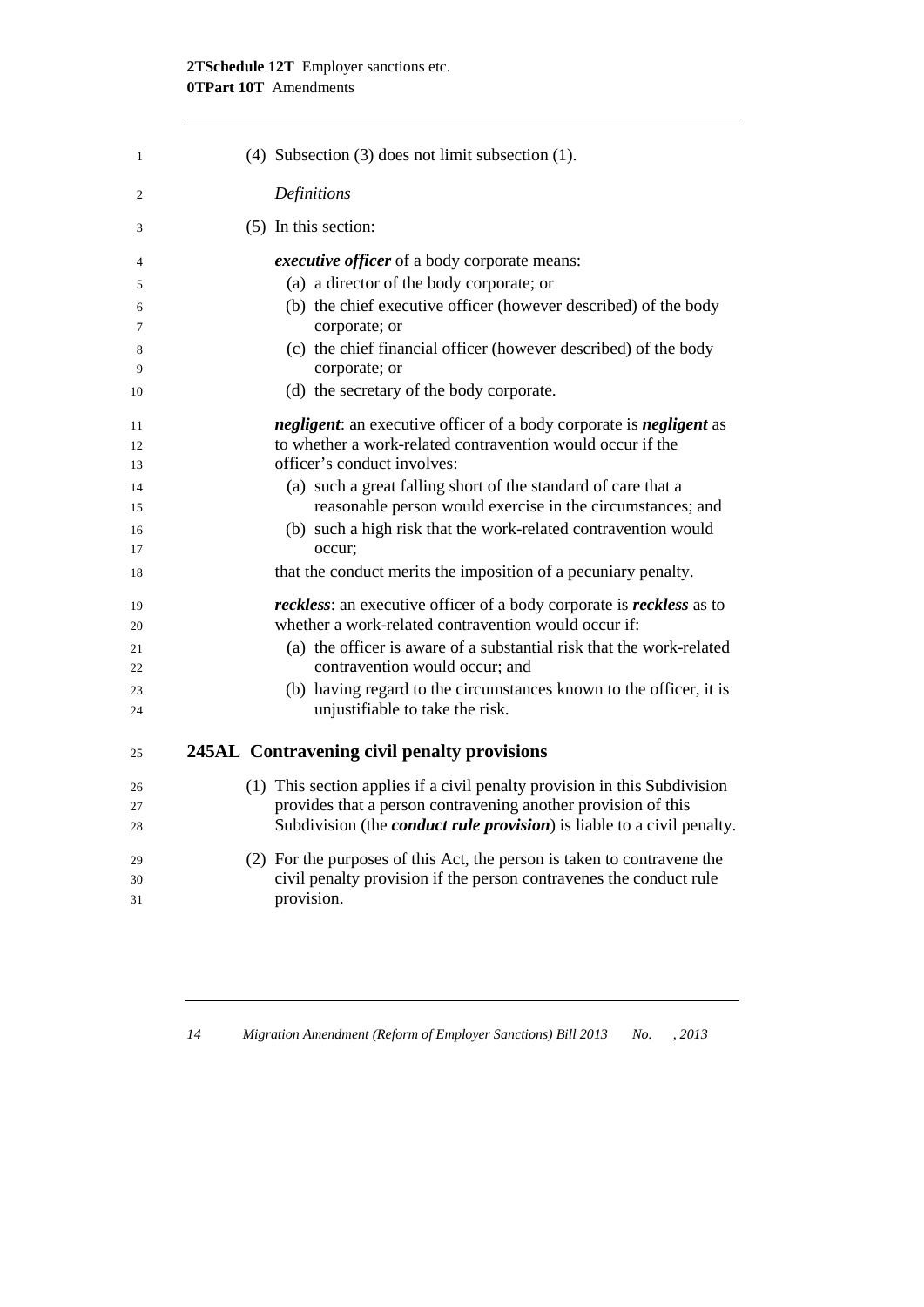(4) Subsection (3) does not limit subsection (1).

*Definitions*

(5) In this section:

***executive officer*** of a body corporate means:

(a) a director of the body corporate; or

(b) the chief executive officer (however described) of the body corporate; or

(c) the chief financial officer (however described) of the body corporate; or

(d) the secretary of the body corporate.

***negligent***: an executive officer of a body corporate is ***negligent*** as to whether a work-related contravention would occur if the officer's conduct involves:

(a) such a great falling short of the standard of care that a reasonable person would exercise in the circumstances; and

(b) such a high risk that the work-related contravention would occur;

that the conduct merits the imposition of a pecuniary penalty.

***reckless***: an executive officer of a body corporate is ***reckless*** as to whether a work-related contravention would occur if:

(a) the officer is aware of a substantial risk that the work-related contravention would occur; and

(b) having regard to the circumstances known to the officer, it is unjustifiable to take the risk.

## 245AL Contravening civil penalty provisions

(1) This section applies if a civil penalty provision in this Subdivision provides that a person contravening another provision of this Subdivision (the ***conduct rule provision***) is liable to a civil penalty.

(2) For the purposes of this Act, the person is taken to contravene the civil penalty provision if the person contravenes the conduct rule provision.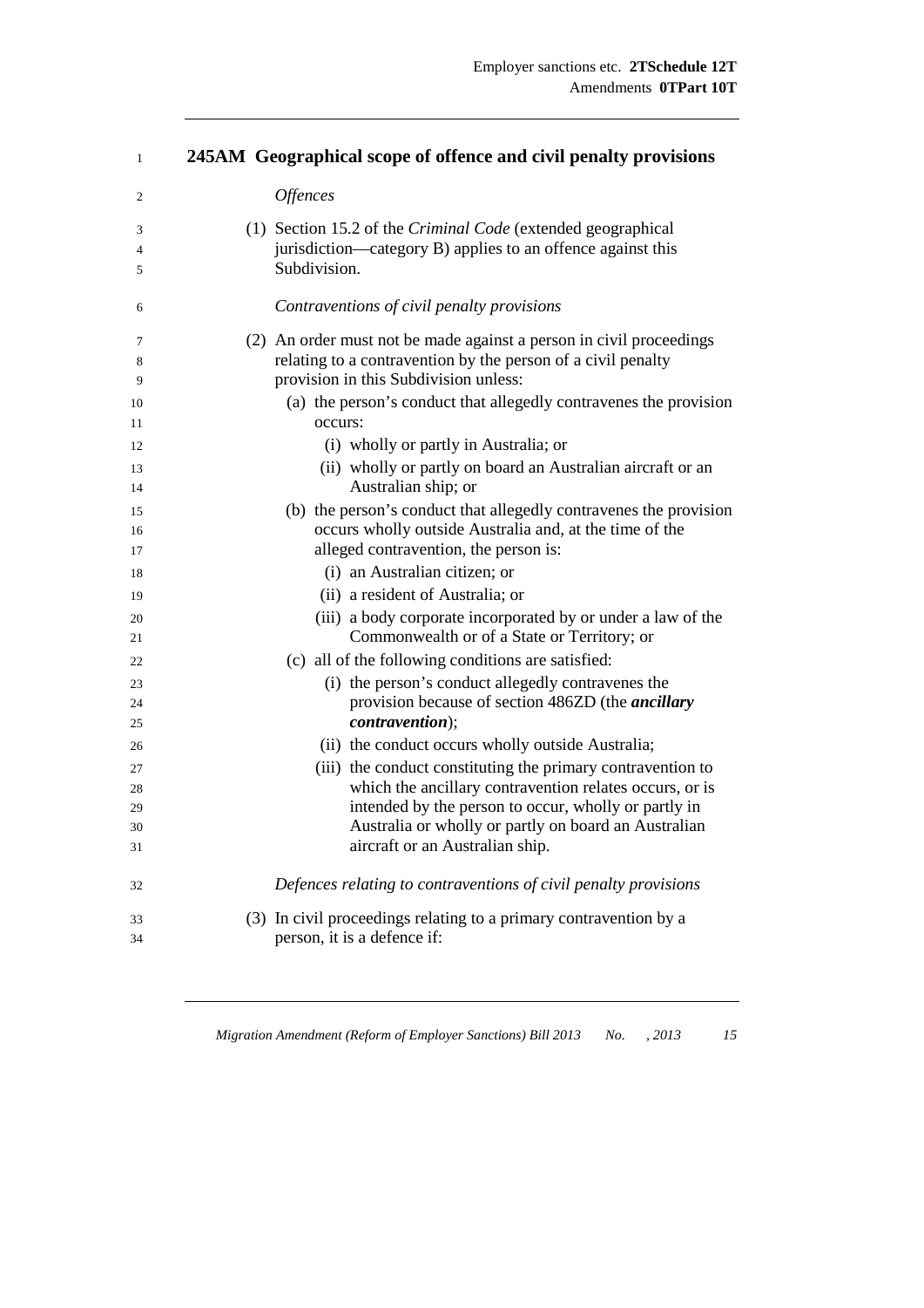## 245AM Geographical scope of offence and civil penalty provisions

*Offences*

(1) Section 15.2 of the *Criminal Code* (extended geographical jurisdiction—category B) applies to an offence against this Subdivision.

*Contraventions of civil penalty provisions*

(2) An order must not be made against a person in civil proceedings relating to a contravention by the person of a civil penalty provision in this Subdivision unless:

- (a) the person's conduct that allegedly contravenes the provision occurs:
  - (i) wholly or partly in Australia; or
  - (ii) wholly or partly on board an Australian aircraft or an Australian ship; or
- (b) the person's conduct that allegedly contravenes the provision occurs wholly outside Australia and, at the time of the alleged contravention, the person is:
  - (i) an Australian citizen; or
  - (ii) a resident of Australia; or
  - (iii) a body corporate incorporated by or under a law of the Commonwealth or of a State or Territory; or
- (c) all of the following conditions are satisfied:
  - (i) the person's conduct allegedly contravenes the provision because of section 486ZD (the ***ancillary contravention***);
  - (ii) the conduct occurs wholly outside Australia;
  - (iii) the conduct constituting the primary contravention to which the ancillary contravention relates occurs, or is intended by the person to occur, wholly or partly in Australia or wholly or partly on board an Australian aircraft or an Australian ship.

*Defences relating to contraventions of civil penalty provisions*

(3) In civil proceedings relating to a primary contravention by a person, it is a defence if: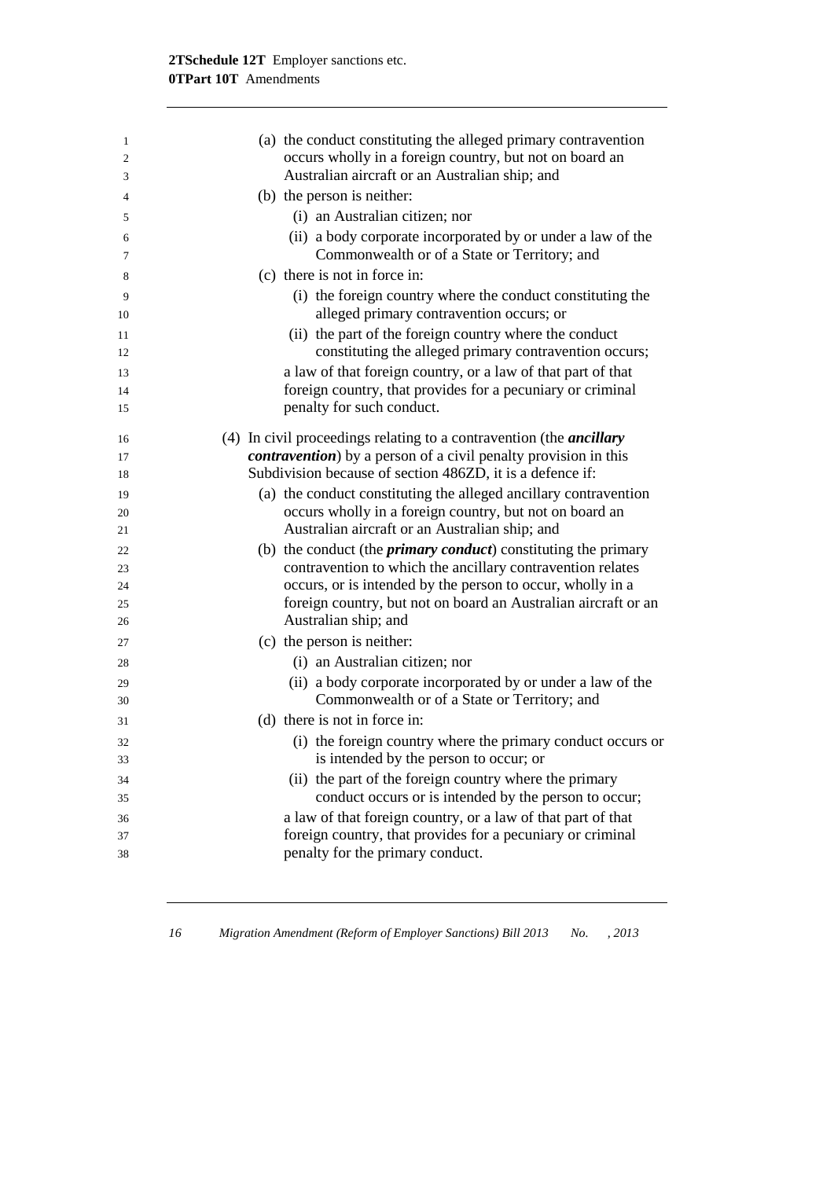(a) the conduct constituting the alleged primary contravention occurs wholly in a foreign country, but not on board an Australian aircraft or an Australian ship; and

(b) the person is neither:

   (i) an Australian citizen; nor

   (ii) a body corporate incorporated by or under a law of the Commonwealth or of a State or Territory; and

(c) there is not in force in:

   (i) the foreign country where the conduct constituting the alleged primary contravention occurs; or

   (ii) the part of the foreign country where the conduct constituting the alleged primary contravention occurs;

   a law of that foreign country, or a law of that part of that foreign country, that provides for a pecuniary or criminal penalty for such conduct.

(4) In civil proceedings relating to a contravention (the ***ancillary contravention***) by a person of a civil penalty provision in this Subdivision because of section 486ZD, it is a defence if:

(a) the conduct constituting the alleged ancillary contravention occurs wholly in a foreign country, but not on board an Australian aircraft or an Australian ship; and

(b) the conduct (the ***primary conduct***) constituting the primary contravention to which the ancillary contravention relates occurs, or is intended by the person to occur, wholly in a foreign country, but not on board an Australian aircraft or an Australian ship; and

(c) the person is neither:

   (i) an Australian citizen; nor

   (ii) a body corporate incorporated by or under a law of the Commonwealth or of a State or Territory; and

(d) there is not in force in:

   (i) the foreign country where the primary conduct occurs or is intended by the person to occur; or

   (ii) the part of the foreign country where the primary conduct occurs or is intended by the person to occur;

   a law of that foreign country, or a law of that part of that foreign country, that provides for a pecuniary or criminal penalty for the primary conduct.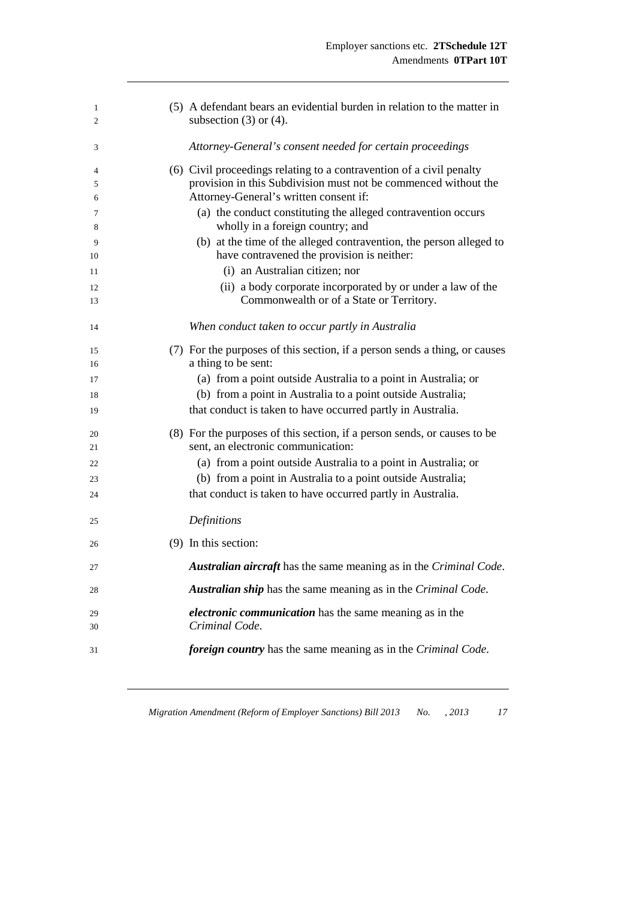(5) A defendant bears an evidential burden in relation to the matter in subsection (3) or (4).

*Attorney-General's consent needed for certain proceedings*

(6) Civil proceedings relating to a contravention of a civil penalty provision in this Subdivision must not be commenced without the Attorney-General's written consent if:

(a) the conduct constituting the alleged contravention occurs wholly in a foreign country; and

(b) at the time of the alleged contravention, the person alleged to have contravened the provision is neither:

(i) an Australian citizen; nor

(ii) a body corporate incorporated by or under a law of the Commonwealth or of a State or Territory.

*When conduct taken to occur partly in Australia*

(7) For the purposes of this section, if a person sends a thing, or causes a thing to be sent:

(a) from a point outside Australia to a point in Australia; or

(b) from a point in Australia to a point outside Australia;

that conduct is taken to have occurred partly in Australia.

(8) For the purposes of this section, if a person sends, or causes to be sent, an electronic communication:

(a) from a point outside Australia to a point in Australia; or

(b) from a point in Australia to a point outside Australia;

that conduct is taken to have occurred partly in Australia.

*Definitions*

(9) In this section:

***Australian aircraft*** has the same meaning as in the *Criminal Code*.

***Australian ship*** has the same meaning as in the *Criminal Code*.

***electronic communication*** has the same meaning as in the *Criminal Code*.

***foreign country*** has the same meaning as in the *Criminal Code*.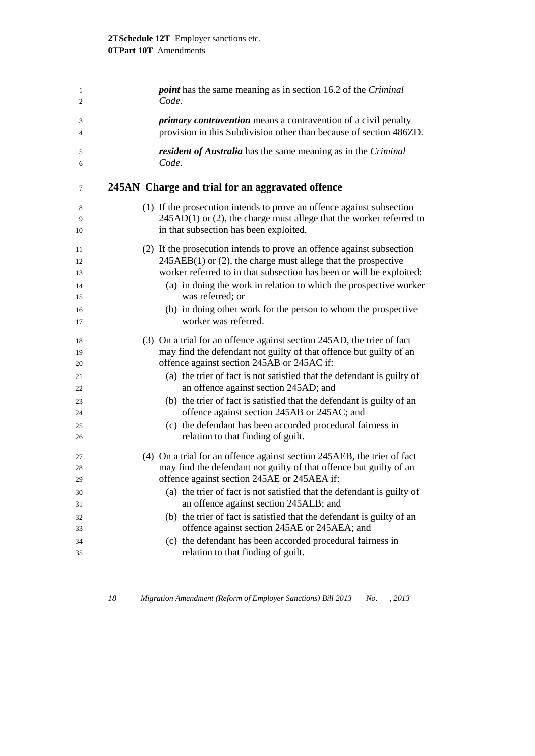***point*** has the same meaning as in section 16.2 of the *Criminal Code*.

***primary contravention*** means a contravention of a civil penalty provision in this Subdivision other than because of section 486ZD.

***resident of Australia*** has the same meaning as in the *Criminal Code*.

## 245AN Charge and trial for an aggravated offence

(1) If the prosecution intends to prove an offence against subsection 245AD(1) or (2), the charge must allege that the worker referred to in that subsection has been exploited.

(2) If the prosecution intends to prove an offence against subsection 245AEB(1) or (2), the charge must allege that the prospective worker referred to in that subsection has been or will be exploited:

- (a) in doing the work in relation to which the prospective worker was referred; or
- (b) in doing other work for the person to whom the prospective worker was referred.

(3) On a trial for an offence against section 245AD, the trier of fact may find the defendant not guilty of that offence but guilty of an offence against section 245AB or 245AC if:

- (a) the trier of fact is not satisfied that the defendant is guilty of an offence against section 245AD; and
- (b) the trier of fact is satisfied that the defendant is guilty of an offence against section 245AB or 245AC; and
- (c) the defendant has been accorded procedural fairness in relation to that finding of guilt.

(4) On a trial for an offence against section 245AEB, the trier of fact may find the defendant not guilty of that offence but guilty of an offence against section 245AE or 245AEA if:

- (a) the trier of fact is not satisfied that the defendant is guilty of an offence against section 245AEB; and
- (b) the trier of fact is satisfied that the defendant is guilty of an offence against section 245AE or 245AEA; and
- (c) the defendant has been accorded procedural fairness in relation to that finding of guilt.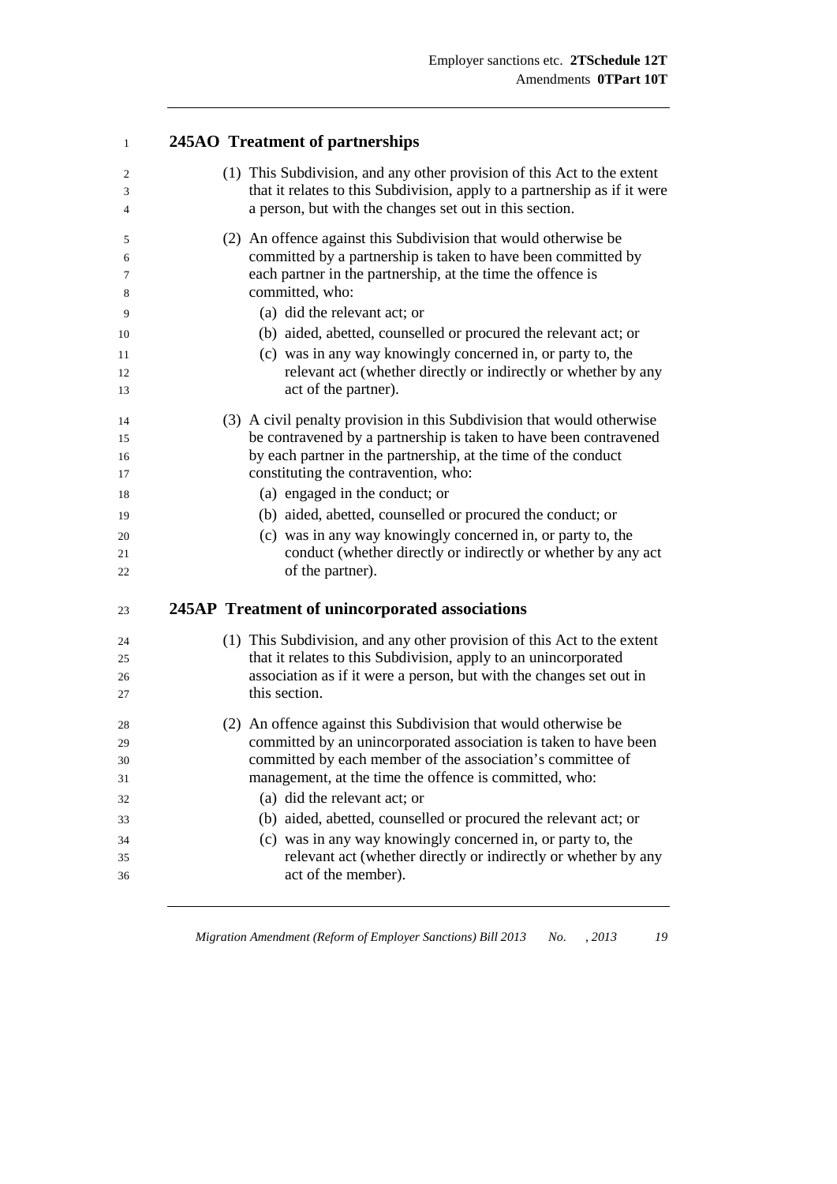### 245AO Treatment of partnerships

(1) This Subdivision, and any other provision of this Act to the extent that it relates to this Subdivision, apply to a partnership as if it were a person, but with the changes set out in this section.

(2) An offence against this Subdivision that would otherwise be committed by a partnership is taken to have been committed by each partner in the partnership, at the time the offence is committed, who:

- (a) did the relevant act; or
- (b) aided, abetted, counselled or procured the relevant act; or
- (c) was in any way knowingly concerned in, or party to, the relevant act (whether directly or indirectly or whether by any act of the partner).

(3) A civil penalty provision in this Subdivision that would otherwise be contravened by a partnership is taken to have been contravened by each partner in the partnership, at the time of the conduct constituting the contravention, who:

- (a) engaged in the conduct; or
- (b) aided, abetted, counselled or procured the conduct; or
- (c) was in any way knowingly concerned in, or party to, the conduct (whether directly or indirectly or whether by any act of the partner).

### 245AP Treatment of unincorporated associations

(1) This Subdivision, and any other provision of this Act to the extent that it relates to this Subdivision, apply to an unincorporated association as if it were a person, but with the changes set out in this section.

(2) An offence against this Subdivision that would otherwise be committed by an unincorporated association is taken to have been committed by each member of the association's committee of management, at the time the offence is committed, who:

- (a) did the relevant act; or
- (b) aided, abetted, counselled or procured the relevant act; or
- (c) was in any way knowingly concerned in, or party to, the relevant act (whether directly or indirectly or whether by any act of the member).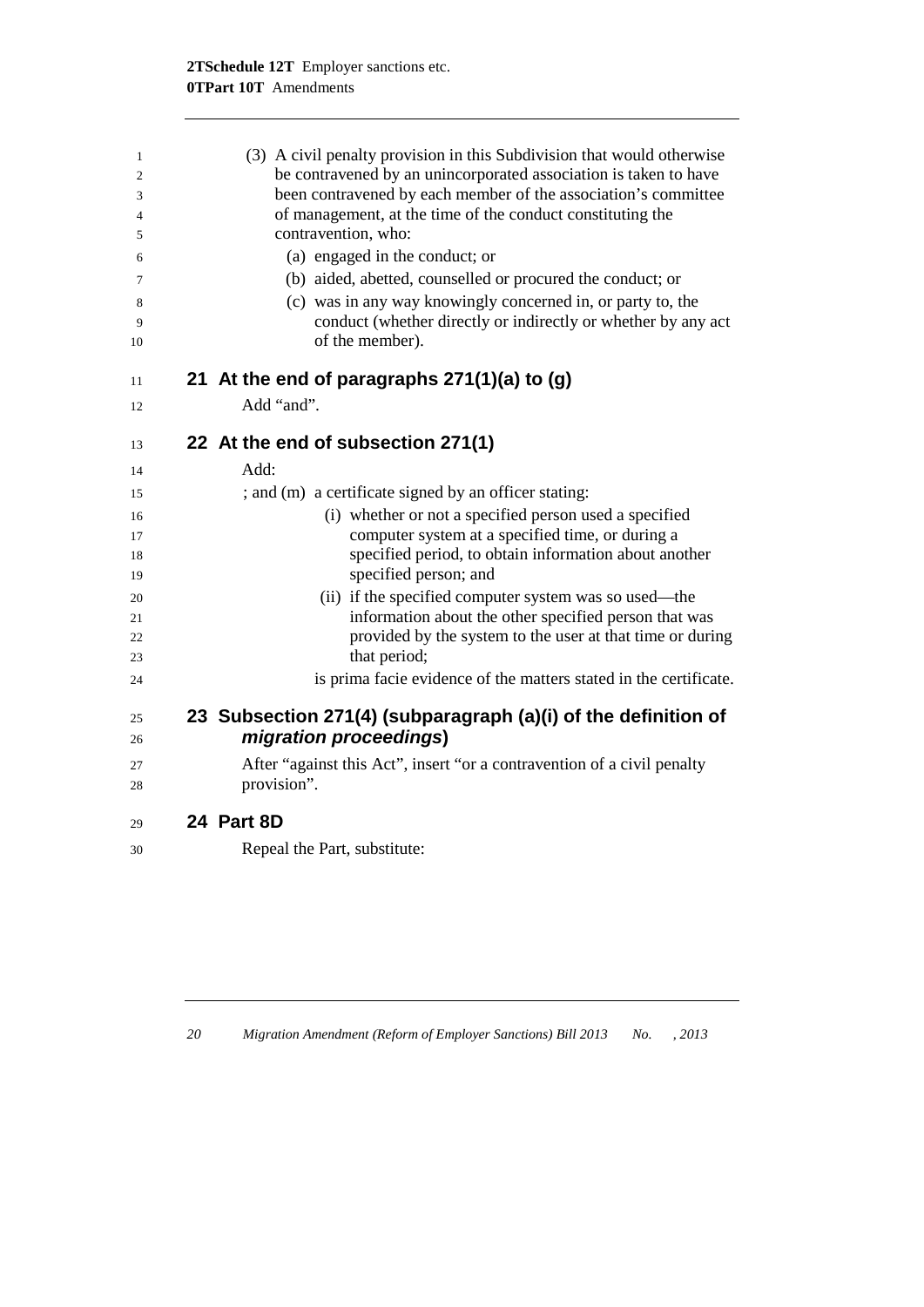(3) A civil penalty provision in this Subdivision that would otherwise be contravened by an unincorporated association is taken to have been contravened by each member of the association's committee of management, at the time of the conduct constituting the contravention, who:

(a) engaged in the conduct; or

(b) aided, abetted, counselled or procured the conduct; or

(c) was in any way knowingly concerned in, or party to, the conduct (whether directly or indirectly or whether by any act of the member).

## 21 At the end of paragraphs 271(1)(a) to (g)

Add "and".

## 22 At the end of subsection 271(1)

Add:

; and (m) a certificate signed by an officer stating:

(i) whether or not a specified person used a specified computer system at a specified time, or during a specified period, to obtain information about another specified person; and

(ii) if the specified computer system was so used—the information about the other specified person that was provided by the system to the user at that time or during that period;

is prima facie evidence of the matters stated in the certificate.

## 23 Subsection 271(4) (subparagraph (a)(i) of the definition of *migration proceedings*)

After "against this Act", insert "or a contravention of a civil penalty provision".

## 24 Part 8D

Repeal the Part, substitute: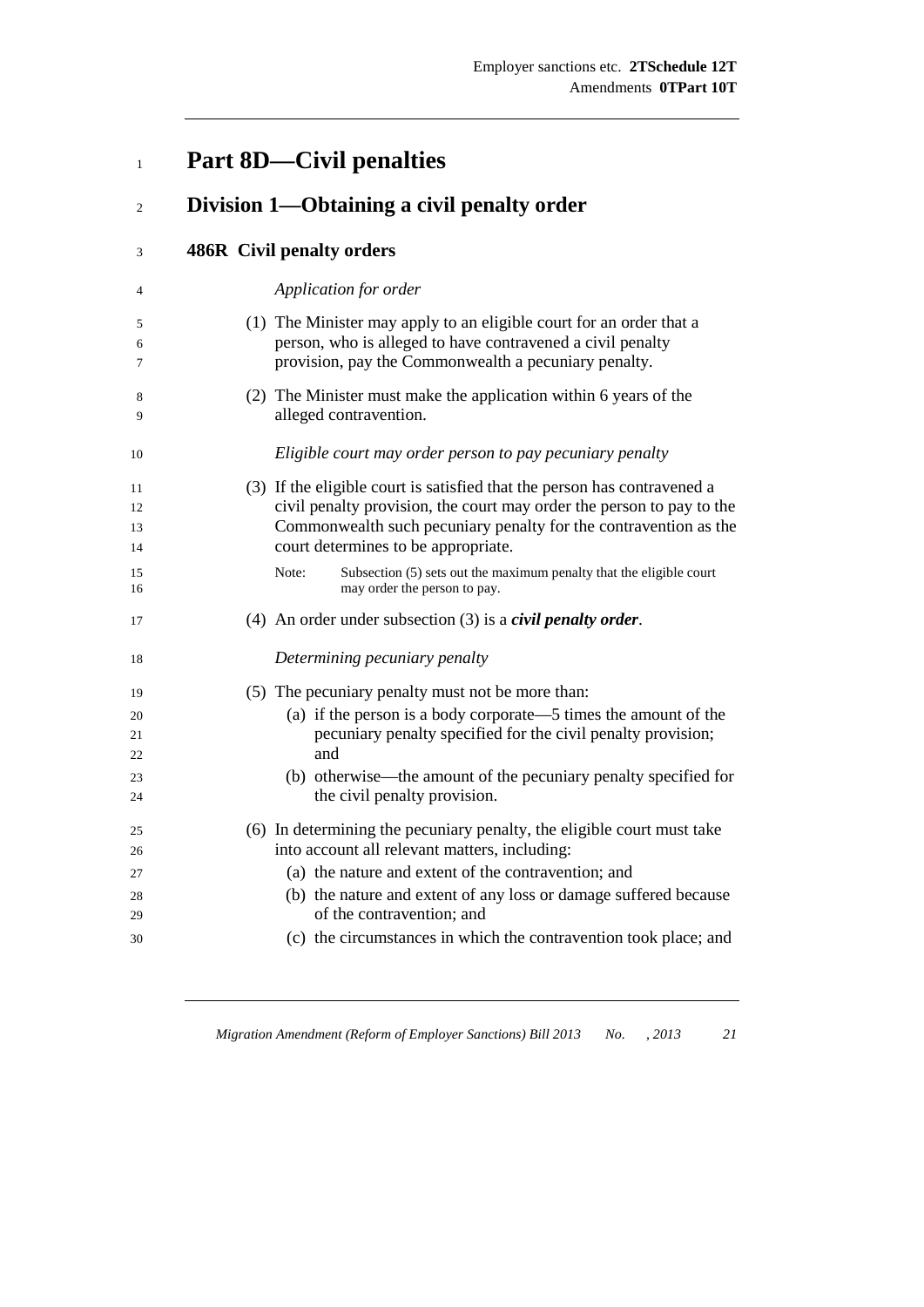# Part 8D—Civil penalties

## Division 1—Obtaining a civil penalty order

### 486R Civil penalty orders

*Application for order*

(1) The Minister may apply to an eligible court for an order that a person, who is alleged to have contravened a civil penalty provision, pay the Commonwealth a pecuniary penalty.

(2) The Minister must make the application within 6 years of the alleged contravention.

*Eligible court may order person to pay pecuniary penalty*

(3) If the eligible court is satisfied that the person has contravened a civil penalty provision, the court may order the person to pay to the Commonwealth such pecuniary penalty for the contravention as the court determines to be appropriate.

Note: Subsection (5) sets out the maximum penalty that the eligible court may order the person to pay.

(4) An order under subsection (3) is a ***civil penalty order***.

*Determining pecuniary penalty*

(5) The pecuniary penalty must not be more than:

(a) if the person is a body corporate—5 times the amount of the pecuniary penalty specified for the civil penalty provision; and

(b) otherwise—the amount of the pecuniary penalty specified for the civil penalty provision.

(6) In determining the pecuniary penalty, the eligible court must take into account all relevant matters, including:

(a) the nature and extent of the contravention; and

(b) the nature and extent of any loss or damage suffered because of the contravention; and

(c) the circumstances in which the contravention took place; and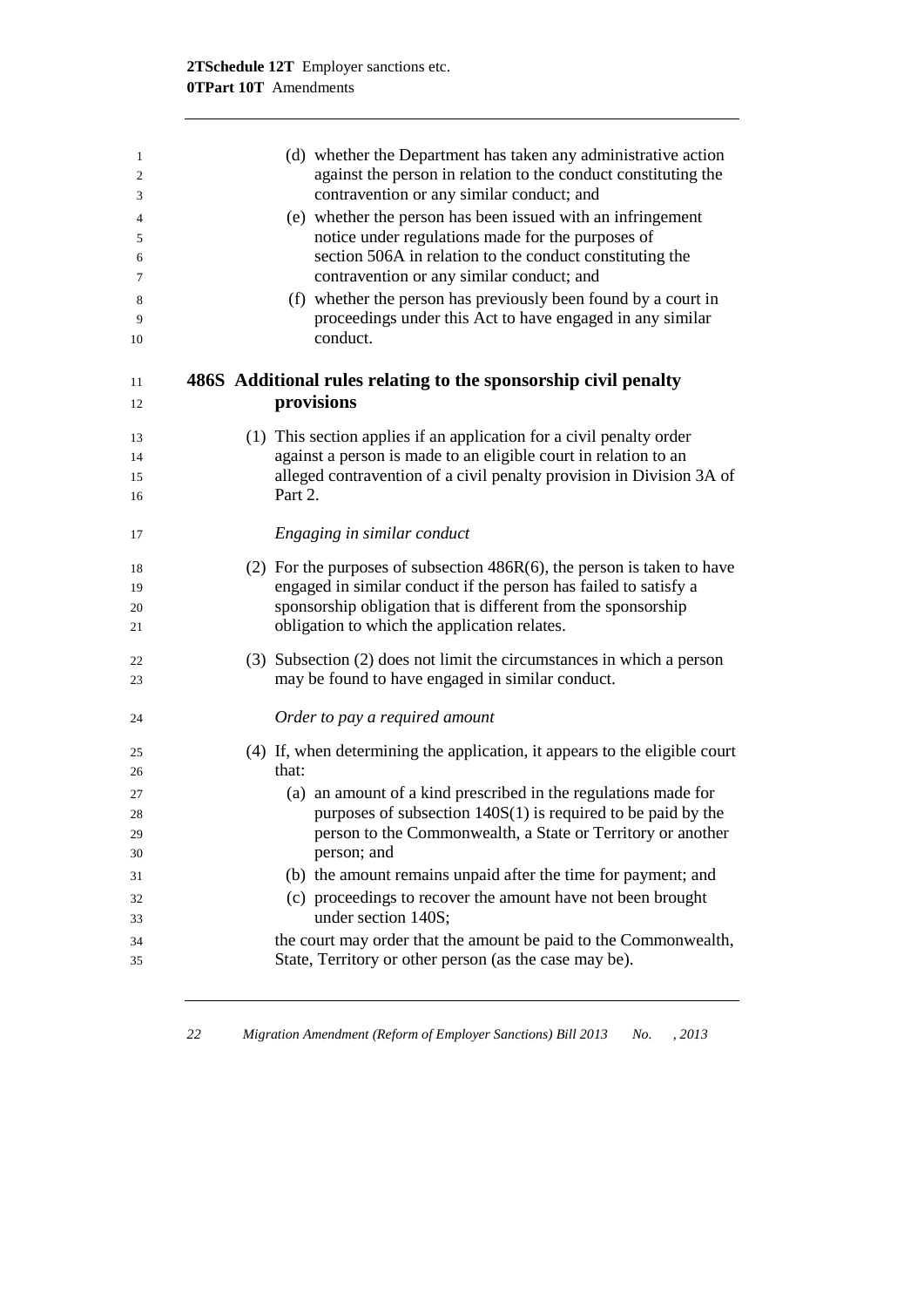(d) whether the Department has taken any administrative action against the person in relation to the conduct constituting the contravention or any similar conduct; and

(e) whether the person has been issued with an infringement notice under regulations made for the purposes of section 506A in relation to the conduct constituting the contravention or any similar conduct; and

(f) whether the person has previously been found by a court in proceedings under this Act to have engaged in any similar conduct.

### 486S Additional rules relating to the sponsorship civil penalty provisions

(1) This section applies if an application for a civil penalty order against a person is made to an eligible court in relation to an alleged contravention of a civil penalty provision in Division 3A of Part 2.

*Engaging in similar conduct*

(2) For the purposes of subsection 486R(6), the person is taken to have engaged in similar conduct if the person has failed to satisfy a sponsorship obligation that is different from the sponsorship obligation to which the application relates.

(3) Subsection (2) does not limit the circumstances in which a person may be found to have engaged in similar conduct.

*Order to pay a required amount*

(4) If, when determining the application, it appears to the eligible court that:

(a) an amount of a kind prescribed in the regulations made for purposes of subsection 140S(1) is required to be paid by the person to the Commonwealth, a State or Territory or another person; and

(b) the amount remains unpaid after the time for payment; and

(c) proceedings to recover the amount have not been brought under section 140S;

the court may order that the amount be paid to the Commonwealth, State, Territory or other person (as the case may be).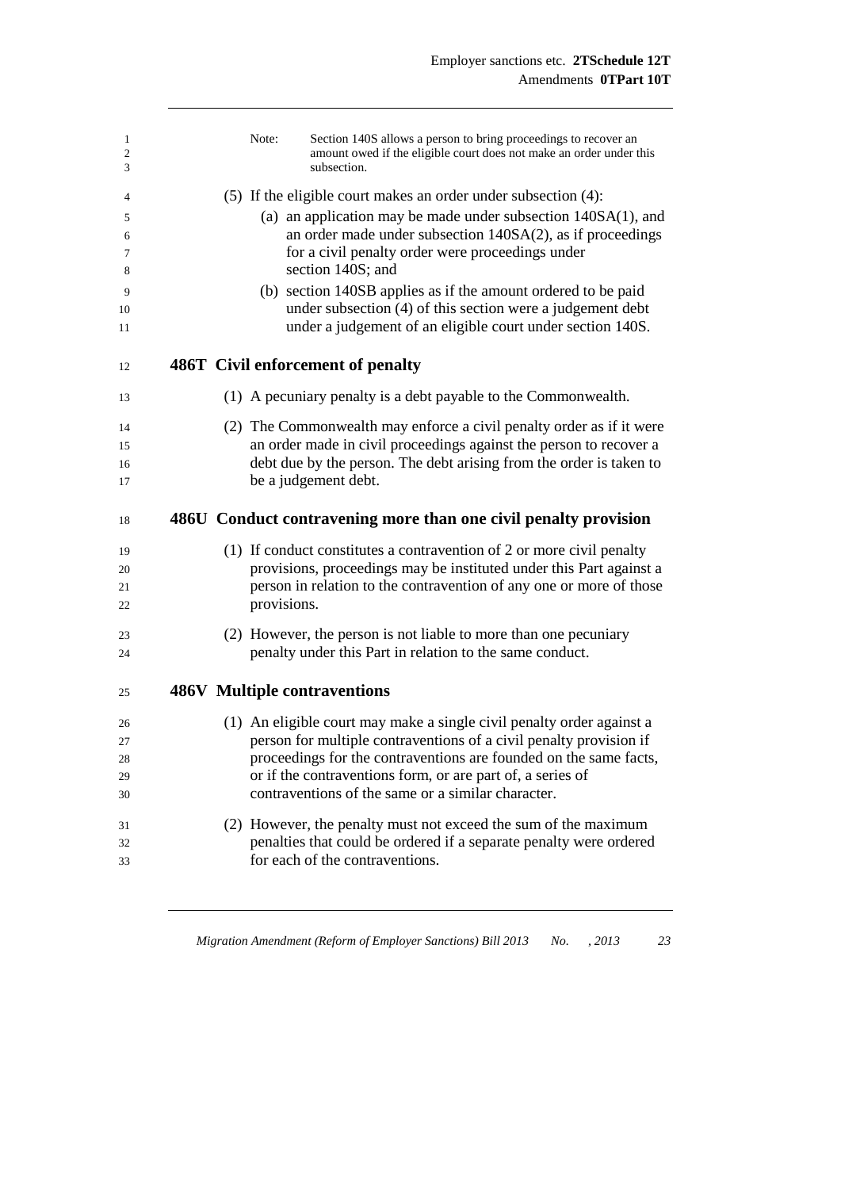Note: Section 140S allows a person to bring proceedings to recover an amount owed if the eligible court does not make an order under this subsection.

(5) If the eligible court makes an order under subsection (4):

(a) an application may be made under subsection 140SA(1), and an order made under subsection 140SA(2), as if proceedings for a civil penalty order were proceedings under section 140S; and

(b) section 140SB applies as if the amount ordered to be paid under subsection (4) of this section were a judgement debt under a judgement of an eligible court under section 140S.

### 486T Civil enforcement of penalty

(1) A pecuniary penalty is a debt payable to the Commonwealth.

(2) The Commonwealth may enforce a civil penalty order as if it were an order made in civil proceedings against the person to recover a debt due by the person. The debt arising from the order is taken to be a judgement debt.

### 486U Conduct contravening more than one civil penalty provision

(1) If conduct constitutes a contravention of 2 or more civil penalty provisions, proceedings may be instituted under this Part against a person in relation to the contravention of any one or more of those provisions.

(2) However, the person is not liable to more than one pecuniary penalty under this Part in relation to the same conduct.

### 486V Multiple contraventions

(1) An eligible court may make a single civil penalty order against a person for multiple contraventions of a civil penalty provision if proceedings for the contraventions are founded on the same facts, or if the contraventions form, or are part of, a series of contraventions of the same or a similar character.

(2) However, the penalty must not exceed the sum of the maximum penalties that could be ordered if a separate penalty were ordered for each of the contraventions.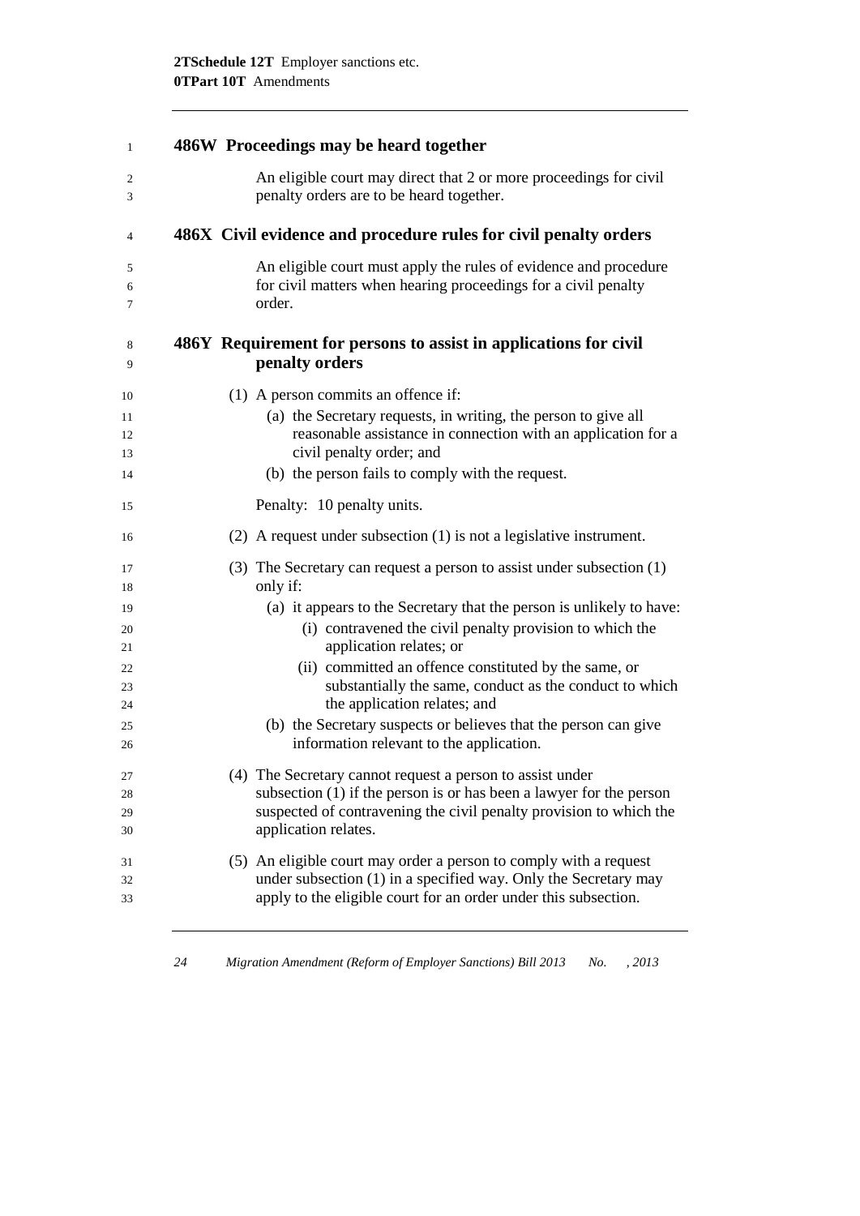## 486W Proceedings may be heard together

An eligible court may direct that 2 or more proceedings for civil penalty orders are to be heard together.

## 486X Civil evidence and procedure rules for civil penalty orders

An eligible court must apply the rules of evidence and procedure for civil matters when hearing proceedings for a civil penalty order.

## 486Y Requirement for persons to assist in applications for civil penalty orders

(1) A person commits an offence if:

- (a) the Secretary requests, in writing, the person to give all reasonable assistance in connection with an application for a civil penalty order; and
- (b) the person fails to comply with the request.

Penalty: 10 penalty units.

(2) A request under subsection (1) is not a legislative instrument.

(3) The Secretary can request a person to assist under subsection (1) only if:

- (a) it appears to the Secretary that the person is unlikely to have:
  - (i) contravened the civil penalty provision to which the application relates; or
  - (ii) committed an offence constituted by the same, or substantially the same, conduct as the conduct to which the application relates; and
- (b) the Secretary suspects or believes that the person can give information relevant to the application.

(4) The Secretary cannot request a person to assist under subsection (1) if the person is or has been a lawyer for the person suspected of contravening the civil penalty provision to which the application relates.

(5) An eligible court may order a person to comply with a request under subsection (1) in a specified way. Only the Secretary may apply to the eligible court for an order under this subsection.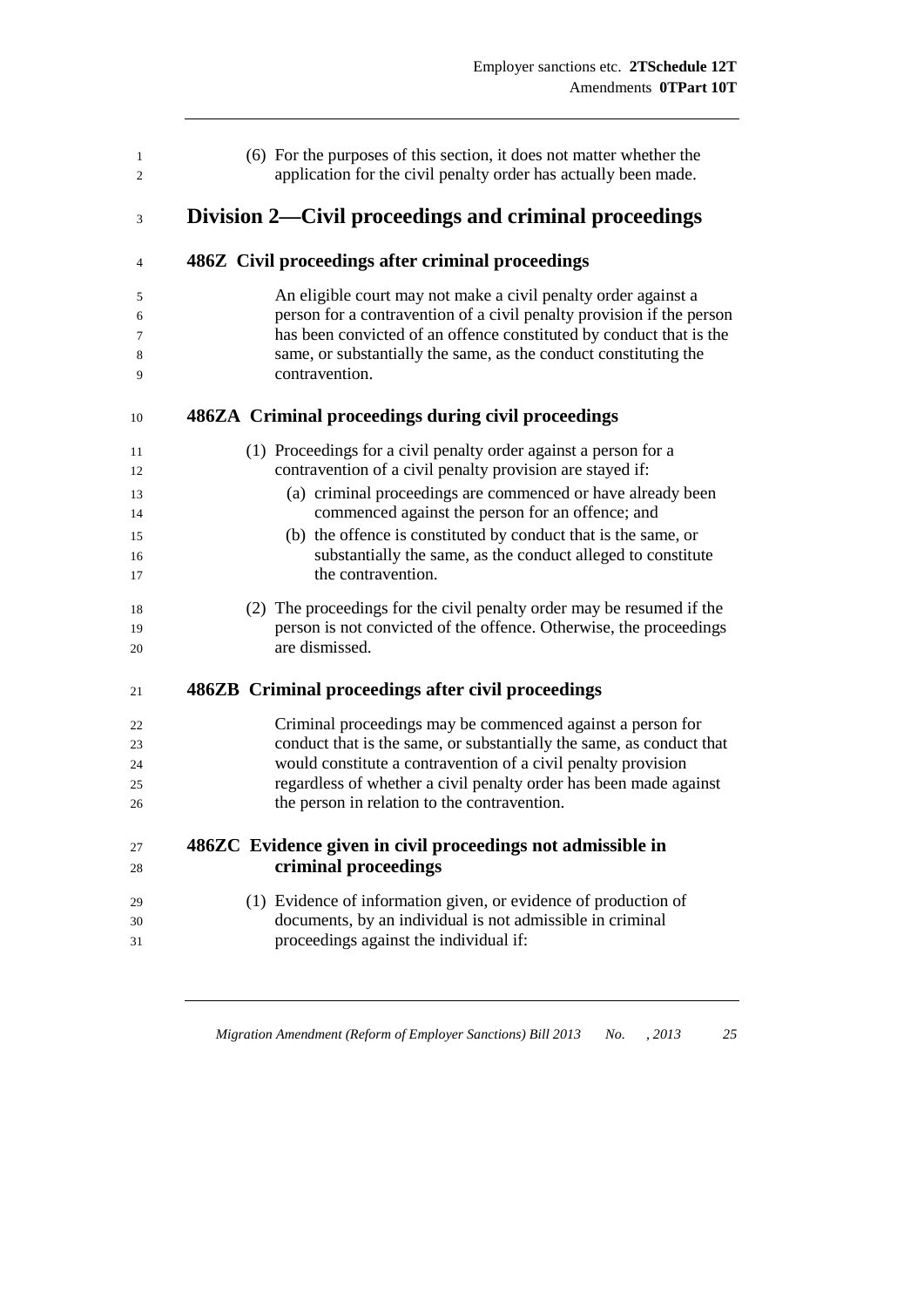(6) For the purposes of this section, it does not matter whether the application for the civil penalty order has actually been made.

## Division 2—Civil proceedings and criminal proceedings

### 486Z Civil proceedings after criminal proceedings

An eligible court may not make a civil penalty order against a person for a contravention of a civil penalty provision if the person has been convicted of an offence constituted by conduct that is the same, or substantially the same, as the conduct constituting the contravention.

### 486ZA Criminal proceedings during civil proceedings

(1) Proceedings for a civil penalty order against a person for a contravention of a civil penalty provision are stayed if:

- (a) criminal proceedings are commenced or have already been commenced against the person for an offence; and
- (b) the offence is constituted by conduct that is the same, or substantially the same, as the conduct alleged to constitute the contravention.

(2) The proceedings for the civil penalty order may be resumed if the person is not convicted of the offence. Otherwise, the proceedings are dismissed.

### 486ZB Criminal proceedings after civil proceedings

Criminal proceedings may be commenced against a person for conduct that is the same, or substantially the same, as conduct that would constitute a contravention of a civil penalty provision regardless of whether a civil penalty order has been made against the person in relation to the contravention.

### 486ZC Evidence given in civil proceedings not admissible in criminal proceedings

(1) Evidence of information given, or evidence of production of documents, by an individual is not admissible in criminal proceedings against the individual if: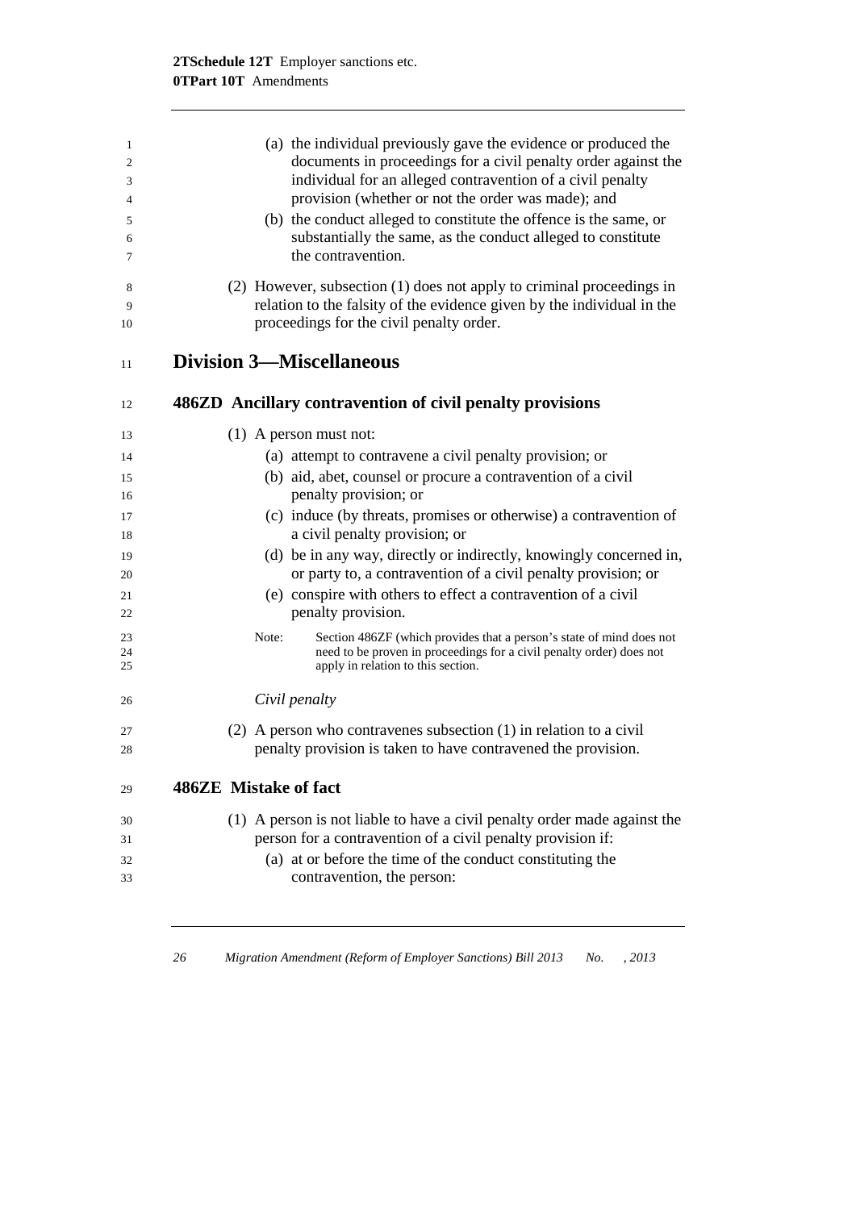(a) the individual previously gave the evidence or produced the documents in proceedings for a civil penalty order against the individual for an alleged contravention of a civil penalty provision (whether or not the order was made); and

(b) the conduct alleged to constitute the offence is the same, or substantially the same, as the conduct alleged to constitute the contravention.

(2) However, subsection (1) does not apply to criminal proceedings in relation to the falsity of the evidence given by the individual in the proceedings for the civil penalty order.

## Division 3—Miscellaneous

### 486ZD Ancillary contravention of civil penalty provisions

(1) A person must not:

(a) attempt to contravene a civil penalty provision; or

(b) aid, abet, counsel or procure a contravention of a civil penalty provision; or

(c) induce (by threats, promises or otherwise) a contravention of a civil penalty provision; or

(d) be in any way, directly or indirectly, knowingly concerned in, or party to, a contravention of a civil penalty provision; or

(e) conspire with others to effect a contravention of a civil penalty provision.

Note: Section 486ZF (which provides that a person's state of mind does not need to be proven in proceedings for a civil penalty order) does not apply in relation to this section.

*Civil penalty*

(2) A person who contravenes subsection (1) in relation to a civil penalty provision is taken to have contravened the provision.

### 486ZE Mistake of fact

(1) A person is not liable to have a civil penalty order made against the person for a contravention of a civil penalty provision if:

(a) at or before the time of the conduct constituting the contravention, the person: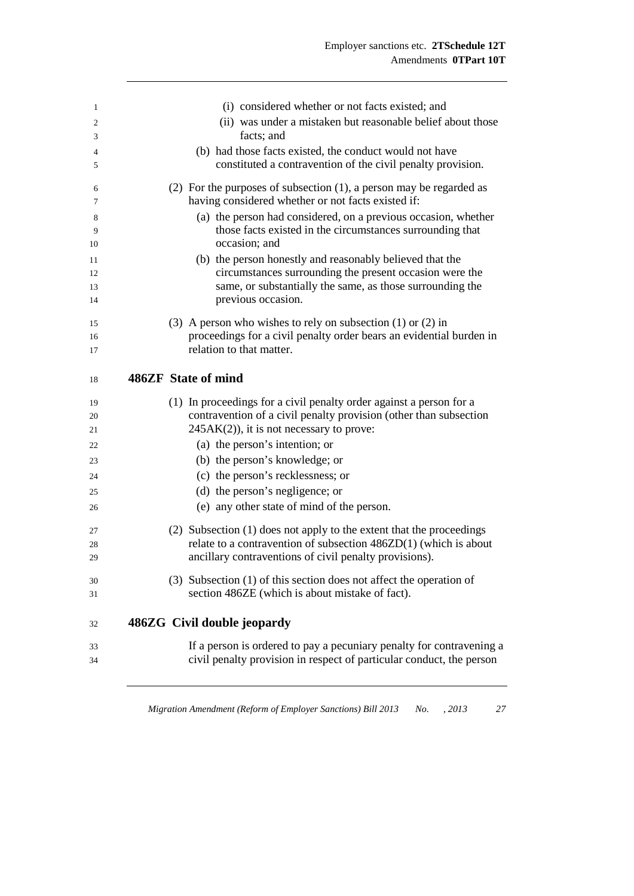(i) considered whether or not facts existed; and

(ii) was under a mistaken but reasonable belief about those facts; and

(b) had those facts existed, the conduct would not have constituted a contravention of the civil penalty provision.

(2) For the purposes of subsection (1), a person may be regarded as having considered whether or not facts existed if:

(a) the person had considered, on a previous occasion, whether those facts existed in the circumstances surrounding that occasion; and

(b) the person honestly and reasonably believed that the circumstances surrounding the present occasion were the same, or substantially the same, as those surrounding the previous occasion.

(3) A person who wishes to rely on subsection (1) or (2) in proceedings for a civil penalty order bears an evidential burden in relation to that matter.

## 486ZF State of mind

(1) In proceedings for a civil penalty order against a person for a contravention of a civil penalty provision (other than subsection 245AK(2)), it is not necessary to prove:

(a) the person's intention; or

(b) the person's knowledge; or

(c) the person's recklessness; or

(d) the person's negligence; or

(e) any other state of mind of the person.

(2) Subsection (1) does not apply to the extent that the proceedings relate to a contravention of subsection 486ZD(1) (which is about ancillary contraventions of civil penalty provisions).

(3) Subsection (1) of this section does not affect the operation of section 486ZE (which is about mistake of fact).

## 486ZG Civil double jeopardy

If a person is ordered to pay a pecuniary penalty for contravening a civil penalty provision in respect of particular conduct, the person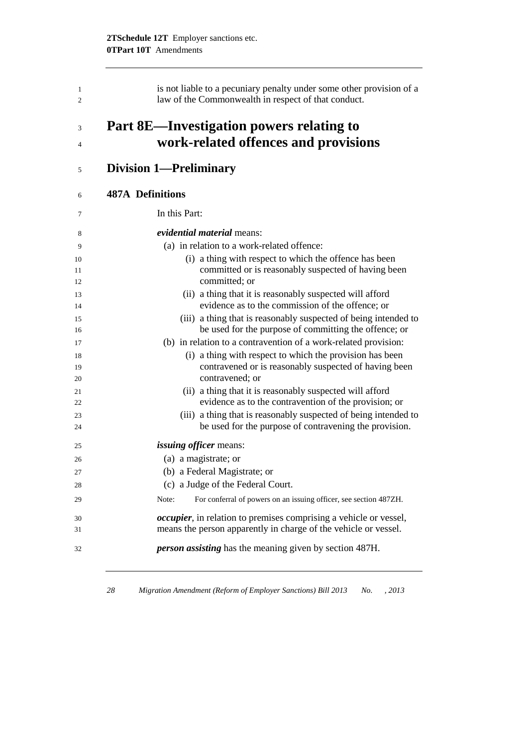is not liable to a pecuniary penalty under some other provision of a law of the Commonwealth in respect of that conduct.

# Part 8E—Investigation powers relating to work-related offences and provisions

## Division 1—Preliminary

### 487A Definitions

In this Part:

***evidential material*** means:

(a) in relation to a work-related offence:

(i) a thing with respect to which the offence has been committed or is reasonably suspected of having been committed; or

(ii) a thing that it is reasonably suspected will afford evidence as to the commission of the offence; or

(iii) a thing that is reasonably suspected of being intended to be used for the purpose of committing the offence; or

(b) in relation to a contravention of a work-related provision:

(i) a thing with respect to which the provision has been contravened or is reasonably suspected of having been contravened; or

(ii) a thing that it is reasonably suspected will afford evidence as to the contravention of the provision; or

(iii) a thing that is reasonably suspected of being intended to be used for the purpose of contravening the provision.

***issuing officer*** means:

(a) a magistrate; or

(b) a Federal Magistrate; or

(c) a Judge of the Federal Court.

Note: For conferral of powers on an issuing officer, see section 487ZH.

***occupier***, in relation to premises comprising a vehicle or vessel, means the person apparently in charge of the vehicle or vessel.

***person assisting*** has the meaning given by section 487H.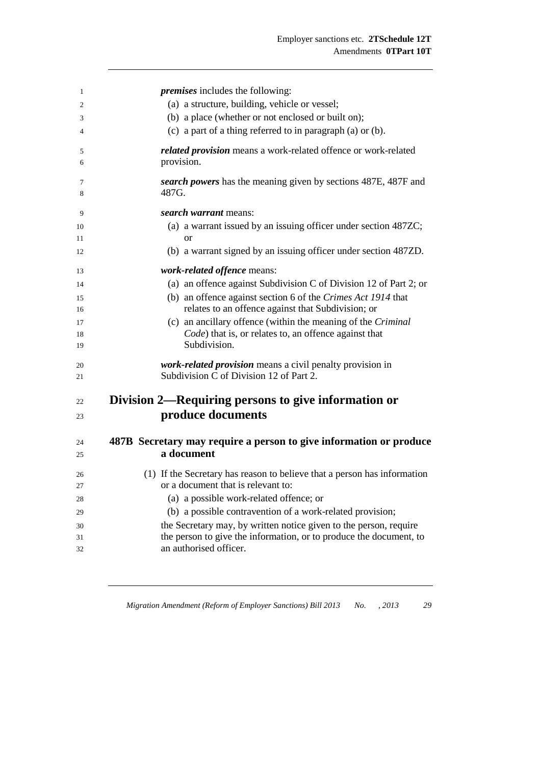***premises*** includes the following:

(a) a structure, building, vehicle or vessel;

(b) a place (whether or not enclosed or built on);

(c) a part of a thing referred to in paragraph (a) or (b).

***related provision*** means a work-related offence or work-related provision.

***search powers*** has the meaning given by sections 487E, 487F and 487G.

***search warrant*** means:

(a) a warrant issued by an issuing officer under section 487ZC; or

(b) a warrant signed by an issuing officer under section 487ZD.

***work-related offence*** means:

(a) an offence against Subdivision C of Division 12 of Part 2; or

(b) an offence against section 6 of the *Crimes Act 1914* that relates to an offence against that Subdivision; or

(c) an ancillary offence (within the meaning of the *Criminal Code*) that is, or relates to, an offence against that Subdivision.

***work-related provision*** means a civil penalty provision in Subdivision C of Division 12 of Part 2.

## Division 2—Requiring persons to give information or produce documents

### 487B Secretary may require a person to give information or produce a document

(1) If the Secretary has reason to believe that a person has information or a document that is relevant to:

(a) a possible work-related offence; or

(b) a possible contravention of a work-related provision;

the Secretary may, by written notice given to the person, require the person to give the information, or to produce the document, to an authorised officer.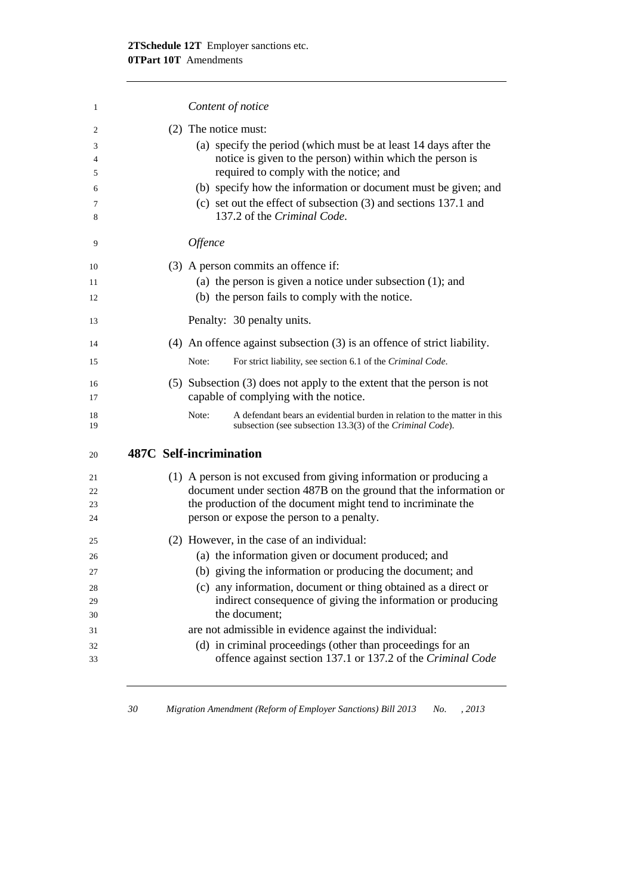*Content of notice*

(2) The notice must:

(a) specify the period (which must be at least 14 days after the notice is given to the person) within which the person is required to comply with the notice; and

(b) specify how the information or document must be given; and

(c) set out the effect of subsection (3) and sections 137.1 and 137.2 of the *Criminal Code*.

*Offence*

(3) A person commits an offence if:

(a) the person is given a notice under subsection (1); and

(b) the person fails to comply with the notice.

Penalty: 30 penalty units.

(4) An offence against subsection (3) is an offence of strict liability.

Note: For strict liability, see section 6.1 of the *Criminal Code*.

(5) Subsection (3) does not apply to the extent that the person is not capable of complying with the notice.

Note: A defendant bears an evidential burden in relation to the matter in this subsection (see subsection 13.3(3) of the *Criminal Code*).

## 487C Self-incrimination

(1) A person is not excused from giving information or producing a document under section 487B on the ground that the information or the production of the document might tend to incriminate the person or expose the person to a penalty.

(2) However, in the case of an individual:

(a) the information given or document produced; and

(b) giving the information or producing the document; and

(c) any information, document or thing obtained as a direct or indirect consequence of giving the information or producing the document;

are not admissible in evidence against the individual:

(d) in criminal proceedings (other than proceedings for an offence against section 137.1 or 137.2 of the *Criminal Code*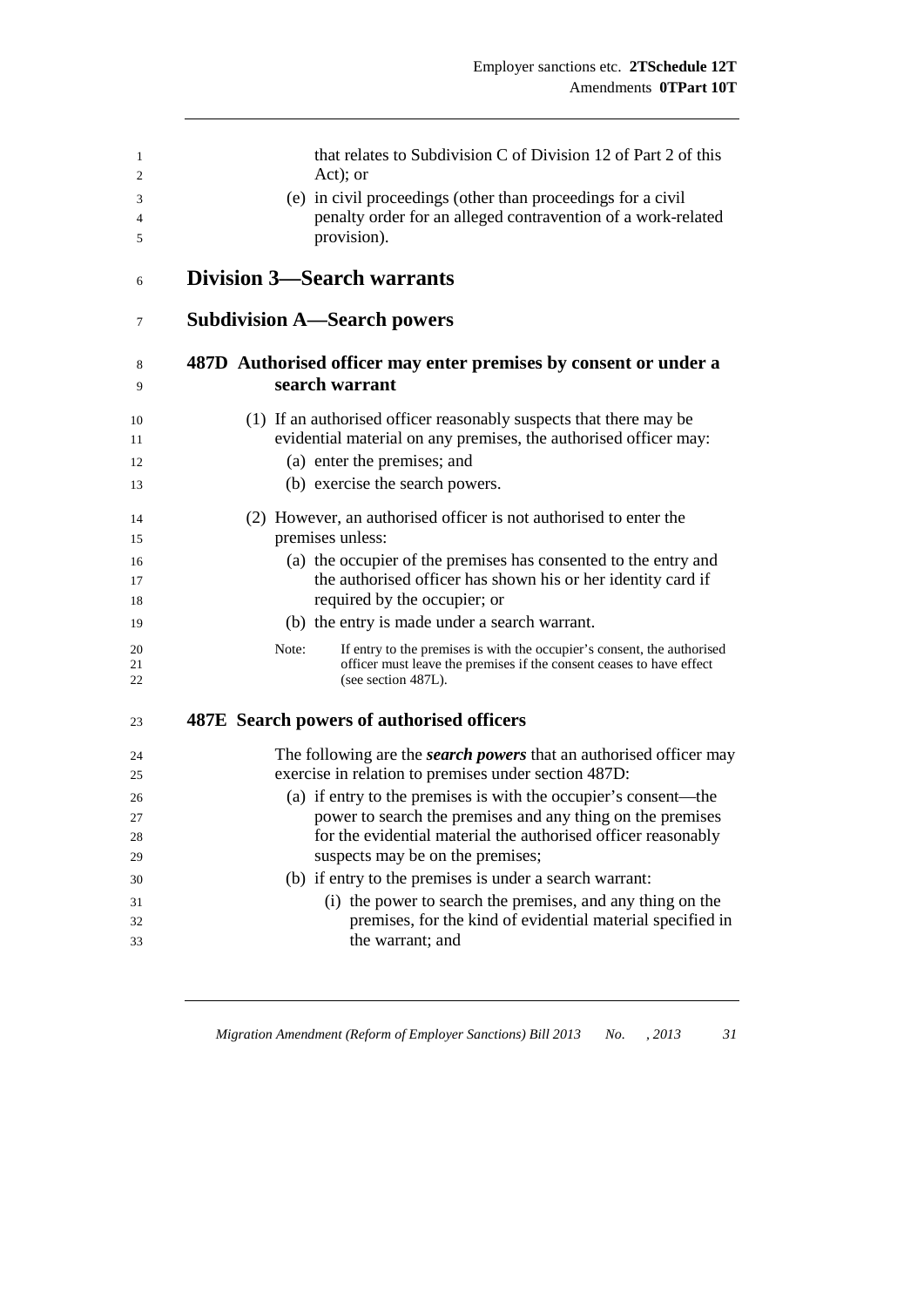that relates to Subdivision C of Division 12 of Part 2 of this Act); or

(e) in civil proceedings (other than proceedings for a civil penalty order for an alleged contravention of a work-related provision).

## Division 3—Search warrants

### Subdivision A—Search powers

#### 487D Authorised officer may enter premises by consent or under a search warrant

(1) If an authorised officer reasonably suspects that there may be evidential material on any premises, the authorised officer may:

(a) enter the premises; and

(b) exercise the search powers.

(2) However, an authorised officer is not authorised to enter the premises unless:

(a) the occupier of the premises has consented to the entry and the authorised officer has shown his or her identity card if required by the occupier; or

(b) the entry is made under a search warrant.

Note: If entry to the premises is with the occupier's consent, the authorised officer must leave the premises if the consent ceases to have effect (see section 487L).

#### 487E Search powers of authorised officers

The following are the ***search powers*** that an authorised officer may exercise in relation to premises under section 487D:

(a) if entry to the premises is with the occupier's consent—the power to search the premises and any thing on the premises for the evidential material the authorised officer reasonably suspects may be on the premises;

(b) if entry to the premises is under a search warrant:

(i) the power to search the premises, and any thing on the premises, for the kind of evidential material specified in the warrant; and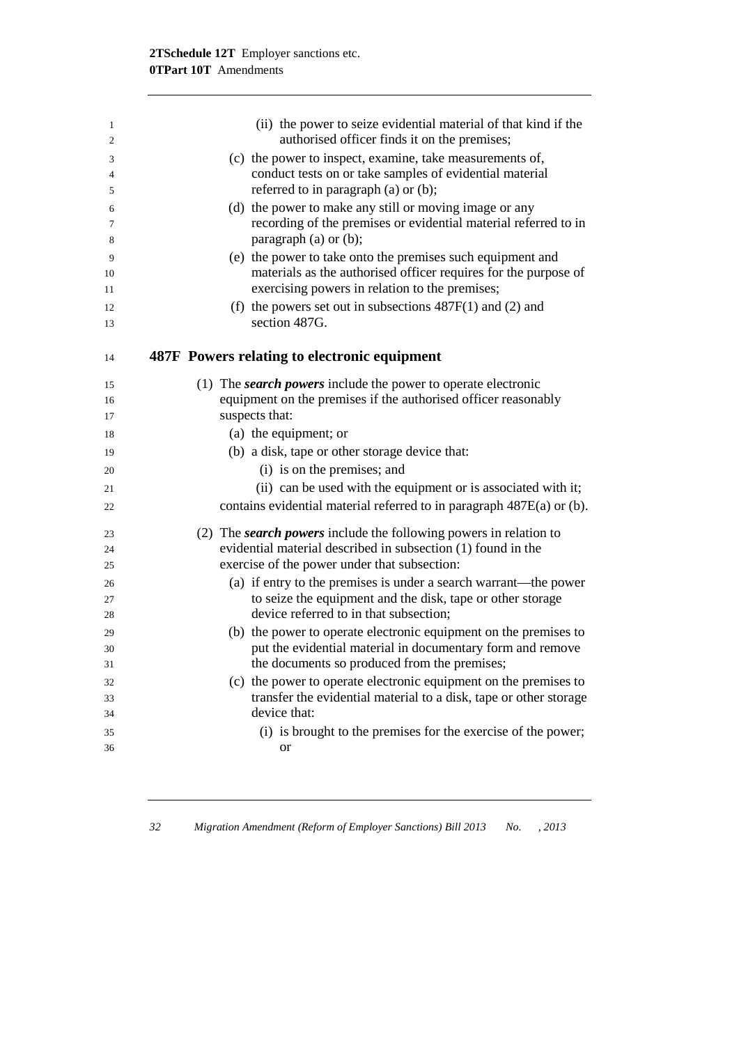(ii) the power to seize evidential material of that kind if the authorised officer finds it on the premises;

(c) the power to inspect, examine, take measurements of, conduct tests on or take samples of evidential material referred to in paragraph (a) or (b);

(d) the power to make any still or moving image or any recording of the premises or evidential material referred to in paragraph (a) or (b);

(e) the power to take onto the premises such equipment and materials as the authorised officer requires for the purpose of exercising powers in relation to the premises;

(f) the powers set out in subsections 487F(1) and (2) and section 487G.

### 487F Powers relating to electronic equipment

(1) The ***search powers*** include the power to operate electronic equipment on the premises if the authorised officer reasonably suspects that:

(a) the equipment; or

(b) a disk, tape or other storage device that:

(i) is on the premises; and

(ii) can be used with the equipment or is associated with it;

contains evidential material referred to in paragraph 487E(a) or (b).

(2) The ***search powers*** include the following powers in relation to evidential material described in subsection (1) found in the exercise of the power under that subsection:

(a) if entry to the premises is under a search warrant—the power to seize the equipment and the disk, tape or other storage device referred to in that subsection;

(b) the power to operate electronic equipment on the premises to put the evidential material in documentary form and remove the documents so produced from the premises;

(c) the power to operate electronic equipment on the premises to transfer the evidential material to a disk, tape or other storage device that:

(i) is brought to the premises for the exercise of the power; or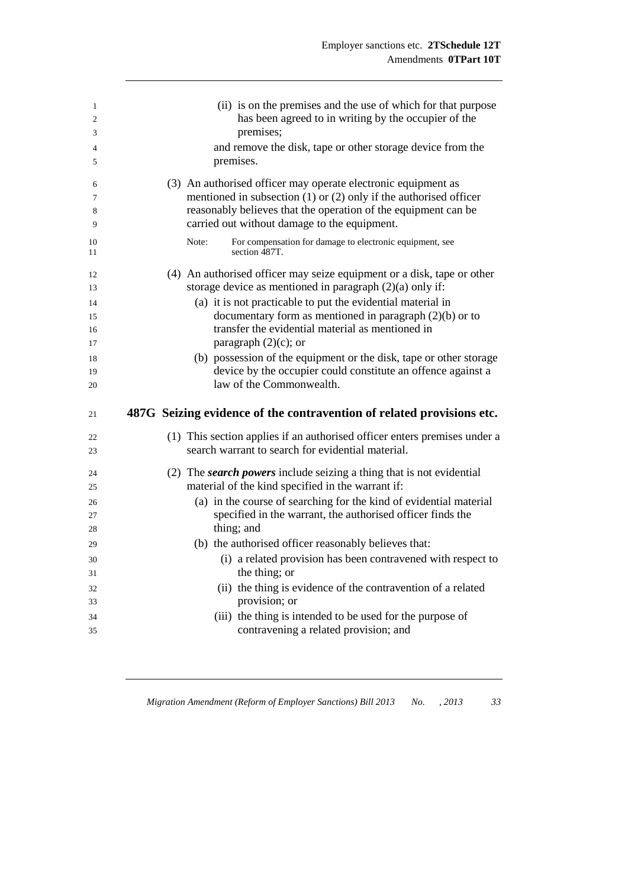(ii) is on the premises and the use of which for that purpose has been agreed to in writing by the occupier of the premises;

and remove the disk, tape or other storage device from the premises.

(3) An authorised officer may operate electronic equipment as mentioned in subsection (1) or (2) only if the authorised officer reasonably believes that the operation of the equipment can be carried out without damage to the equipment.

Note: For compensation for damage to electronic equipment, see section 487T.

(4) An authorised officer may seize equipment or a disk, tape or other storage device as mentioned in paragraph (2)(a) only if:

(a) it is not practicable to put the evidential material in documentary form as mentioned in paragraph (2)(b) or to transfer the evidential material as mentioned in paragraph (2)(c); or

(b) possession of the equipment or the disk, tape or other storage device by the occupier could constitute an offence against a law of the Commonwealth.

## 487G Seizing evidence of the contravention of related provisions etc.

(1) This section applies if an authorised officer enters premises under a search warrant to search for evidential material.

(2) The ***search powers*** include seizing a thing that is not evidential material of the kind specified in the warrant if:

(a) in the course of searching for the kind of evidential material specified in the warrant, the authorised officer finds the thing; and

(b) the authorised officer reasonably believes that:

(i) a related provision has been contravened with respect to the thing; or

(ii) the thing is evidence of the contravention of a related provision; or

(iii) the thing is intended to be used for the purpose of contravening a related provision; and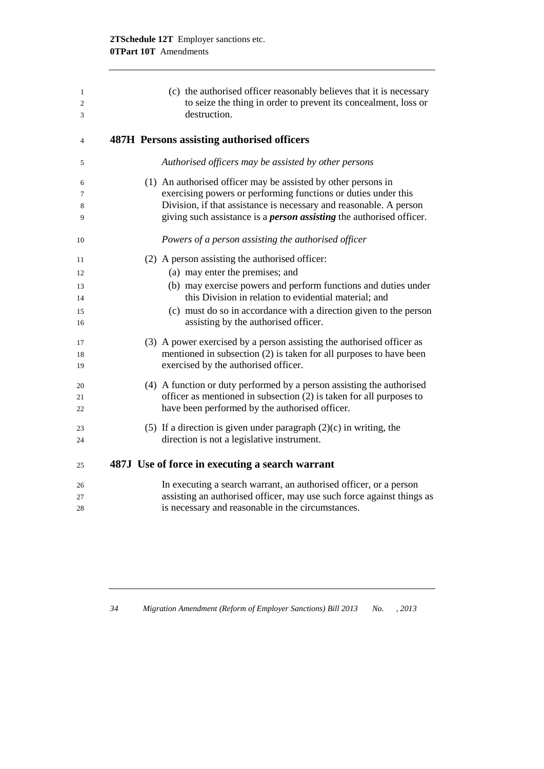(c) the authorised officer reasonably believes that it is necessary to seize the thing in order to prevent its concealment, loss or destruction.

### 487H Persons assisting authorised officers

*Authorised officers may be assisted by other persons*

(1) An authorised officer may be assisted by other persons in exercising powers or performing functions or duties under this Division, if that assistance is necessary and reasonable. A person giving such assistance is a ***person assisting*** the authorised officer.

*Powers of a person assisting the authorised officer*

(2) A person assisting the authorised officer:

(a) may enter the premises; and

(b) may exercise powers and perform functions and duties under this Division in relation to evidential material; and

(c) must do so in accordance with a direction given to the person assisting by the authorised officer.

(3) A power exercised by a person assisting the authorised officer as mentioned in subsection (2) is taken for all purposes to have been exercised by the authorised officer.

(4) A function or duty performed by a person assisting the authorised officer as mentioned in subsection (2) is taken for all purposes to have been performed by the authorised officer.

(5) If a direction is given under paragraph (2)(c) in writing, the direction is not a legislative instrument.

### 487J Use of force in executing a search warrant

In executing a search warrant, an authorised officer, or a person assisting an authorised officer, may use such force against things as is necessary and reasonable in the circumstances.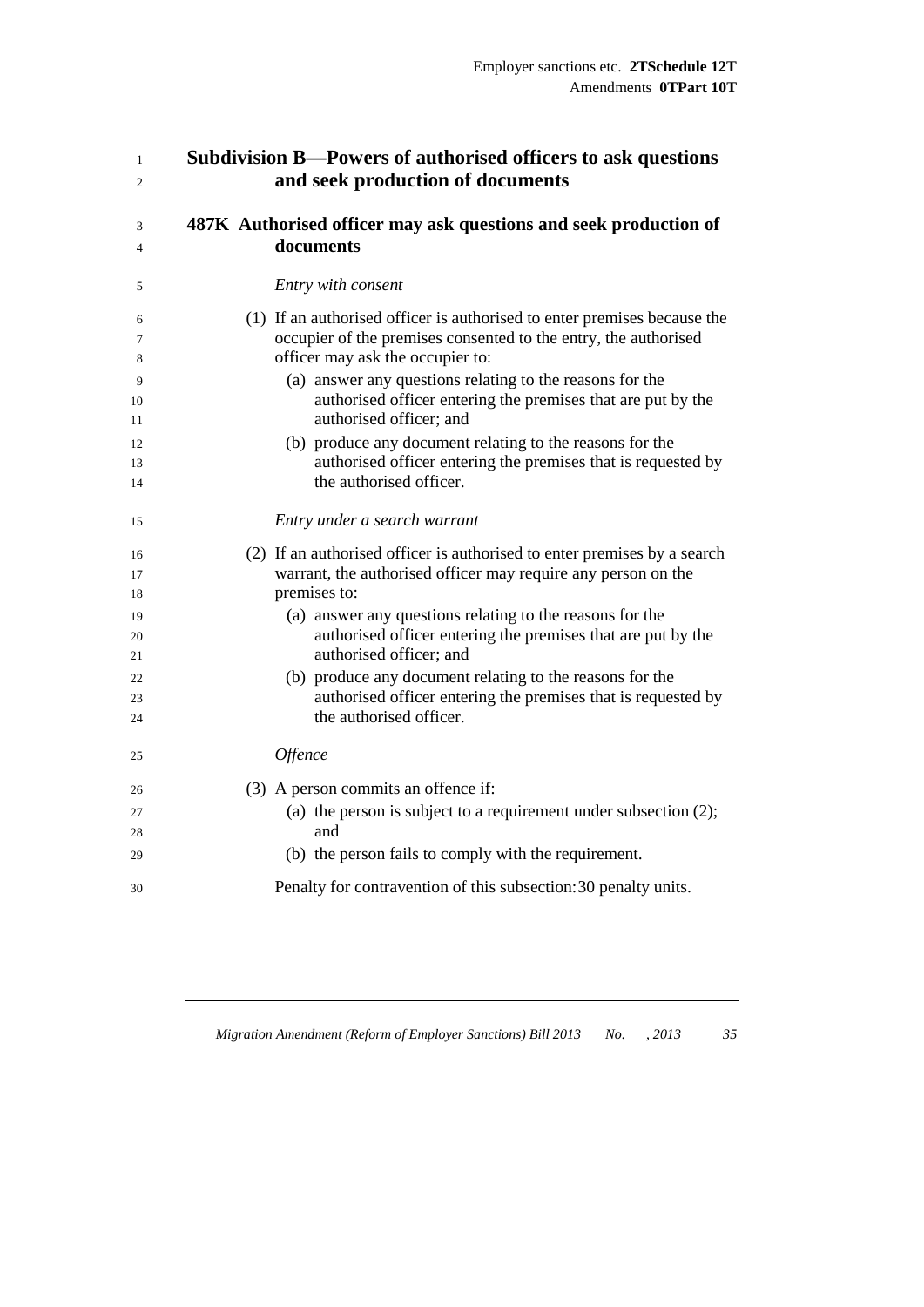## Subdivision B—Powers of authorised officers to ask questions and seek production of documents

### 487K Authorised officer may ask questions and seek production of documents

*Entry with consent*

(1) If an authorised officer is authorised to enter premises because the occupier of the premises consented to the entry, the authorised officer may ask the occupier to:

(a) answer any questions relating to the reasons for the authorised officer entering the premises that are put by the authorised officer; and

(b) produce any document relating to the reasons for the authorised officer entering the premises that is requested by the authorised officer.

*Entry under a search warrant*

(2) If an authorised officer is authorised to enter premises by a search warrant, the authorised officer may require any person on the premises to:

(a) answer any questions relating to the reasons for the authorised officer entering the premises that are put by the authorised officer; and

(b) produce any document relating to the reasons for the authorised officer entering the premises that is requested by the authorised officer.

*Offence*

(3) A person commits an offence if:

(a) the person is subject to a requirement under subsection (2); and

(b) the person fails to comply with the requirement.

Penalty for contravention of this subsection: 30 penalty units.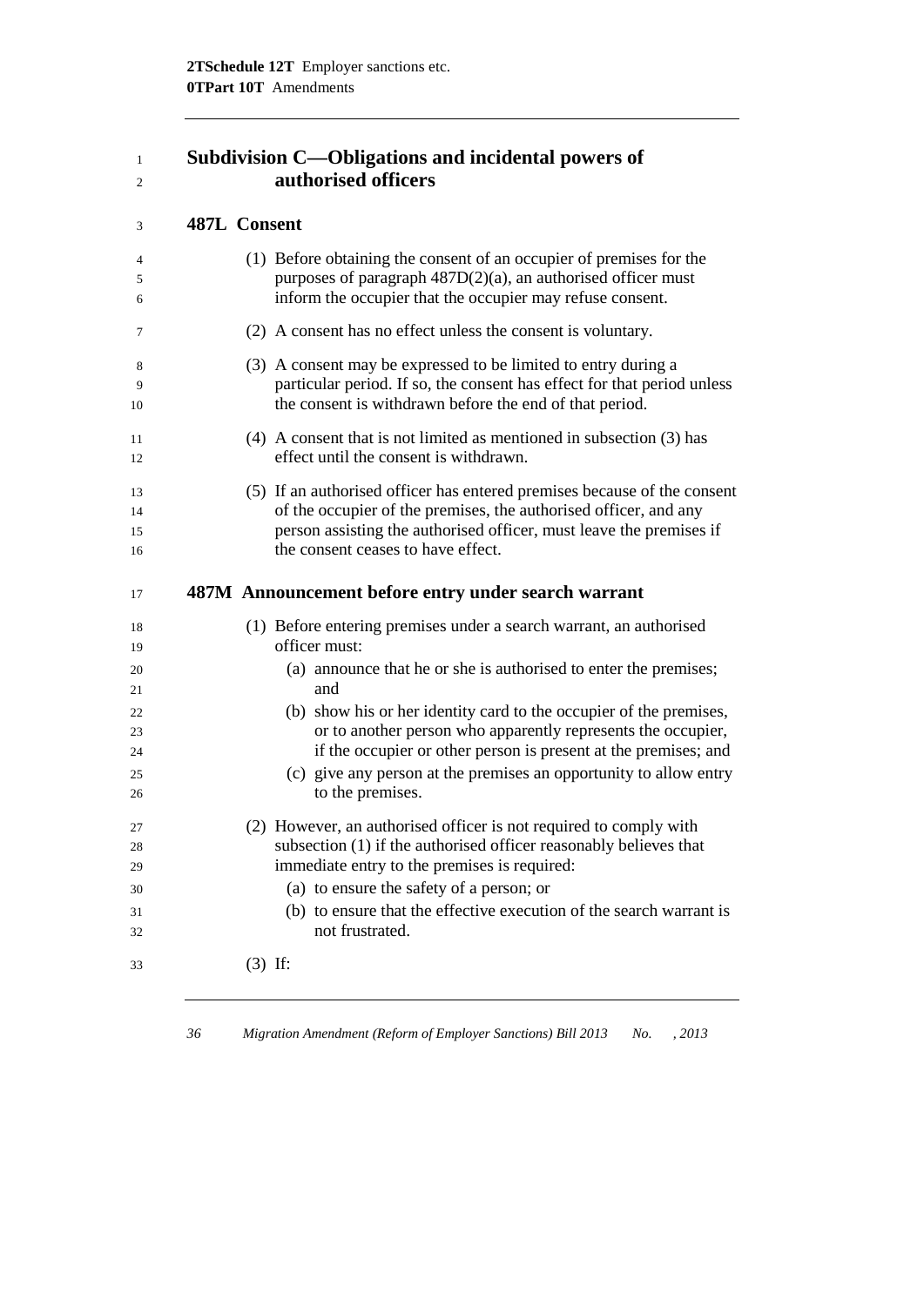## Subdivision C—Obligations and incidental powers of authorised officers

### 487L Consent

(1) Before obtaining the consent of an occupier of premises for the purposes of paragraph 487D(2)(a), an authorised officer must inform the occupier that the occupier may refuse consent.

(2) A consent has no effect unless the consent is voluntary.

(3) A consent may be expressed to be limited to entry during a particular period. If so, the consent has effect for that period unless the consent is withdrawn before the end of that period.

(4) A consent that is not limited as mentioned in subsection (3) has effect until the consent is withdrawn.

(5) If an authorised officer has entered premises because of the consent of the occupier of the premises, the authorised officer, and any person assisting the authorised officer, must leave the premises if the consent ceases to have effect.

### 487M Announcement before entry under search warrant

(1) Before entering premises under a search warrant, an authorised officer must:

- (a) announce that he or she is authorised to enter the premises; and
- (b) show his or her identity card to the occupier of the premises, or to another person who apparently represents the occupier, if the occupier or other person is present at the premises; and
- (c) give any person at the premises an opportunity to allow entry to the premises.

(2) However, an authorised officer is not required to comply with subsection (1) if the authorised officer reasonably believes that immediate entry to the premises is required:

- (a) to ensure the safety of a person; or
- (b) to ensure that the effective execution of the search warrant is not frustrated.

(3) If: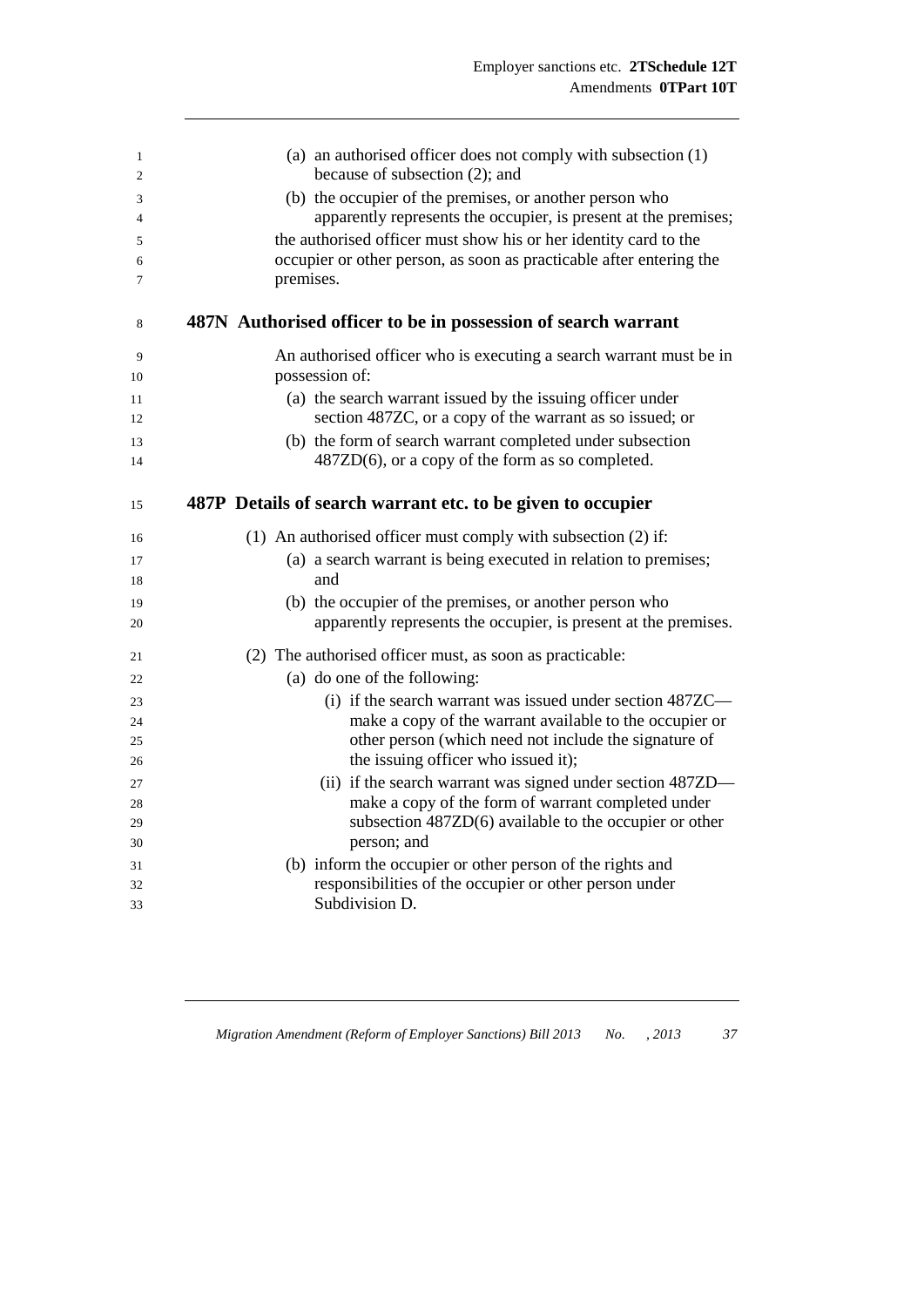(a) an authorised officer does not comply with subsection (1) because of subsection (2); and

(b) the occupier of the premises, or another person who apparently represents the occupier, is present at the premises;

the authorised officer must show his or her identity card to the occupier or other person, as soon as practicable after entering the premises.

### 487N Authorised officer to be in possession of search warrant

An authorised officer who is executing a search warrant must be in possession of:

(a) the search warrant issued by the issuing officer under section 487ZC, or a copy of the warrant as so issued; or

(b) the form of search warrant completed under subsection 487ZD(6), or a copy of the form as so completed.

### 487P Details of search warrant etc. to be given to occupier

(1) An authorised officer must comply with subsection (2) if:

(a) a search warrant is being executed in relation to premises; and

(b) the occupier of the premises, or another person who apparently represents the occupier, is present at the premises.

(2) The authorised officer must, as soon as practicable:

(a) do one of the following:

(i) if the search warrant was issued under section 487ZC—make a copy of the warrant available to the occupier or other person (which need not include the signature of the issuing officer who issued it);

(ii) if the search warrant was signed under section 487ZD—make a copy of the form of warrant completed under subsection 487ZD(6) available to the occupier or other person; and

(b) inform the occupier or other person of the rights and responsibilities of the occupier or other person under Subdivision D.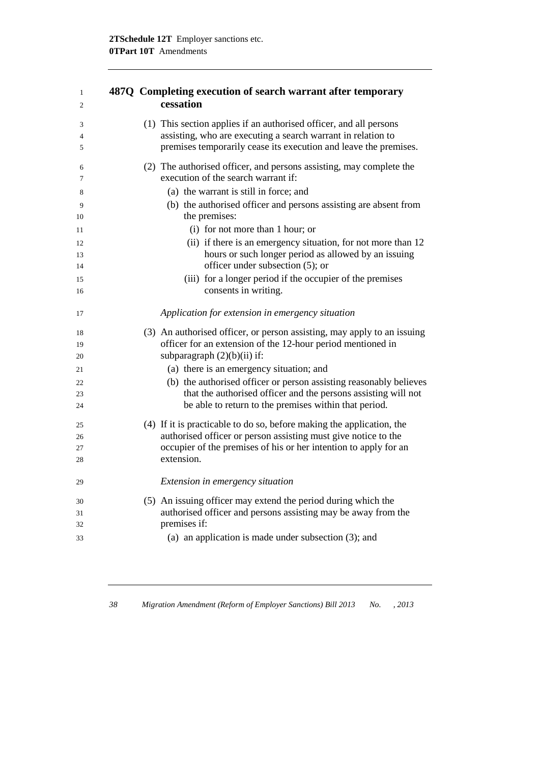### 487Q Completing execution of search warrant after temporary cessation

(1) This section applies if an authorised officer, and all persons assisting, who are executing a search warrant in relation to premises temporarily cease its execution and leave the premises.

(2) The authorised officer, and persons assisting, may complete the execution of the search warrant if:

- (a) the warrant is still in force; and
- (b) the authorised officer and persons assisting are absent from the premises:
  - (i) for not more than 1 hour; or
  - (ii) if there is an emergency situation, for not more than 12 hours or such longer period as allowed by an issuing officer under subsection (5); or
  - (iii) for a longer period if the occupier of the premises consents in writing.

*Application for extension in emergency situation*

(3) An authorised officer, or person assisting, may apply to an issuing officer for an extension of the 12-hour period mentioned in subparagraph (2)(b)(ii) if:

- (a) there is an emergency situation; and
- (b) the authorised officer or person assisting reasonably believes that the authorised officer and the persons assisting will not be able to return to the premises within that period.

(4) If it is practicable to do so, before making the application, the authorised officer or person assisting must give notice to the occupier of the premises of his or her intention to apply for an extension.

*Extension in emergency situation*

(5) An issuing officer may extend the period during which the authorised officer and persons assisting may be away from the premises if:

- (a) an application is made under subsection (3); and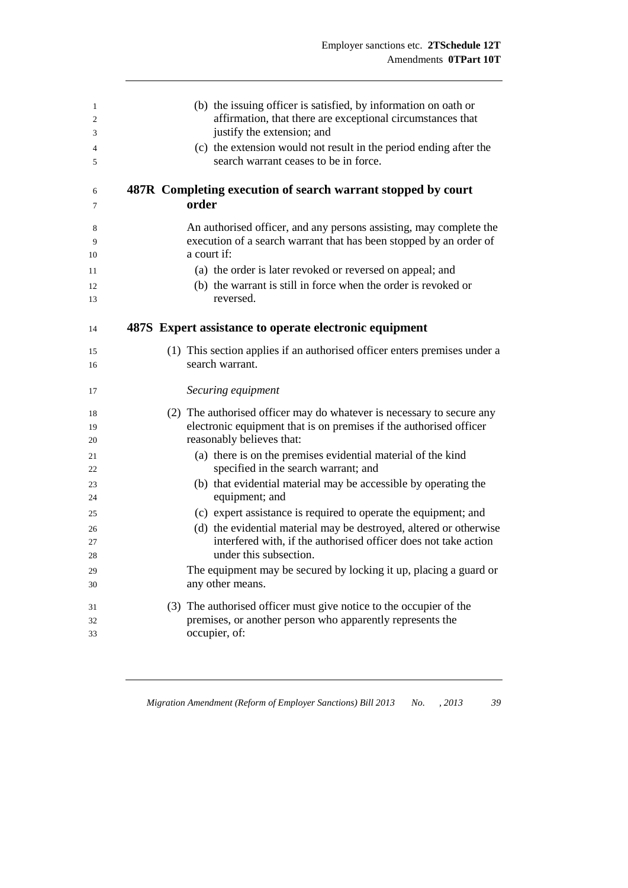(b) the issuing officer is satisfied, by information on oath or affirmation, that there are exceptional circumstances that justify the extension; and

(c) the extension would not result in the period ending after the search warrant ceases to be in force.

### 487R Completing execution of search warrant stopped by court order

An authorised officer, and any persons assisting, may complete the execution of a search warrant that has been stopped by an order of a court if:

(a) the order is later revoked or reversed on appeal; and

(b) the warrant is still in force when the order is revoked or reversed.

### 487S Expert assistance to operate electronic equipment

(1) This section applies if an authorised officer enters premises under a search warrant.

*Securing equipment*

(2) The authorised officer may do whatever is necessary to secure any electronic equipment that is on premises if the authorised officer reasonably believes that:

(a) there is on the premises evidential material of the kind specified in the search warrant; and

(b) that evidential material may be accessible by operating the equipment; and

(c) expert assistance is required to operate the equipment; and

(d) the evidential material may be destroyed, altered or otherwise interfered with, if the authorised officer does not take action under this subsection.

The equipment may be secured by locking it up, placing a guard or any other means.

(3) The authorised officer must give notice to the occupier of the premises, or another person who apparently represents the occupier, of: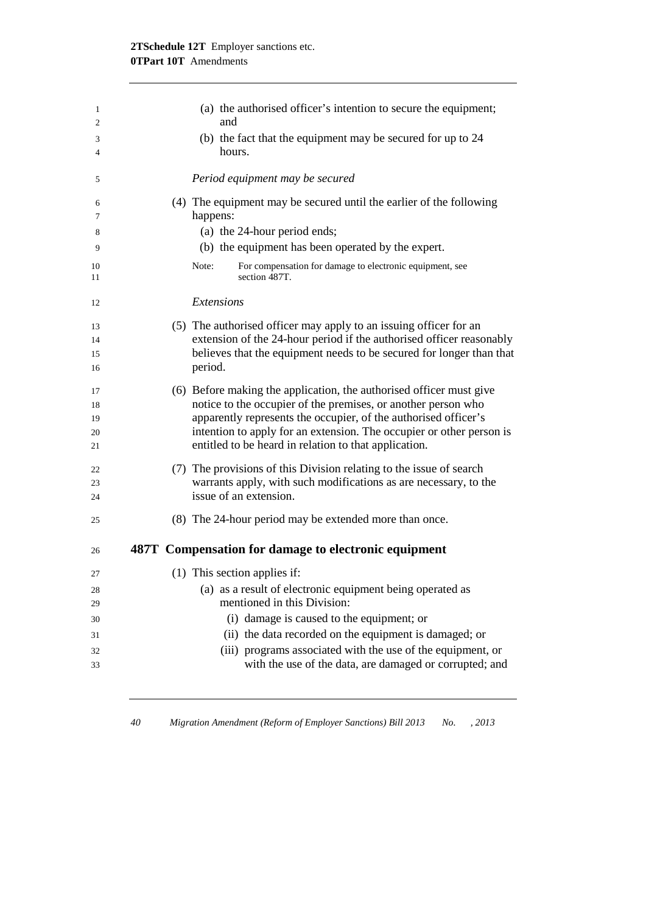(a) the authorised officer's intention to secure the equipment; and

(b) the fact that the equipment may be secured for up to 24 hours.

*Period equipment may be secured*

(4) The equipment may be secured until the earlier of the following happens:

(a) the 24-hour period ends;

(b) the equipment has been operated by the expert.

Note: For compensation for damage to electronic equipment, see section 487T.

*Extensions*

(5) The authorised officer may apply to an issuing officer for an extension of the 24-hour period if the authorised officer reasonably believes that the equipment needs to be secured for longer than that period.

(6) Before making the application, the authorised officer must give notice to the occupier of the premises, or another person who apparently represents the occupier, of the authorised officer's intention to apply for an extension. The occupier or other person is entitled to be heard in relation to that application.

(7) The provisions of this Division relating to the issue of search warrants apply, with such modifications as are necessary, to the issue of an extension.

(8) The 24-hour period may be extended more than once.

### 487T Compensation for damage to electronic equipment

(1) This section applies if:

(a) as a result of electronic equipment being operated as mentioned in this Division:

(i) damage is caused to the equipment; or

(ii) the data recorded on the equipment is damaged; or

(iii) programs associated with the use of the equipment, or with the use of the data, are damaged or corrupted; and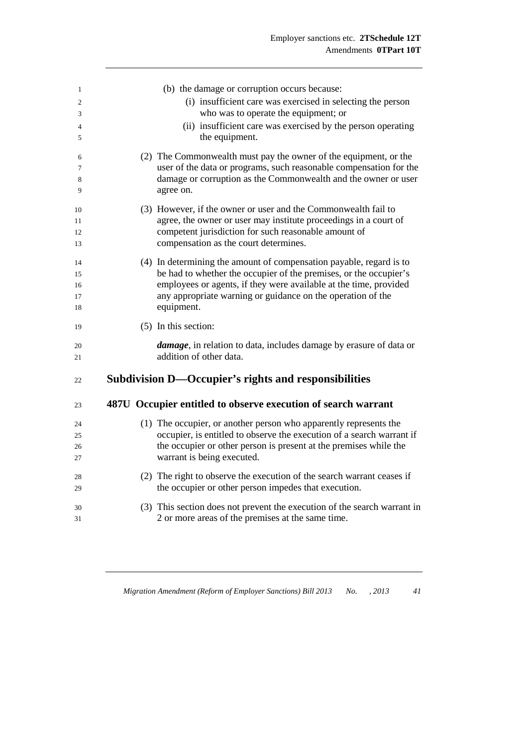(b) the damage or corruption occurs because:

(i) insufficient care was exercised in selecting the person who was to operate the equipment; or

(ii) insufficient care was exercised by the person operating the equipment.

(2) The Commonwealth must pay the owner of the equipment, or the user of the data or programs, such reasonable compensation for the damage or corruption as the Commonwealth and the owner or user agree on.

(3) However, if the owner or user and the Commonwealth fail to agree, the owner or user may institute proceedings in a court of competent jurisdiction for such reasonable amount of compensation as the court determines.

(4) In determining the amount of compensation payable, regard is to be had to whether the occupier of the premises, or the occupier's employees or agents, if they were available at the time, provided any appropriate warning or guidance on the operation of the equipment.

(5) In this section:

***damage***, in relation to data, includes damage by erasure of data or addition of other data.

## Subdivision D—Occupier's rights and responsibilities

### 487U Occupier entitled to observe execution of search warrant

(1) The occupier, or another person who apparently represents the occupier, is entitled to observe the execution of a search warrant if the occupier or other person is present at the premises while the warrant is being executed.

(2) The right to observe the execution of the search warrant ceases if the occupier or other person impedes that execution.

(3) This section does not prevent the execution of the search warrant in 2 or more areas of the premises at the same time.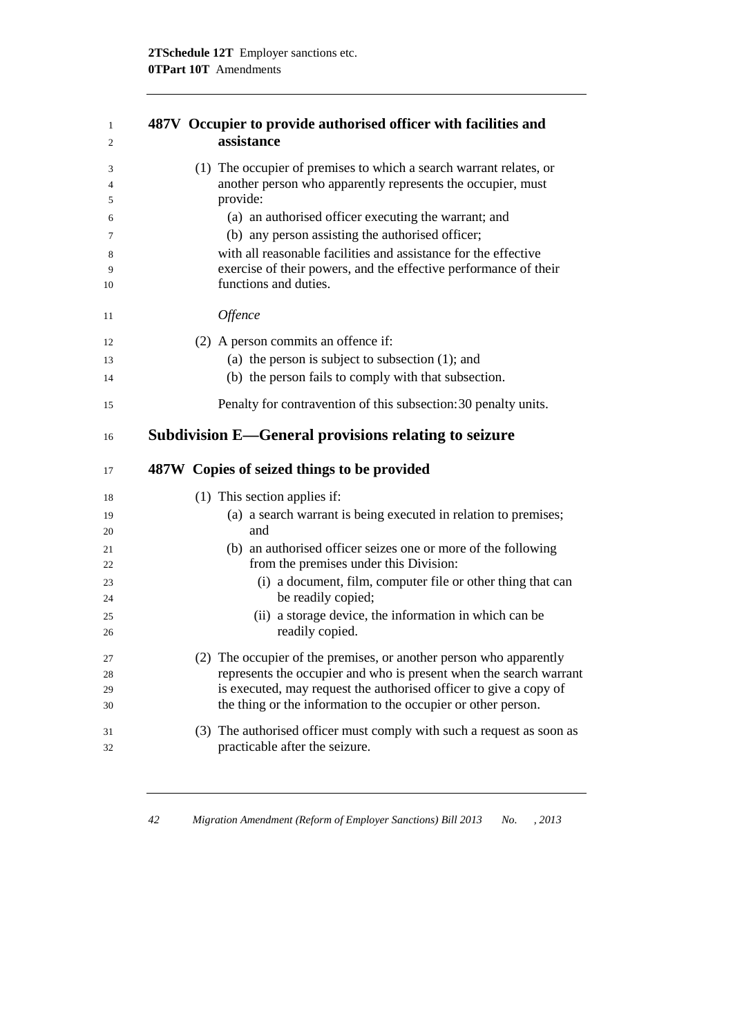### 487V Occupier to provide authorised officer with facilities and assistance

(1) The occupier of premises to which a search warrant relates, or another person who apparently represents the occupier, must provide:

(a) an authorised officer executing the warrant; and

(b) any person assisting the authorised officer;

with all reasonable facilities and assistance for the effective exercise of their powers, and the effective performance of their functions and duties.

*Offence*

(2) A person commits an offence if:

(a) the person is subject to subsection (1); and

(b) the person fails to comply with that subsection.

Penalty for contravention of this subsection: 30 penalty units.

## Subdivision E—General provisions relating to seizure

### 487W Copies of seized things to be provided

(1) This section applies if:

(a) a search warrant is being executed in relation to premises; and

(b) an authorised officer seizes one or more of the following from the premises under this Division:

(i) a document, film, computer file or other thing that can be readily copied;

(ii) a storage device, the information in which can be readily copied.

(2) The occupier of the premises, or another person who apparently represents the occupier and who is present when the search warrant is executed, may request the authorised officer to give a copy of the thing or the information to the occupier or other person.

(3) The authorised officer must comply with such a request as soon as practicable after the seizure.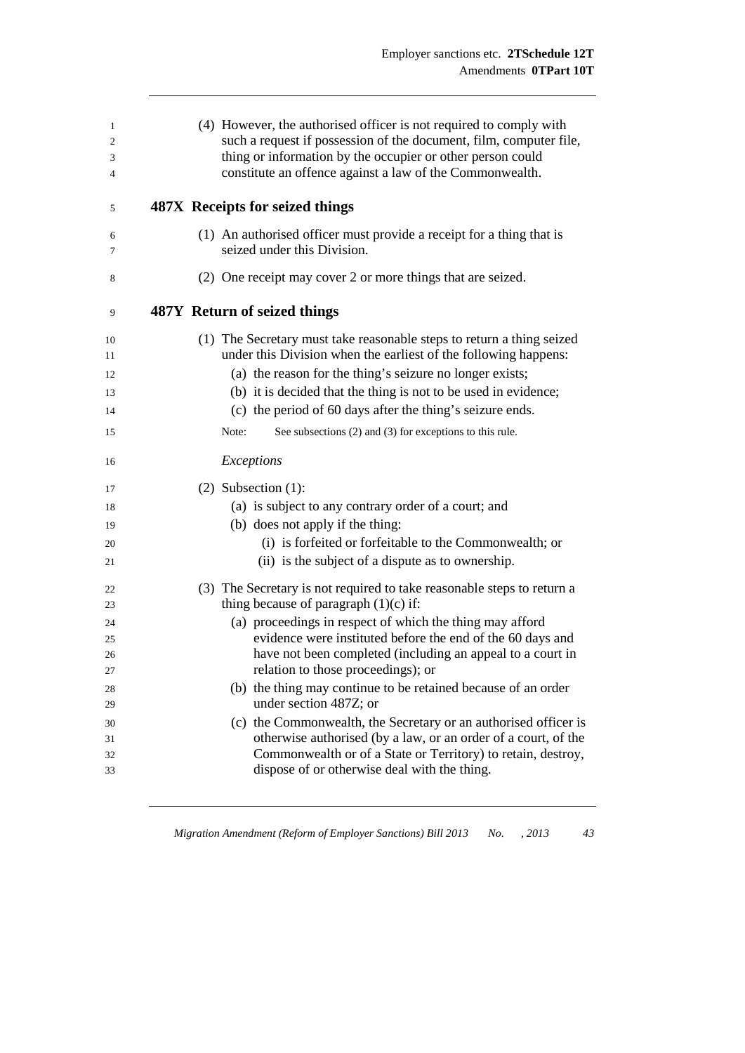(4) However, the authorised officer is not required to comply with such a request if possession of the document, film, computer file, thing or information by the occupier or other person could constitute an offence against a law of the Commonwealth.

### 487X Receipts for seized things

(1) An authorised officer must provide a receipt for a thing that is seized under this Division.

(2) One receipt may cover 2 or more things that are seized.

### 487Y Return of seized things

(1) The Secretary must take reasonable steps to return a thing seized under this Division when the earliest of the following happens:

- (a) the reason for the thing's seizure no longer exists;
- (b) it is decided that the thing is not to be used in evidence;
- (c) the period of 60 days after the thing's seizure ends.

Note: See subsections (2) and (3) for exceptions to this rule.

*Exceptions*

(2) Subsection (1):

- (a) is subject to any contrary order of a court; and
- (b) does not apply if the thing:
  - (i) is forfeited or forfeitable to the Commonwealth; or
  - (ii) is the subject of a dispute as to ownership.

(3) The Secretary is not required to take reasonable steps to return a thing because of paragraph (1)(c) if:

- (a) proceedings in respect of which the thing may afford evidence were instituted before the end of the 60 days and have not been completed (including an appeal to a court in relation to those proceedings); or
- (b) the thing may continue to be retained because of an order under section 487Z; or
- (c) the Commonwealth, the Secretary or an authorised officer is otherwise authorised (by a law, or an order of a court, of the Commonwealth or of a State or Territory) to retain, destroy, dispose of or otherwise deal with the thing.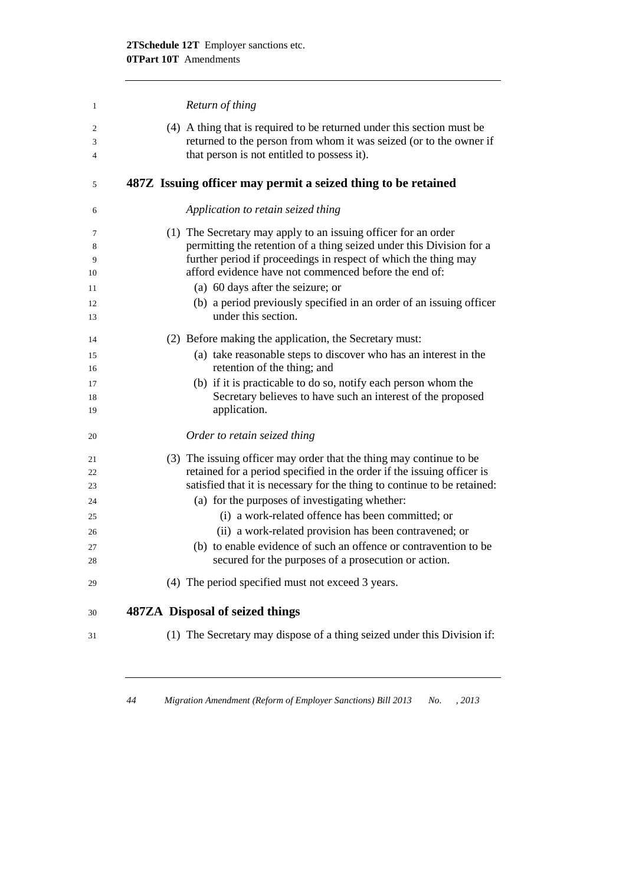*Return of thing*

(4) A thing that is required to be returned under this section must be returned to the person from whom it was seized (or to the owner if that person is not entitled to possess it).

## 487Z Issuing officer may permit a seized thing to be retained

*Application to retain seized thing*

(1) The Secretary may apply to an issuing officer for an order permitting the retention of a thing seized under this Division for a further period if proceedings in respect of which the thing may afford evidence have not commenced before the end of:

- (a) 60 days after the seizure; or
- (b) a period previously specified in an order of an issuing officer under this section.

(2) Before making the application, the Secretary must:

- (a) take reasonable steps to discover who has an interest in the retention of the thing; and
- (b) if it is practicable to do so, notify each person whom the Secretary believes to have such an interest of the proposed application.

*Order to retain seized thing*

(3) The issuing officer may order that the thing may continue to be retained for a period specified in the order if the issuing officer is satisfied that it is necessary for the thing to continue to be retained:

- (a) for the purposes of investigating whether:
  - (i) a work-related offence has been committed; or
  - (ii) a work-related provision has been contravened; or
- (b) to enable evidence of such an offence or contravention to be secured for the purposes of a prosecution or action.

(4) The period specified must not exceed 3 years.

## 487ZA Disposal of seized things

(1) The Secretary may dispose of a thing seized under this Division if: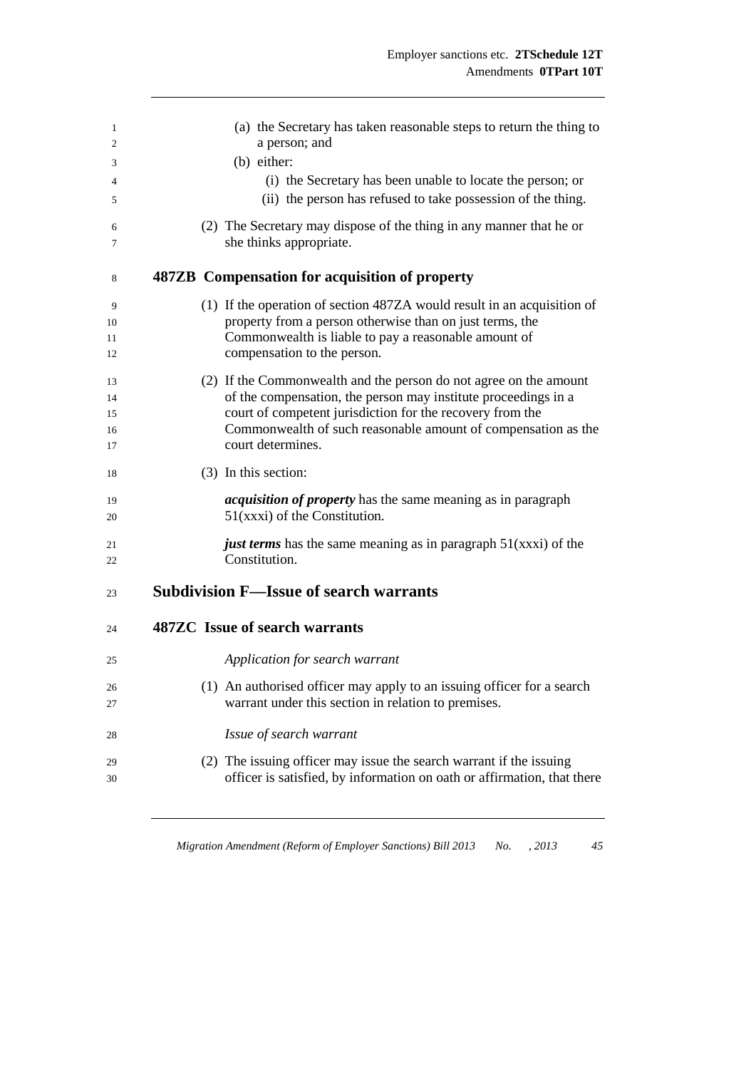(a) the Secretary has taken reasonable steps to return the thing to a person; and

(b) either:

(i) the Secretary has been unable to locate the person; or

(ii) the person has refused to take possession of the thing.

(2) The Secretary may dispose of the thing in any manner that he or she thinks appropriate.

### 487ZB Compensation for acquisition of property

(1) If the operation of section 487ZA would result in an acquisition of property from a person otherwise than on just terms, the Commonwealth is liable to pay a reasonable amount of compensation to the person.

(2) If the Commonwealth and the person do not agree on the amount of the compensation, the person may institute proceedings in a court of competent jurisdiction for the recovery from the Commonwealth of such reasonable amount of compensation as the court determines.

(3) In this section:

***acquisition of property*** has the same meaning as in paragraph 51(xxxi) of the Constitution.

***just terms*** has the same meaning as in paragraph 51(xxxi) of the Constitution.

## Subdivision F—Issue of search warrants

### 487ZC Issue of search warrants

*Application for search warrant*

(1) An authorised officer may apply to an issuing officer for a search warrant under this section in relation to premises.

*Issue of search warrant*

(2) The issuing officer may issue the search warrant if the issuing officer is satisfied, by information on oath or affirmation, that there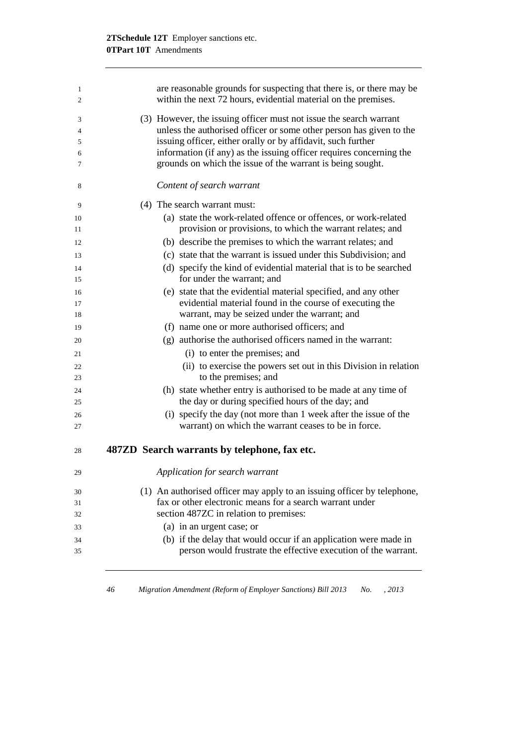are reasonable grounds for suspecting that there is, or there may be within the next 72 hours, evidential material on the premises.

(3) However, the issuing officer must not issue the search warrant unless the authorised officer or some other person has given to the issuing officer, either orally or by affidavit, such further information (if any) as the issuing officer requires concerning the grounds on which the issue of the warrant is being sought.

*Content of search warrant*

(4) The search warrant must:

(a) state the work-related offence or offences, or work-related provision or provisions, to which the warrant relates; and

(b) describe the premises to which the warrant relates; and

(c) state that the warrant is issued under this Subdivision; and

(d) specify the kind of evidential material that is to be searched for under the warrant; and

(e) state that the evidential material specified, and any other evidential material found in the course of executing the warrant, may be seized under the warrant; and

(f) name one or more authorised officers; and

(g) authorise the authorised officers named in the warrant:

(i) to enter the premises; and

(ii) to exercise the powers set out in this Division in relation to the premises; and

(h) state whether entry is authorised to be made at any time of the day or during specified hours of the day; and

(i) specify the day (not more than 1 week after the issue of the warrant) on which the warrant ceases to be in force.

### 487ZD Search warrants by telephone, fax etc.

*Application for search warrant*

(1) An authorised officer may apply to an issuing officer by telephone, fax or other electronic means for a search warrant under section 487ZC in relation to premises:

(a) in an urgent case; or

(b) if the delay that would occur if an application were made in person would frustrate the effective execution of the warrant.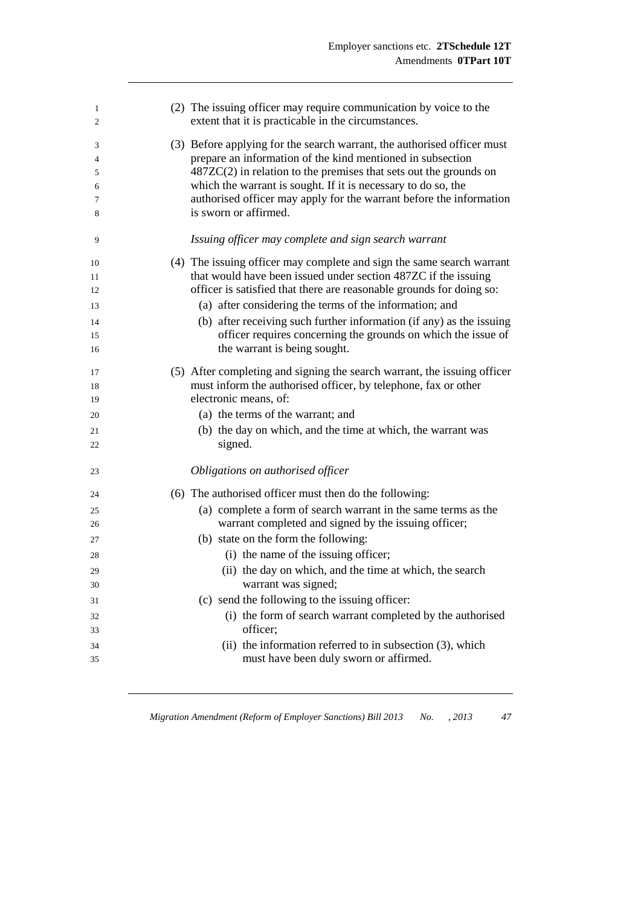(2) The issuing officer may require communication by voice to the extent that it is practicable in the circumstances.

(3) Before applying for the search warrant, the authorised officer must prepare an information of the kind mentioned in subsection 487ZC(2) in relation to the premises that sets out the grounds on which the warrant is sought. If it is necessary to do so, the authorised officer may apply for the warrant before the information is sworn or affirmed.

*Issuing officer may complete and sign search warrant*

(4) The issuing officer may complete and sign the same search warrant that would have been issued under section 487ZC if the issuing officer is satisfied that there are reasonable grounds for doing so:

- (a) after considering the terms of the information; and
- (b) after receiving such further information (if any) as the issuing officer requires concerning the grounds on which the issue of the warrant is being sought.

(5) After completing and signing the search warrant, the issuing officer must inform the authorised officer, by telephone, fax or other electronic means, of:

- (a) the terms of the warrant; and
- (b) the day on which, and the time at which, the warrant was signed.

*Obligations on authorised officer*

(6) The authorised officer must then do the following:

- (a) complete a form of search warrant in the same terms as the warrant completed and signed by the issuing officer;
- (b) state on the form the following:
  - (i) the name of the issuing officer;
  - (ii) the day on which, and the time at which, the search warrant was signed;
- (c) send the following to the issuing officer:
  - (i) the form of search warrant completed by the authorised officer;
  - (ii) the information referred to in subsection (3), which must have been duly sworn or affirmed.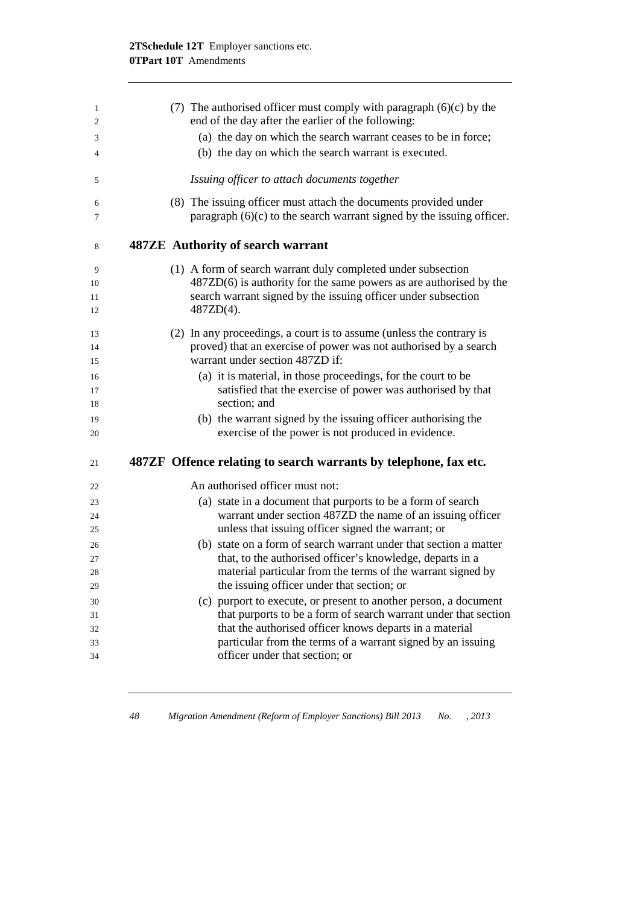(7) The authorised officer must comply with paragraph (6)(c) by the end of the day after the earlier of the following:

(a) the day on which the search warrant ceases to be in force;

(b) the day on which the search warrant is executed.

*Issuing officer to attach documents together*

(8) The issuing officer must attach the documents provided under paragraph (6)(c) to the search warrant signed by the issuing officer.

### 487ZE Authority of search warrant

(1) A form of search warrant duly completed under subsection 487ZD(6) is authority for the same powers as are authorised by the search warrant signed by the issuing officer under subsection 487ZD(4).

(2) In any proceedings, a court is to assume (unless the contrary is proved) that an exercise of power was not authorised by a search warrant under section 487ZD if:

(a) it is material, in those proceedings, for the court to be satisfied that the exercise of power was authorised by that section; and

(b) the warrant signed by the issuing officer authorising the exercise of the power is not produced in evidence.

### 487ZF Offence relating to search warrants by telephone, fax etc.

An authorised officer must not:

(a) state in a document that purports to be a form of search warrant under section 487ZD the name of an issuing officer unless that issuing officer signed the warrant; or

(b) state on a form of search warrant under that section a matter that, to the authorised officer's knowledge, departs in a material particular from the terms of the warrant signed by the issuing officer under that section; or

(c) purport to execute, or present to another person, a document that purports to be a form of search warrant under that section that the authorised officer knows departs in a material particular from the terms of a warrant signed by an issuing officer under that section; or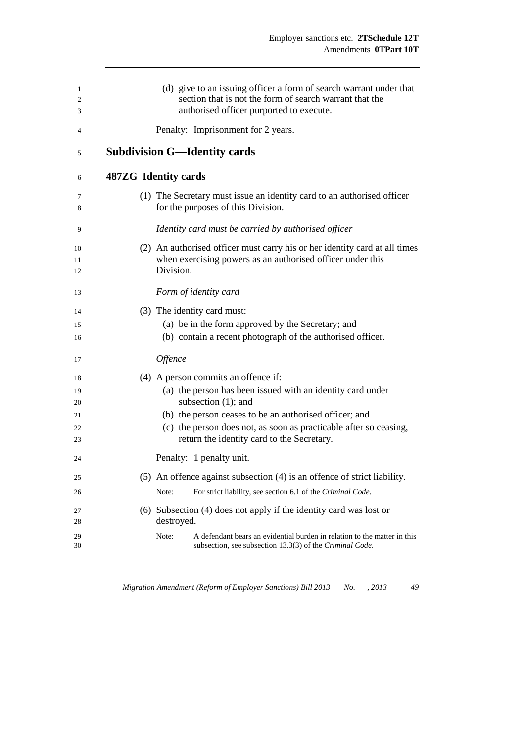(d) give to an issuing officer a form of search warrant under that section that is not the form of search warrant that the authorised officer purported to execute.

Penalty: Imprisonment for 2 years.

## Subdivision G—Identity cards

### 487ZG Identity cards

(1) The Secretary must issue an identity card to an authorised officer for the purposes of this Division.

*Identity card must be carried by authorised officer*

(2) An authorised officer must carry his or her identity card at all times when exercising powers as an authorised officer under this Division.

*Form of identity card*

(3) The identity card must:

(a) be in the form approved by the Secretary; and

(b) contain a recent photograph of the authorised officer.

*Offence*

(4) A person commits an offence if:

(a) the person has been issued with an identity card under subsection (1); and

(b) the person ceases to be an authorised officer; and

(c) the person does not, as soon as practicable after so ceasing, return the identity card to the Secretary.

Penalty: 1 penalty unit.

(5) An offence against subsection (4) is an offence of strict liability.

Note: For strict liability, see section 6.1 of the *Criminal Code*.

(6) Subsection (4) does not apply if the identity card was lost or destroyed.

Note: A defendant bears an evidential burden in relation to the matter in this subsection, see subsection 13.3(3) of the *Criminal Code*.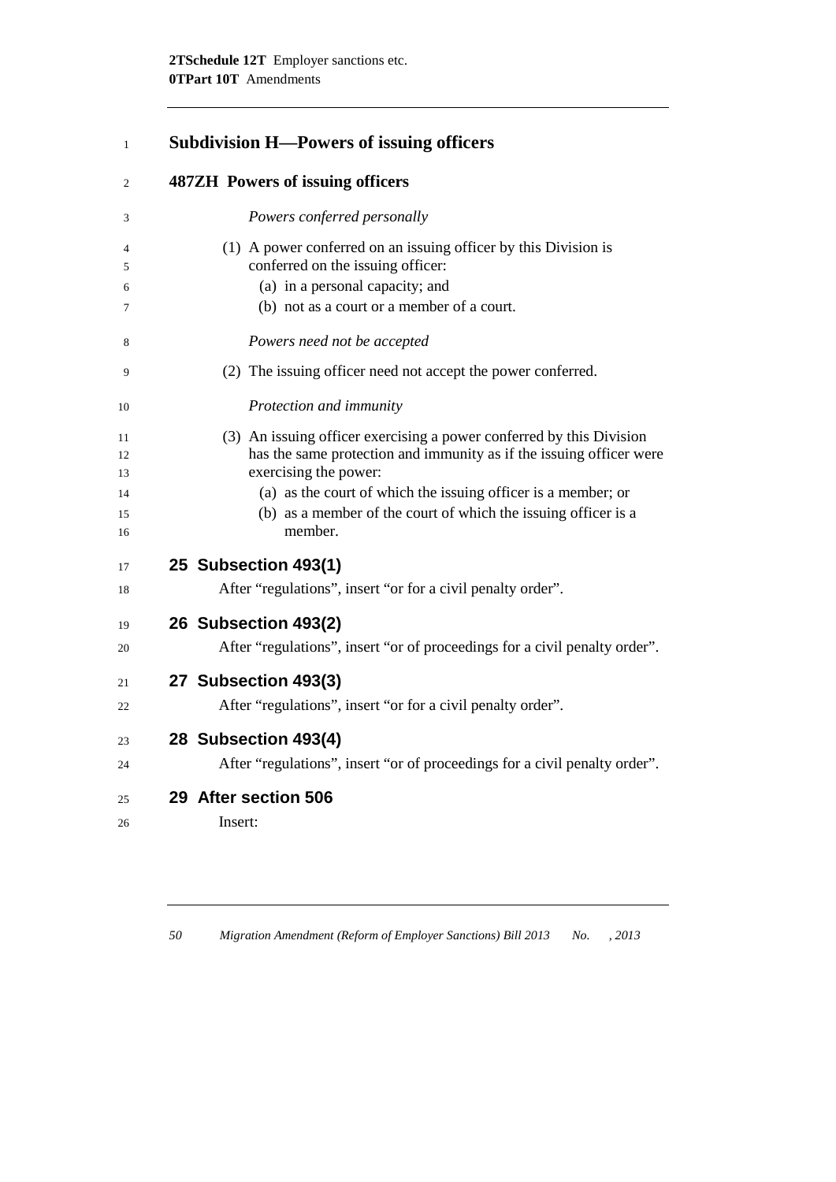## Subdivision H—Powers of issuing officers

### 487ZH Powers of issuing officers

*Powers conferred personally*

(1) A power conferred on an issuing officer by this Division is conferred on the issuing officer:

(a) in a personal capacity; and

(b) not as a court or a member of a court.

*Powers need not be accepted*

(2) The issuing officer need not accept the power conferred.

*Protection and immunity*

(3) An issuing officer exercising a power conferred by this Division has the same protection and immunity as if the issuing officer were exercising the power:

(a) as the court of which the issuing officer is a member; or

(b) as a member of the court of which the issuing officer is a member.

### 25 Subsection 493(1)

After "regulations", insert "or for a civil penalty order".

### 26 Subsection 493(2)

After "regulations", insert "or of proceedings for a civil penalty order".

### 27 Subsection 493(3)

After "regulations", insert "or for a civil penalty order".

### 28 Subsection 493(4)

After "regulations", insert "or of proceedings for a civil penalty order".

### 29 After section 506

Insert: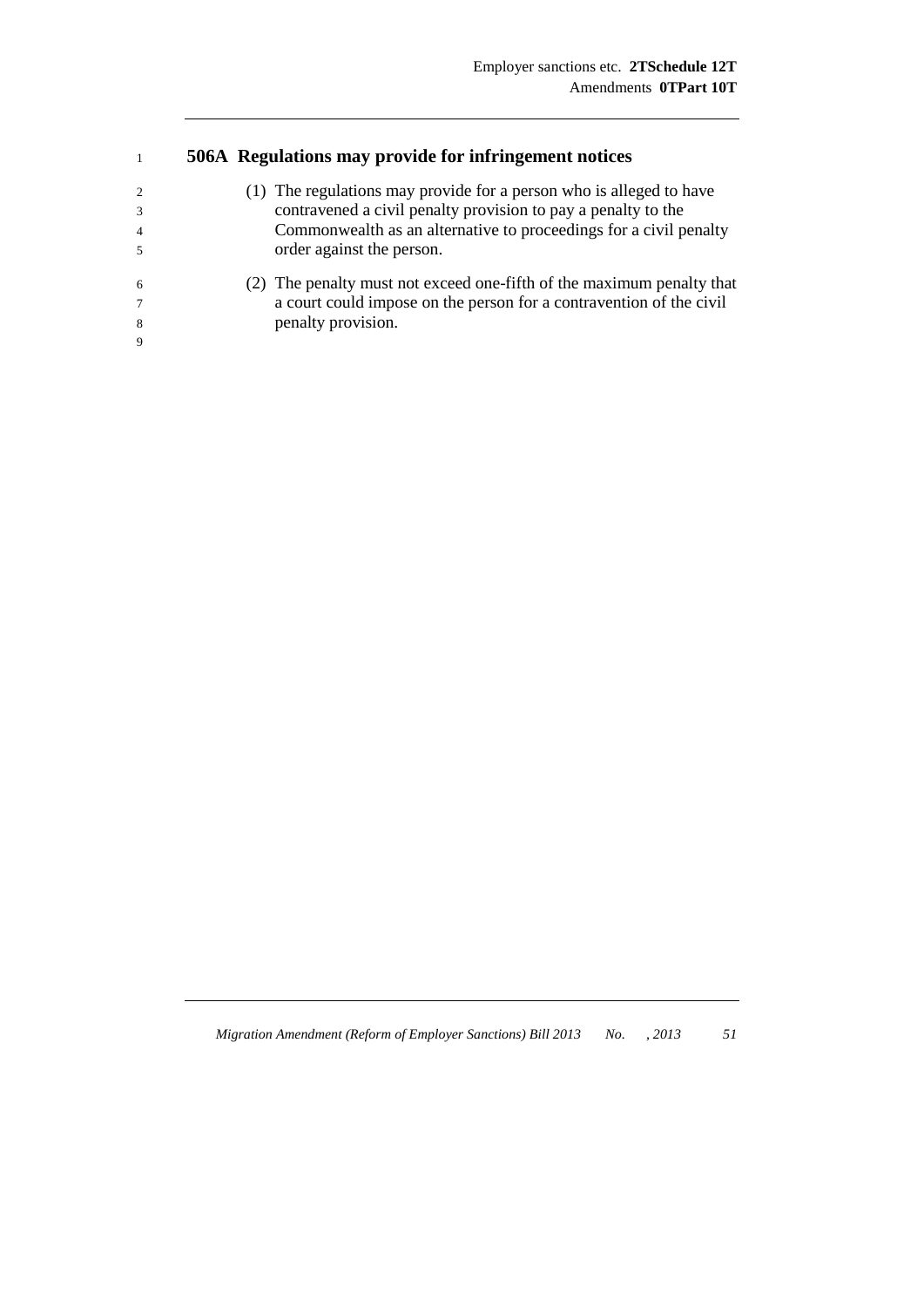### 506A Regulations may provide for infringement notices

(1) The regulations may provide for a person who is alleged to have contravened a civil penalty provision to pay a penalty to the Commonwealth as an alternative to proceedings for a civil penalty order against the person.

(2) The penalty must not exceed one-fifth of the maximum penalty that a court could impose on the person for a contravention of the civil penalty provision.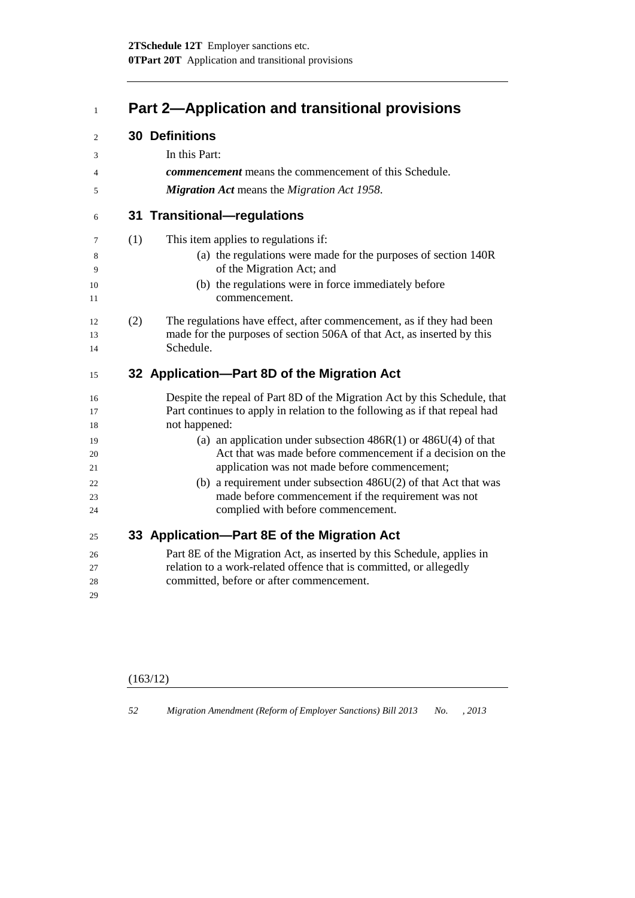## Part 2—Application and transitional provisions

### 30 Definitions

In this Part:

***commencement*** means the commencement of this Schedule.

***Migration Act*** means the *Migration Act 1958*.

### 31 Transitional—regulations

(1) This item applies to regulations if:

- (a) the regulations were made for the purposes of section 140R of the Migration Act; and
- (b) the regulations were in force immediately before commencement.

(2) The regulations have effect, after commencement, as if they had been made for the purposes of section 506A of that Act, as inserted by this Schedule.

### 32 Application—Part 8D of the Migration Act

Despite the repeal of Part 8D of the Migration Act by this Schedule, that Part continues to apply in relation to the following as if that repeal had not happened:

- (a) an application under subsection 486R(1) or 486U(4) of that Act that was made before commencement if a decision on the application was not made before commencement;
- (b) a requirement under subsection 486U(2) of that Act that was made before commencement if the requirement was not complied with before commencement.

### 33 Application—Part 8E of the Migration Act

Part 8E of the Migration Act, as inserted by this Schedule, applies in relation to a work-related offence that is committed, or allegedly committed, before or after commencement.

(163/12)